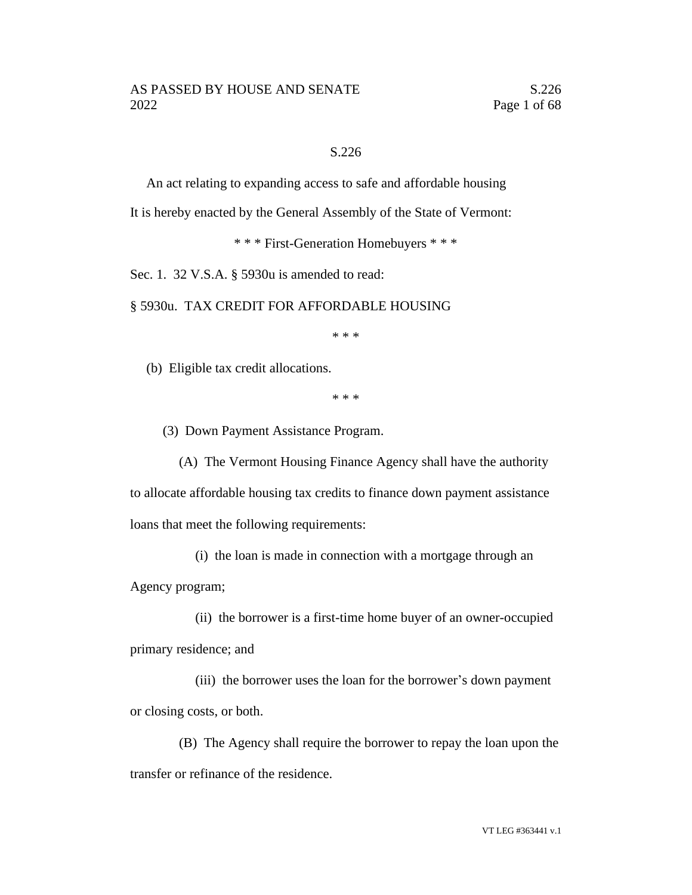S.226

An act relating to expanding access to safe and affordable housing

It is hereby enacted by the General Assembly of the State of Vermont:

\* \* \* First-Generation Homebuyers \* \* \*

Sec. 1. 32 V.S.A. § 5930u is amended to read:

§ 5930u. TAX CREDIT FOR AFFORDABLE HOUSING

\* \* \*

(b) Eligible tax credit allocations.

\* \* \*

(3) Down Payment Assistance Program.

(A) The Vermont Housing Finance Agency shall have the authority to allocate affordable housing tax credits to finance down payment assistance loans that meet the following requirements:

(i) the loan is made in connection with a mortgage through an Agency program;

(ii) the borrower is a first-time home buyer of an owner-occupied primary residence; and

(iii) the borrower uses the loan for the borrower's down payment or closing costs, or both.

(B) The Agency shall require the borrower to repay the loan upon the transfer or refinance of the residence.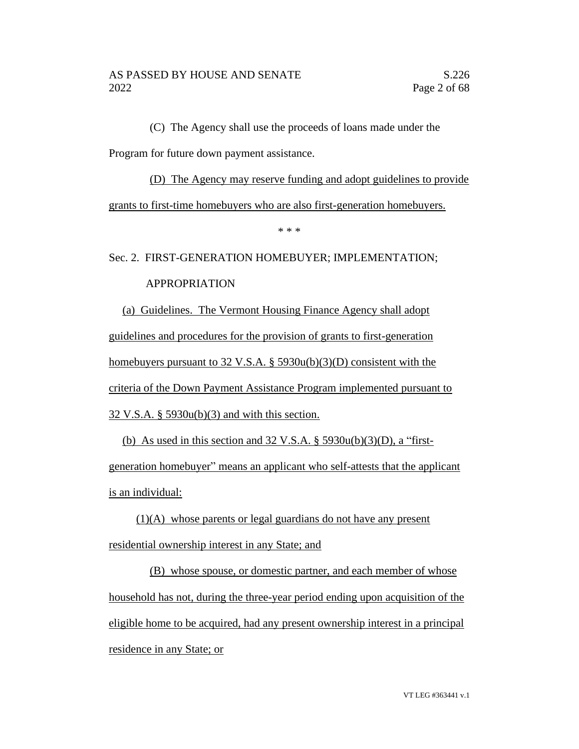(C) The Agency shall use the proceeds of loans made under the Program for future down payment assistance.

(D) The Agency may reserve funding and adopt guidelines to provide grants to first-time homebuyers who are also first-generation homebuyers.

\* \* \*

Sec. 2. FIRST-GENERATION HOMEBUYER; IMPLEMENTATION; APPROPRIATION

(a) Guidelines. The Vermont Housing Finance Agency shall adopt guidelines and procedures for the provision of grants to first-generation homebuyers pursuant to 32 V.S.A. § 5930u(b)(3)(D) consistent with the criteria of the Down Payment Assistance Program implemented pursuant to 32 V.S.A. § 5930u(b)(3) and with this section.

(b) As used in this section and 32 V.S.A. § 5930u(b)(3)(D), a "first-generation homebuyer" means an applicant who self-attests that the applicant is an individual:

(1)(A) whose parents or legal guardians do not have any present residential ownership interest in any State; and

(B) whose spouse, or domestic partner, and each member of whose household has not, during the three-year period ending upon acquisition of the eligible home to be acquired, had any present ownership interest in a principal residence in any State; or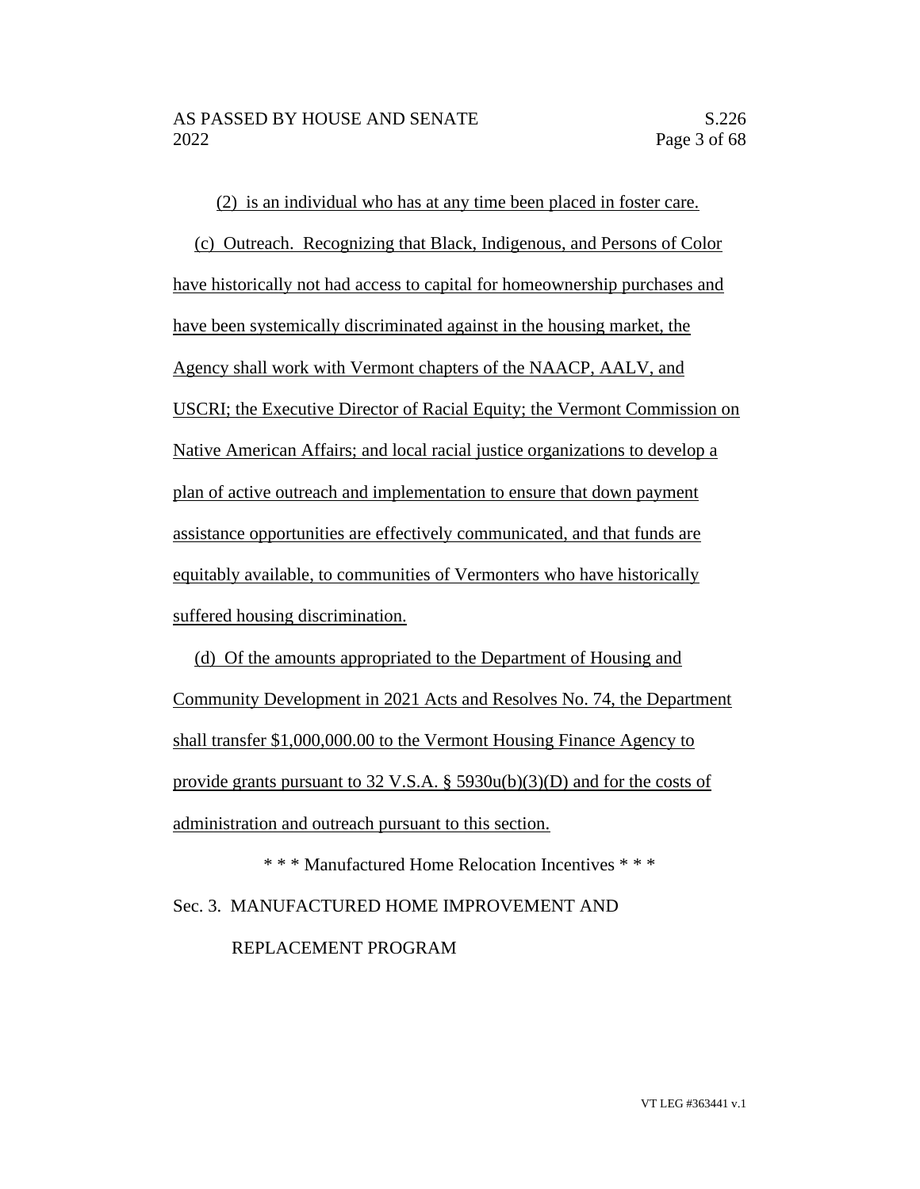(2) is an individual who has at any time been placed in foster care.

(c) Outreach. Recognizing that Black, Indigenous, and Persons of Color have historically not had access to capital for homeownership purchases and have been systemically discriminated against in the housing market, the Agency shall work with Vermont chapters of the NAACP, AALV, and USCRI; the Executive Director of Racial Equity; the Vermont Commission on Native American Affairs; and local racial justice organizations to develop a plan of active outreach and implementation to ensure that down payment assistance opportunities are effectively communicated, and that funds are equitably available, to communities of Vermonters who have historically suffered housing discrimination.

(d) Of the amounts appropriated to the Department of Housing and Community Development in 2021 Acts and Resolves No. 74, the Department shall transfer $1,000,000.00 to the Vermont Housing Finance Agency to provide grants pursuant to 32 V.S.A. § 5930u(b)(3)(D) and for the costs of administration and outreach pursuant to this section.

\* \* \* Manufactured Home Relocation Incentives \* \* \*

Sec. 3. MANUFACTURED HOME IMPROVEMENT AND REPLACEMENT PROGRAM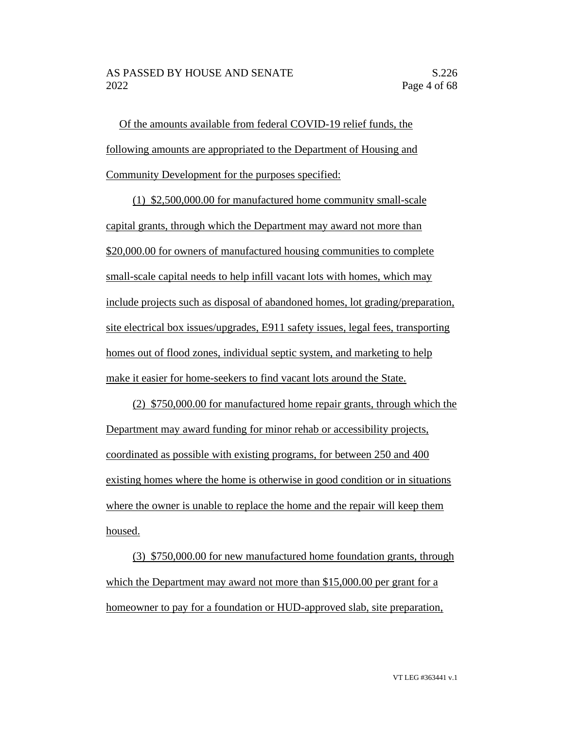Of the amounts available from federal COVID-19 relief funds, the following amounts are appropriated to the Department of Housing and Community Development for the purposes specified:

(1) $2,500,000.00 for manufactured home community small-scale capital grants, through which the Department may award not more than $20,000.00 for owners of manufactured housing communities to complete small-scale capital needs to help infill vacant lots with homes, which may include projects such as disposal of abandoned homes, lot grading/preparation, site electrical box issues/upgrades, E911 safety issues, legal fees, transporting homes out of flood zones, individual septic system, and marketing to help make it easier for home-seekers to find vacant lots around the State.

(2) $750,000.00 for manufactured home repair grants, through which the Department may award funding for minor rehab or accessibility projects, coordinated as possible with existing programs, for between 250 and 400 existing homes where the home is otherwise in good condition or in situations where the owner is unable to replace the home and the repair will keep them housed.

(3) $750,000.00 for new manufactured home foundation grants, through which the Department may award not more than $15,000.00 per grant for a homeowner to pay for a foundation or HUD-approved slab, site preparation,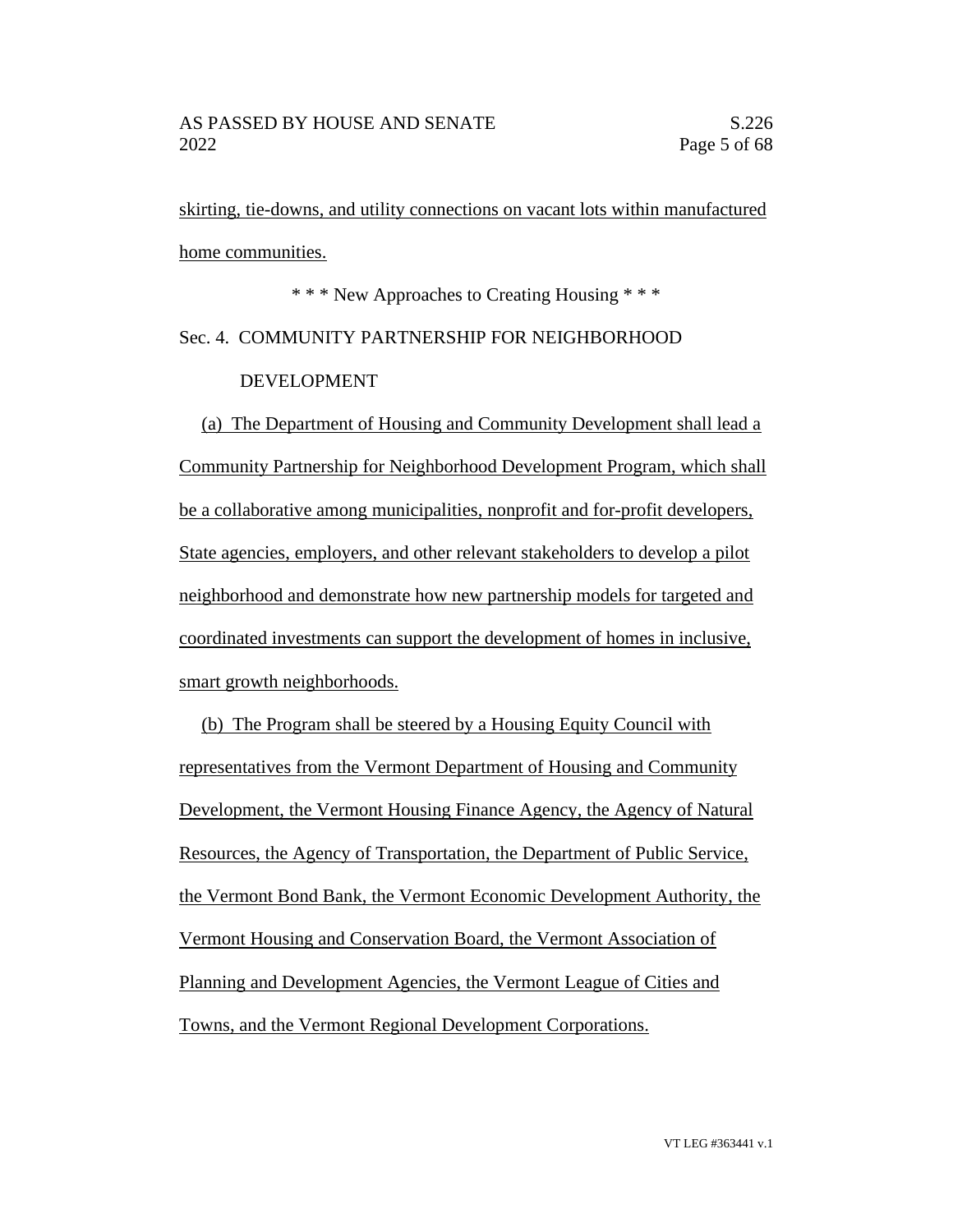skirting, tie-downs, and utility connections on vacant lots within manufactured home communities.

* * * New Approaches to Creating Housing * * *

Sec. 4. COMMUNITY PARTNERSHIP FOR NEIGHBORHOOD DEVELOPMENT

(a) The Department of Housing and Community Development shall lead a Community Partnership for Neighborhood Development Program, which shall be a collaborative among municipalities, nonprofit and for-profit developers, State agencies, employers, and other relevant stakeholders to develop a pilot neighborhood and demonstrate how new partnership models for targeted and coordinated investments can support the development of homes in inclusive, smart growth neighborhoods.

(b) The Program shall be steered by a Housing Equity Council with representatives from the Vermont Department of Housing and Community Development, the Vermont Housing Finance Agency, the Agency of Natural Resources, the Agency of Transportation, the Department of Public Service, the Vermont Bond Bank, the Vermont Economic Development Authority, the Vermont Housing and Conservation Board, the Vermont Association of Planning and Development Agencies, the Vermont League of Cities and Towns, and the Vermont Regional Development Corporations.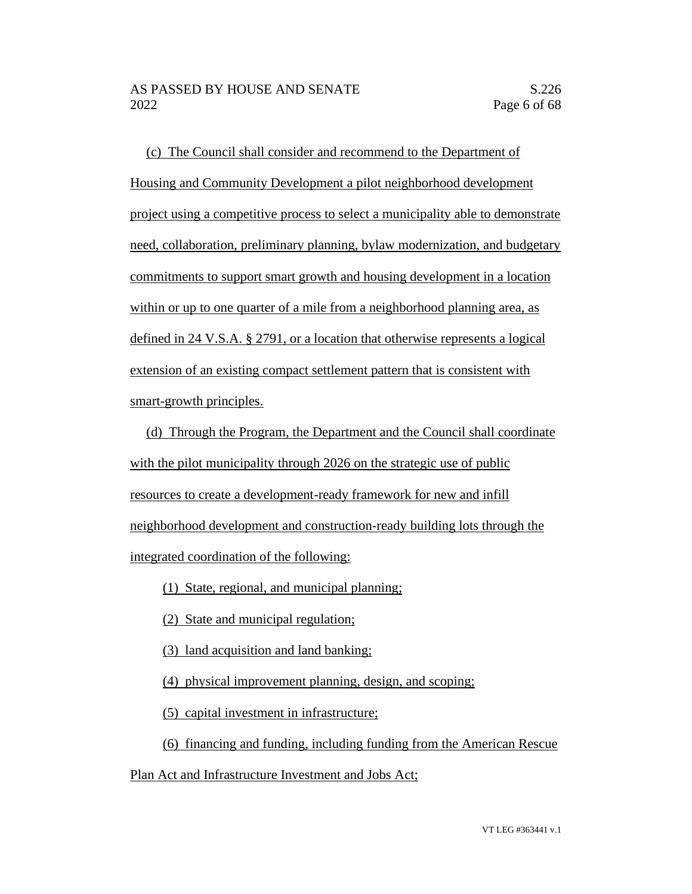(c) The Council shall consider and recommend to the Department of Housing and Community Development a pilot neighborhood development project using a competitive process to select a municipality able to demonstrate need, collaboration, preliminary planning, bylaw modernization, and budgetary commitments to support smart growth and housing development in a location within or up to one quarter of a mile from a neighborhood planning area, as defined in 24 V.S.A. § 2791, or a location that otherwise represents a logical extension of an existing compact settlement pattern that is consistent with smart-growth principles.

(d) Through the Program, the Department and the Council shall coordinate with the pilot municipality through 2026 on the strategic use of public resources to create a development-ready framework for new and infill neighborhood development and construction-ready building lots through the integrated coordination of the following:

(1) State, regional, and municipal planning;

(2) State and municipal regulation;

(3) land acquisition and land banking;

(4) physical improvement planning, design, and scoping;

(5) capital investment in infrastructure;

(6) financing and funding, including funding from the American Rescue Plan Act and Infrastructure Investment and Jobs Act;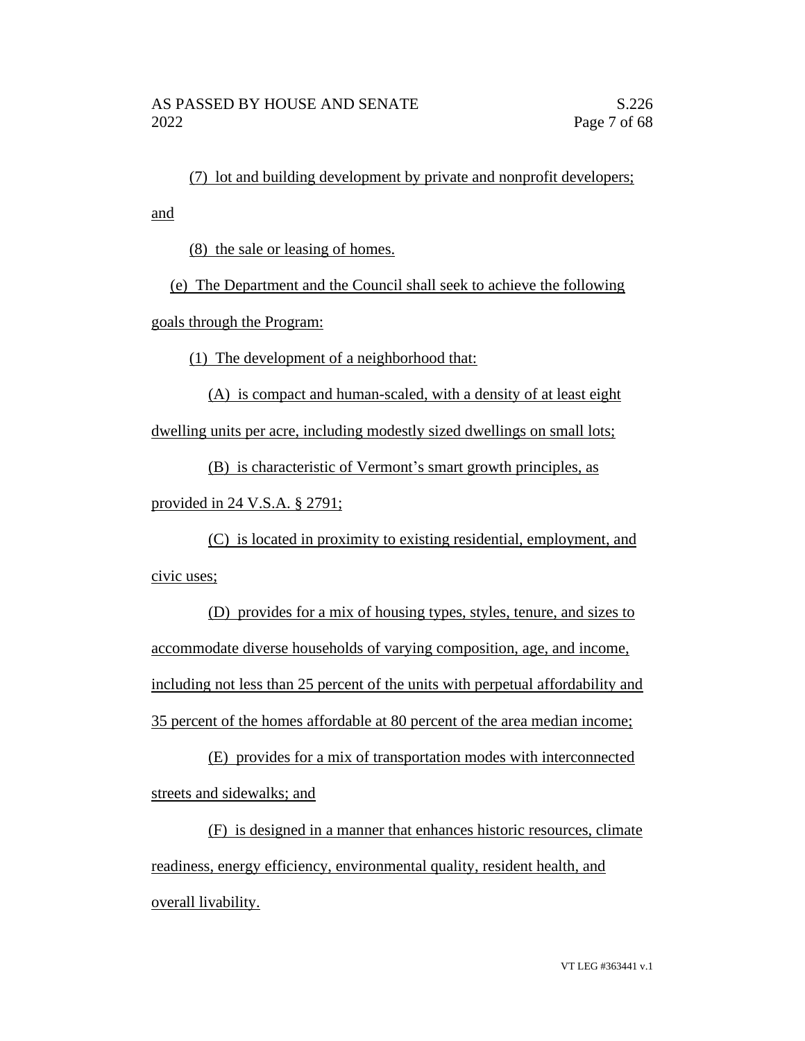(7) lot and building development by private and nonprofit developers; and

(8) the sale or leasing of homes.

(e) The Department and the Council shall seek to achieve the following goals through the Program:

(1) The development of a neighborhood that:

(A) is compact and human-scaled, with a density of at least eight dwelling units per acre, including modestly sized dwellings on small lots;

(B) is characteristic of Vermont's smart growth principles, as provided in 24 V.S.A. § 2791;

(C) is located in proximity to existing residential, employment, and civic uses;

(D) provides for a mix of housing types, styles, tenure, and sizes to accommodate diverse households of varying composition, age, and income, including not less than 25 percent of the units with perpetual affordability and 35 percent of the homes affordable at 80 percent of the area median income;

(E) provides for a mix of transportation modes with interconnected streets and sidewalks; and

(F) is designed in a manner that enhances historic resources, climate readiness, energy efficiency, environmental quality, resident health, and overall livability.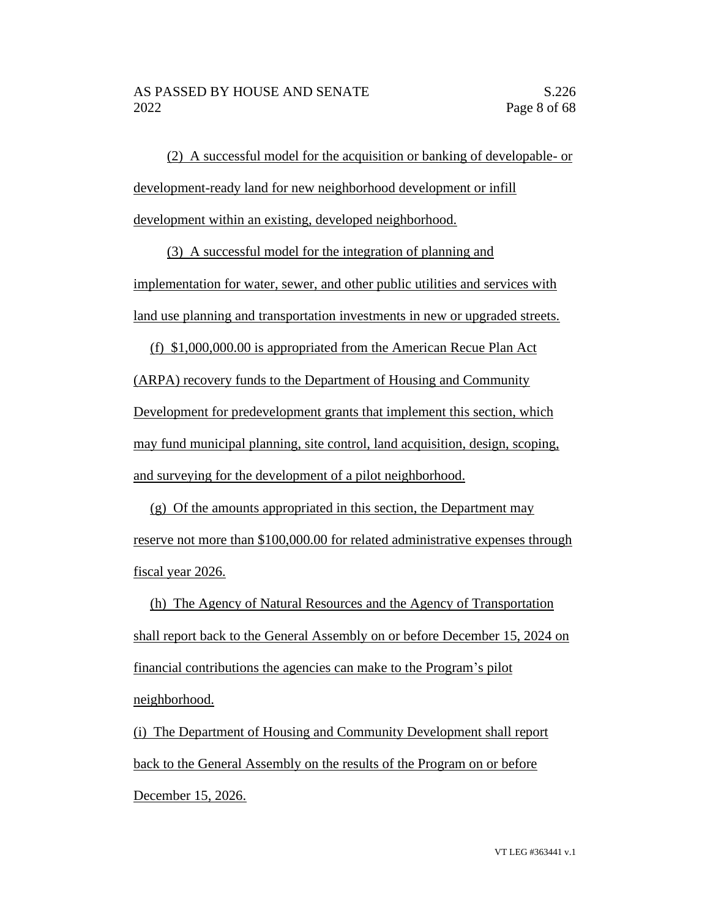(2) A successful model for the acquisition or banking of developable- or development-ready land for new neighborhood development or infill development within an existing, developed neighborhood.

(3) A successful model for the integration of planning and implementation for water, sewer, and other public utilities and services with land use planning and transportation investments in new or upgraded streets.

(f) $1,000,000.00 is appropriated from the American Recue Plan Act (ARPA) recovery funds to the Department of Housing and Community Development for predevelopment grants that implement this section, which may fund municipal planning, site control, land acquisition, design, scoping, and surveying for the development of a pilot neighborhood.

(g) Of the amounts appropriated in this section, the Department may reserve not more than $100,000.00 for related administrative expenses through fiscal year 2026.

(h) The Agency of Natural Resources and the Agency of Transportation shall report back to the General Assembly on or before December 15, 2024 on financial contributions the agencies can make to the Program's pilot neighborhood.

(i) The Department of Housing and Community Development shall report back to the General Assembly on the results of the Program on or before December 15, 2026.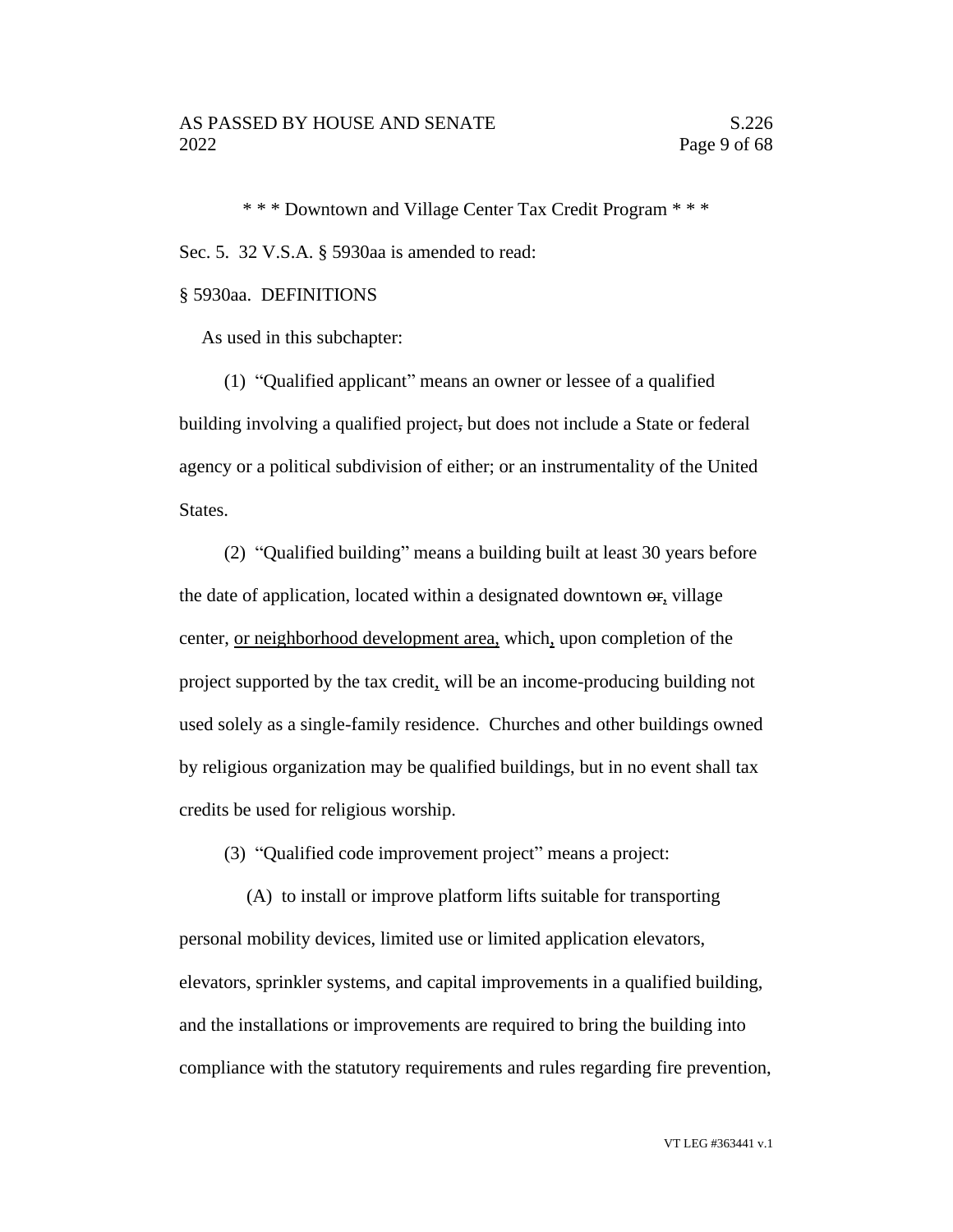\* \* \* Downtown and Village Center Tax Credit Program \* \* \*

Sec. 5. 32 V.S.A. § 5930aa is amended to read:

§ 5930aa. DEFINITIONS

As used in this subchapter:

(1) "Qualified applicant" means an owner or lessee of a qualified building involving a qualified project, but does not include a State or federal agency or a political subdivision of either; or an instrumentality of the United States.

(2) "Qualified building" means a building built at least 30 years before the date of application, located within a designated downtown ~~or~~, village center, <u>or neighborhood development area,</u> which, upon completion of the project supported by the tax credit, will be an income-producing building not used solely as a single-family residence. Churches and other buildings owned by religious organization may be qualified buildings, but in no event shall tax credits be used for religious worship.

(3) "Qualified code improvement project" means a project:

(A) to install or improve platform lifts suitable for transporting personal mobility devices, limited use or limited application elevators, elevators, sprinkler systems, and capital improvements in a qualified building, and the installations or improvements are required to bring the building into compliance with the statutory requirements and rules regarding fire prevention,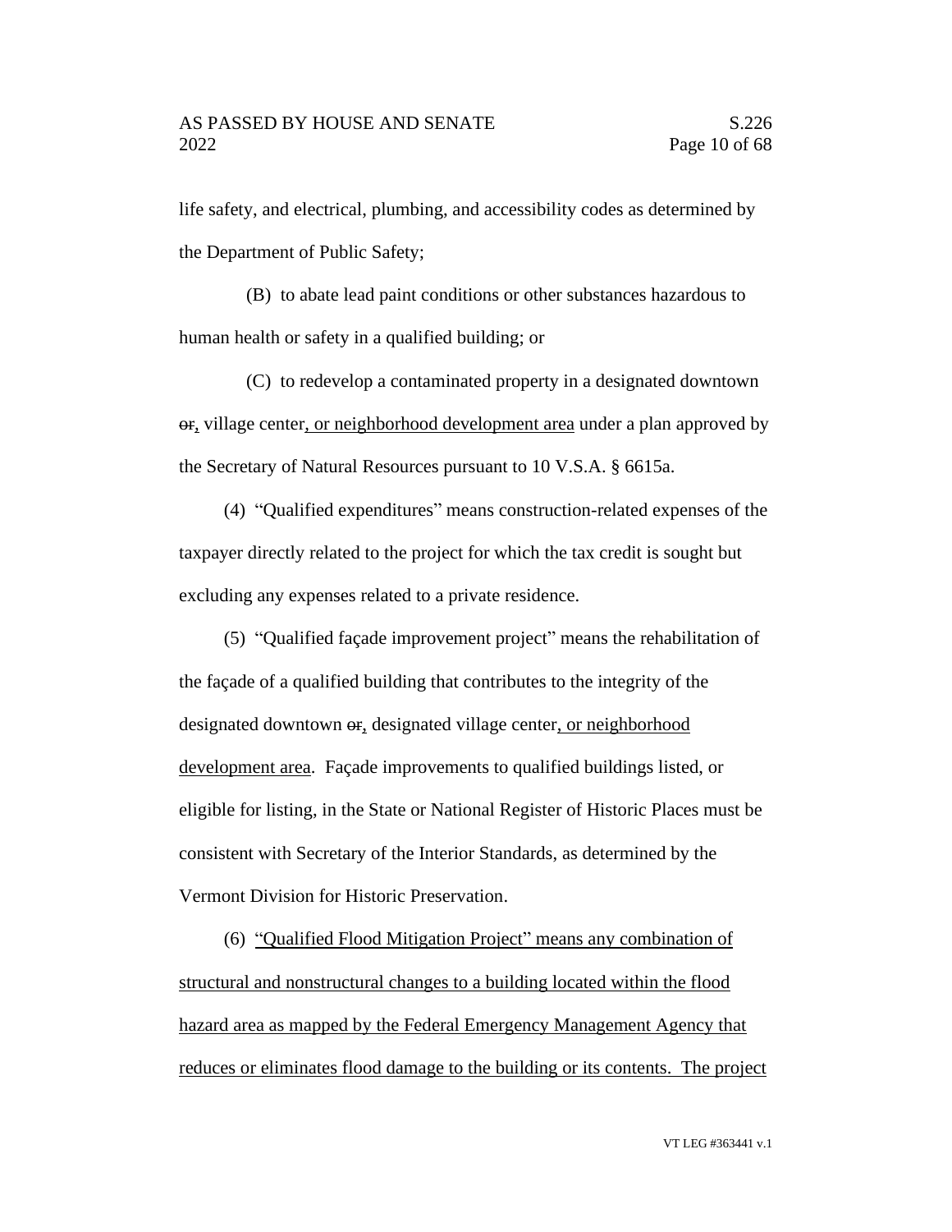life safety, and electrical, plumbing, and accessibility codes as determined by the Department of Public Safety;

(B) to abate lead paint conditions or other substances hazardous to human health or safety in a qualified building; or

(C) to redevelop a contaminated property in a designated downtown ~~or~~, village center, or neighborhood development area under a plan approved by the Secretary of Natural Resources pursuant to 10 V.S.A. § 6615a.

(4) "Qualified expenditures" means construction-related expenses of the taxpayer directly related to the project for which the tax credit is sought but excluding any expenses related to a private residence.

(5) "Qualified façade improvement project" means the rehabilitation of the façade of a qualified building that contributes to the integrity of the designated downtown ~~or~~, designated village center, or neighborhood development area. Façade improvements to qualified buildings listed, or eligible for listing, in the State or National Register of Historic Places must be consistent with Secretary of the Interior Standards, as determined by the Vermont Division for Historic Preservation.

(6) "Qualified Flood Mitigation Project" means any combination of structural and nonstructural changes to a building located within the flood hazard area as mapped by the Federal Emergency Management Agency that reduces or eliminates flood damage to the building or its contents. The project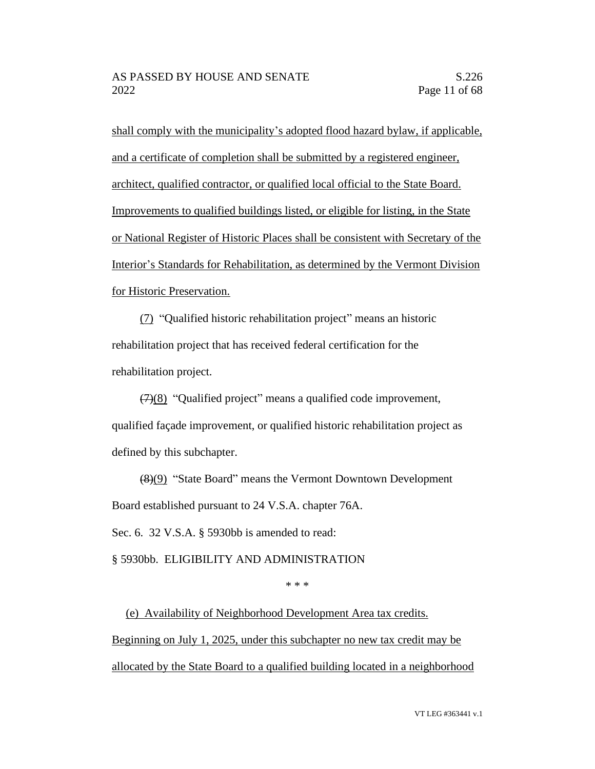shall comply with the municipality's adopted flood hazard bylaw, if applicable, and a certificate of completion shall be submitted by a registered engineer, architect, qualified contractor, or qualified local official to the State Board. Improvements to qualified buildings listed, or eligible for listing, in the State or National Register of Historic Places shall be consistent with Secretary of the Interior's Standards for Rehabilitation, as determined by the Vermont Division for Historic Preservation.

(7) "Qualified historic rehabilitation project" means an historic rehabilitation project that has received federal certification for the rehabilitation project.

~~(7)~~(8) "Qualified project" means a qualified code improvement, qualified façade improvement, or qualified historic rehabilitation project as defined by this subchapter.

~~(8)~~(9) "State Board" means the Vermont Downtown Development Board established pursuant to 24 V.S.A. chapter 76A.

Sec. 6. 32 V.S.A. § 5930bb is amended to read:

§ 5930bb. ELIGIBILITY AND ADMINISTRATION

\* \* \*

(e) Availability of Neighborhood Development Area tax credits. Beginning on July 1, 2025, under this subchapter no new tax credit may be allocated by the State Board to a qualified building located in a neighborhood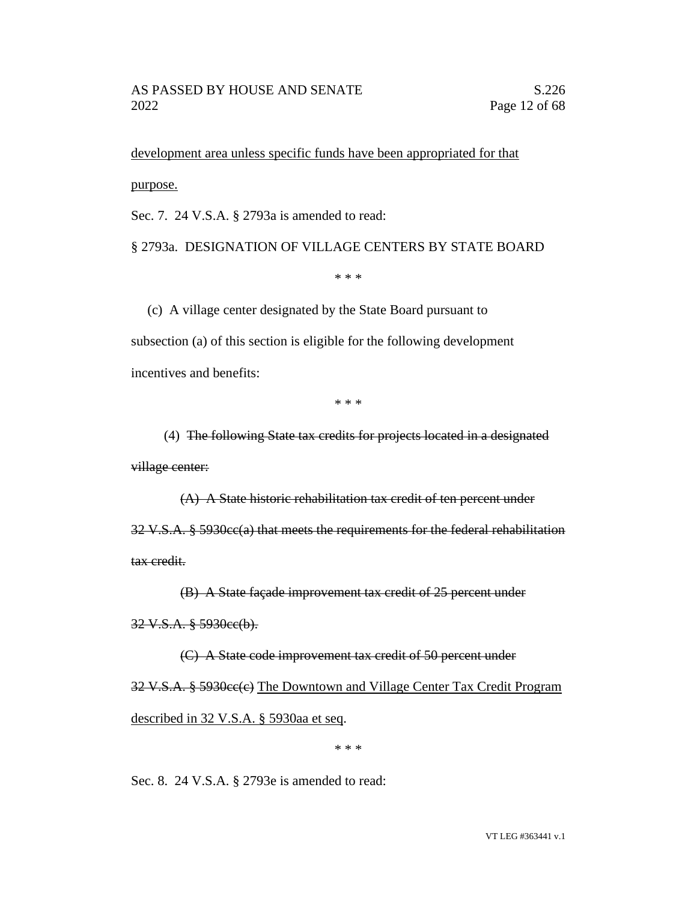development area unless specific funds have been appropriated for that purpose.

Sec. 7. 24 V.S.A. § 2793a is amended to read:

§ 2793a. DESIGNATION OF VILLAGE CENTERS BY STATE BOARD

\* \* \*

(c) A village center designated by the State Board pursuant to subsection (a) of this section is eligible for the following development incentives and benefits:

\* \* \*

(4) ~~The following State tax credits for projects located in a designated village center:~~

~~(A) A State historic rehabilitation tax credit of ten percent under 32 V.S.A. § 5930cc(a) that meets the requirements for the federal rehabilitation tax credit.~~

~~(B) A State façade improvement tax credit of 25 percent under 32 V.S.A. § 5930cc(b).~~

~~(C) A State code improvement tax credit of 50 percent under 32 V.S.A. § 5930cc(c)~~ <u>The Downtown and Village Center Tax Credit Program described in 32 V.S.A. § 5930aa et seq</u>.

\* \* \*

Sec. 8. 24 V.S.A. § 2793e is amended to read: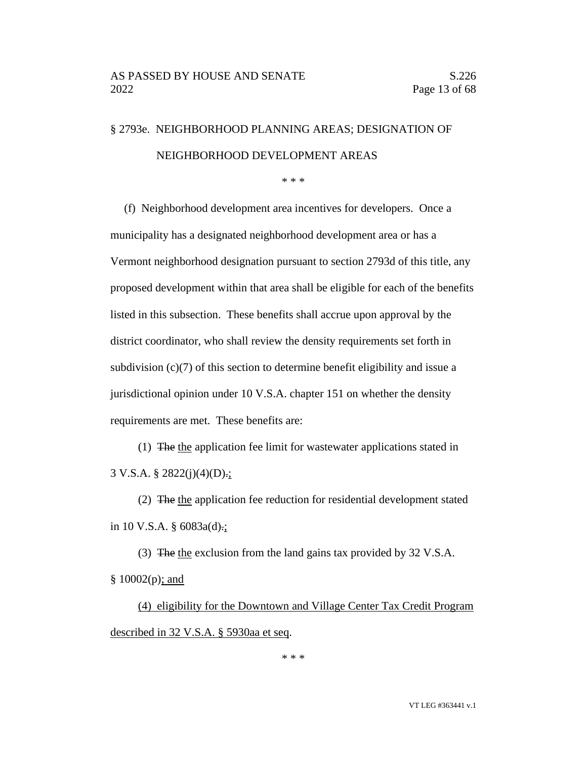§ 2793e. NEIGHBORHOOD PLANNING AREAS; DESIGNATION OF NEIGHBORHOOD DEVELOPMENT AREAS

\* \* \*

(f) Neighborhood development area incentives for developers. Once a municipality has a designated neighborhood development area or has a Vermont neighborhood designation pursuant to section 2793d of this title, any proposed development within that area shall be eligible for each of the benefits listed in this subsection. These benefits shall accrue upon approval by the district coordinator, who shall review the density requirements set forth in subdivision (c)(7) of this section to determine benefit eligibility and issue a jurisdictional opinion under 10 V.S.A. chapter 151 on whether the density requirements are met. These benefits are:

(1) ~~The~~ <u>the</u> application fee limit for wastewater applications stated in 3 V.S.A. § 2822(j)(4)(D)~~.~~<u>;</u>

(2) ~~The~~ <u>the</u> application fee reduction for residential development stated in 10 V.S.A. § 6083a(d)~~.~~<u>;</u>

(3) ~~The~~ <u>the</u> exclusion from the land gains tax provided by 32 V.S.A. § 10002(p)<u>; and</u>

<u>(4) eligibility for the Downtown and Village Center Tax Credit Program described in 32 V.S.A. § 5930aa et seq</u>.

\* \* \*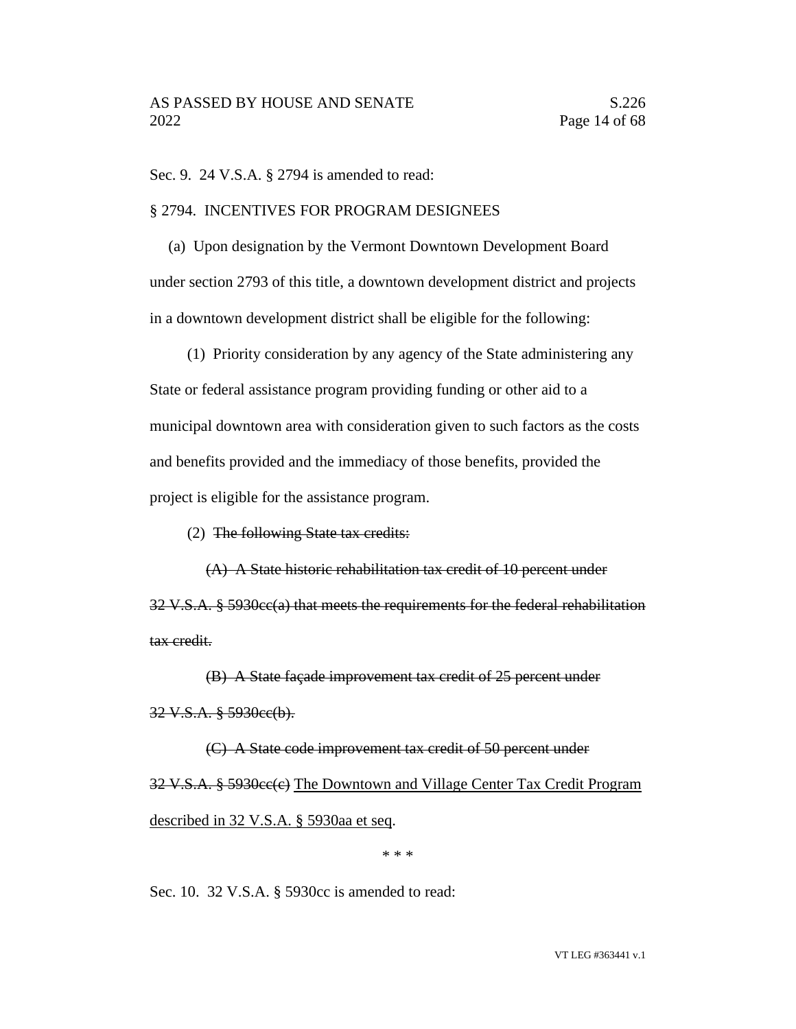Sec. 9. 24 V.S.A. § 2794 is amended to read:

§ 2794. INCENTIVES FOR PROGRAM DESIGNEES

(a) Upon designation by the Vermont Downtown Development Board under section 2793 of this title, a downtown development district and projects in a downtown development district shall be eligible for the following:

(1) Priority consideration by any agency of the State administering any State or federal assistance program providing funding or other aid to a municipal downtown area with consideration given to such factors as the costs and benefits provided and the immediacy of those benefits, provided the project is eligible for the assistance program.

(2) ~~The following State tax credits:~~

~~(A) A State historic rehabilitation tax credit of 10 percent under 32 V.S.A. § 5930cc(a) that meets the requirements for the federal rehabilitation tax credit.~~

~~(B) A State façade improvement tax credit of 25 percent under 32 V.S.A. § 5930cc(b).~~

~~(C) A State code improvement tax credit of 50 percent under 32 V.S.A. § 5930cc(c)~~ <u>The Downtown and Village Center Tax Credit Program described in 32 V.S.A. § 5930aa et seq</u>.

\* \* \*

Sec. 10. 32 V.S.A. § 5930cc is amended to read: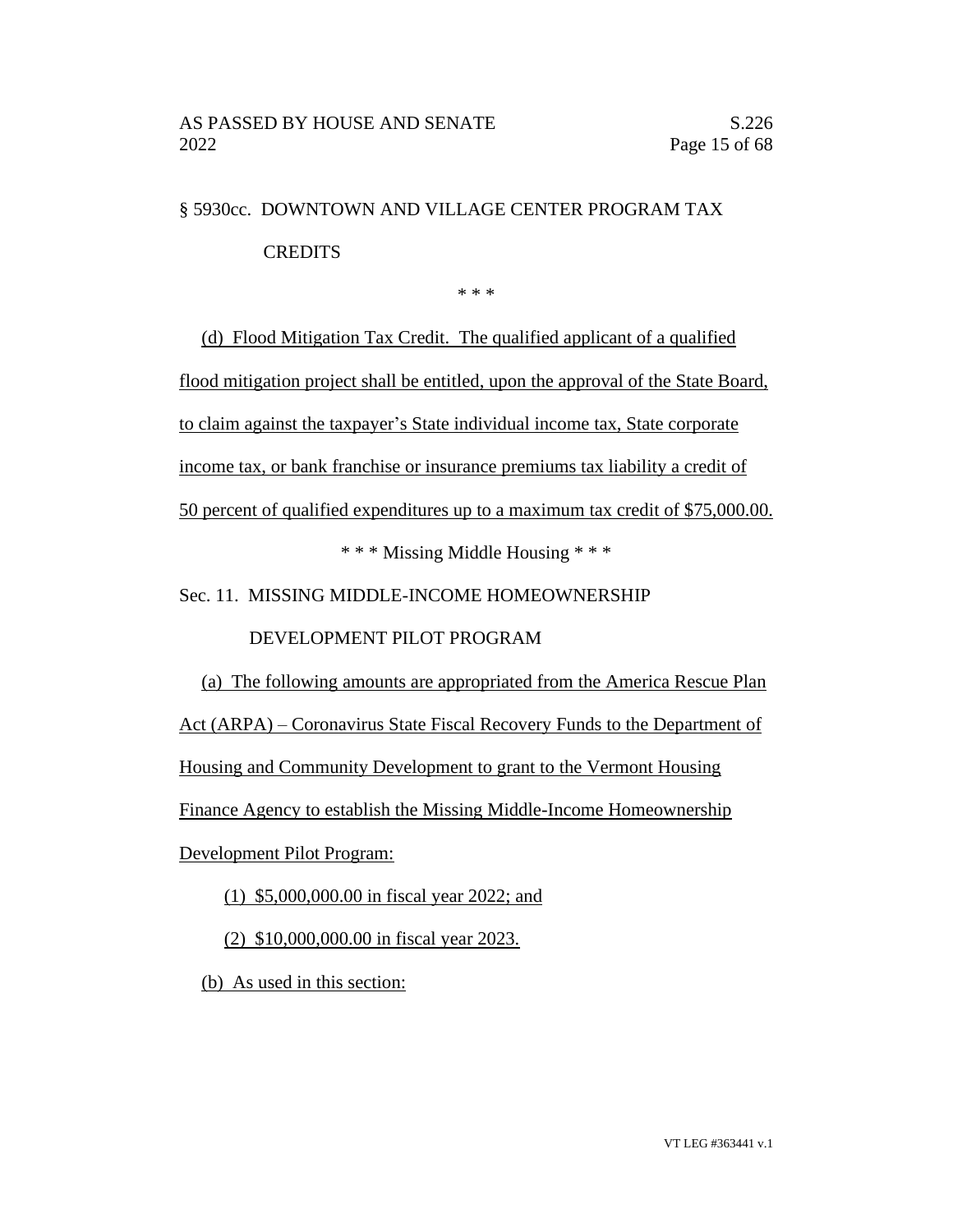§ 5930cc. DOWNTOWN AND VILLAGE CENTER PROGRAM TAX CREDITS

\* \* \*

(d) Flood Mitigation Tax Credit. The qualified applicant of a qualified flood mitigation project shall be entitled, upon the approval of the State Board, to claim against the taxpayer's State individual income tax, State corporate income tax, or bank franchise or insurance premiums tax liability a credit of 50 percent of qualified expenditures up to a maximum tax credit of $75,000.00.

\* \* \* Missing Middle Housing \* \* \*

Sec. 11. MISSING MIDDLE-INCOME HOMEOWNERSHIP DEVELOPMENT PILOT PROGRAM

(a) The following amounts are appropriated from the America Rescue Plan Act (ARPA) – Coronavirus State Fiscal Recovery Funds to the Department of Housing and Community Development to grant to the Vermont Housing Finance Agency to establish the Missing Middle-Income Homeownership Development Pilot Program:

(1) $5,000,000.00 in fiscal year 2022; and

(2) $10,000,000.00 in fiscal year 2023.

(b) As used in this section: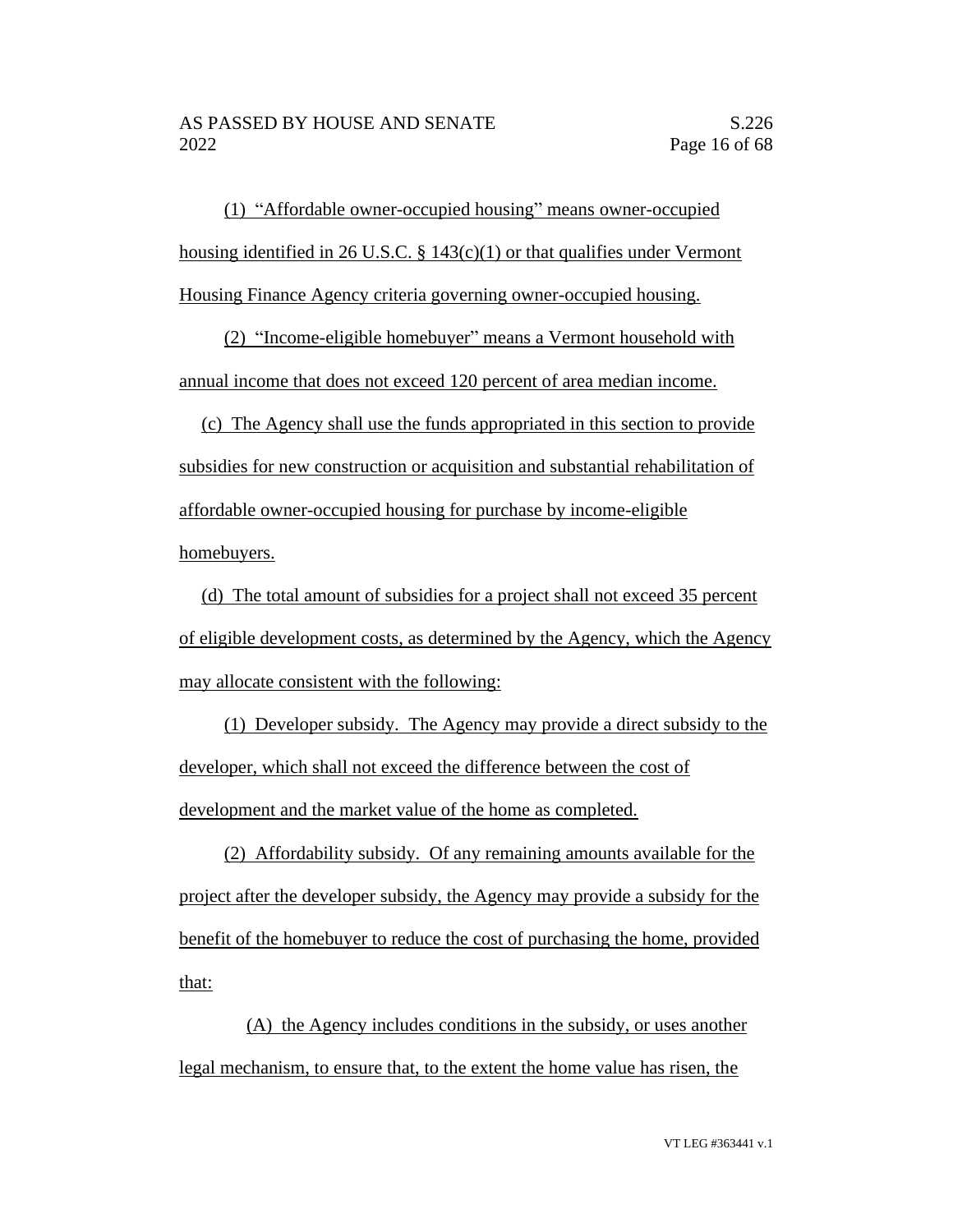(1) "Affordable owner-occupied housing" means owner-occupied housing identified in 26 U.S.C. § 143(c)(1) or that qualifies under Vermont Housing Finance Agency criteria governing owner-occupied housing.

(2) "Income-eligible homebuyer" means a Vermont household with annual income that does not exceed 120 percent of area median income.

(c) The Agency shall use the funds appropriated in this section to provide subsidies for new construction or acquisition and substantial rehabilitation of affordable owner-occupied housing for purchase by income-eligible homebuyers.

(d) The total amount of subsidies for a project shall not exceed 35 percent of eligible development costs, as determined by the Agency, which the Agency may allocate consistent with the following:

(1) Developer subsidy. The Agency may provide a direct subsidy to the developer, which shall not exceed the difference between the cost of development and the market value of the home as completed.

(2) Affordability subsidy. Of any remaining amounts available for the project after the developer subsidy, the Agency may provide a subsidy for the benefit of the homebuyer to reduce the cost of purchasing the home, provided that:

(A) the Agency includes conditions in the subsidy, or uses another legal mechanism, to ensure that, to the extent the home value has risen, the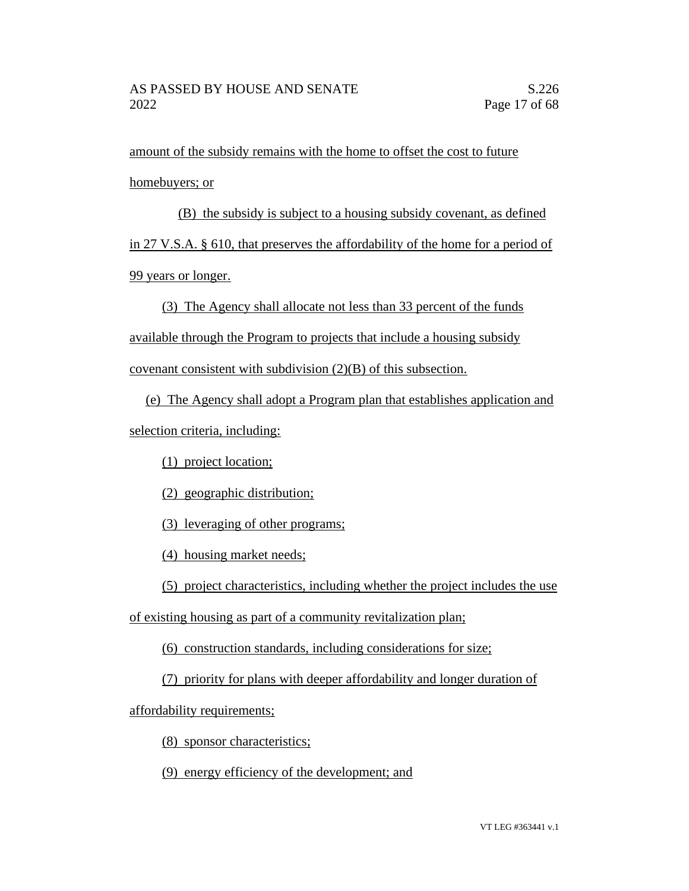amount of the subsidy remains with the home to offset the cost to future homebuyers; or

(B) the subsidy is subject to a housing subsidy covenant, as defined in 27 V.S.A. § 610, that preserves the affordability of the home for a period of 99 years or longer.

(3) The Agency shall allocate not less than 33 percent of the funds available through the Program to projects that include a housing subsidy covenant consistent with subdivision (2)(B) of this subsection.

(e) The Agency shall adopt a Program plan that establishes application and selection criteria, including:

(1) project location;

(2) geographic distribution;

(3) leveraging of other programs;

(4) housing market needs;

(5) project characteristics, including whether the project includes the use of existing housing as part of a community revitalization plan;

(6) construction standards, including considerations for size;

(7) priority for plans with deeper affordability and longer duration of affordability requirements;

(8) sponsor characteristics;

(9) energy efficiency of the development; and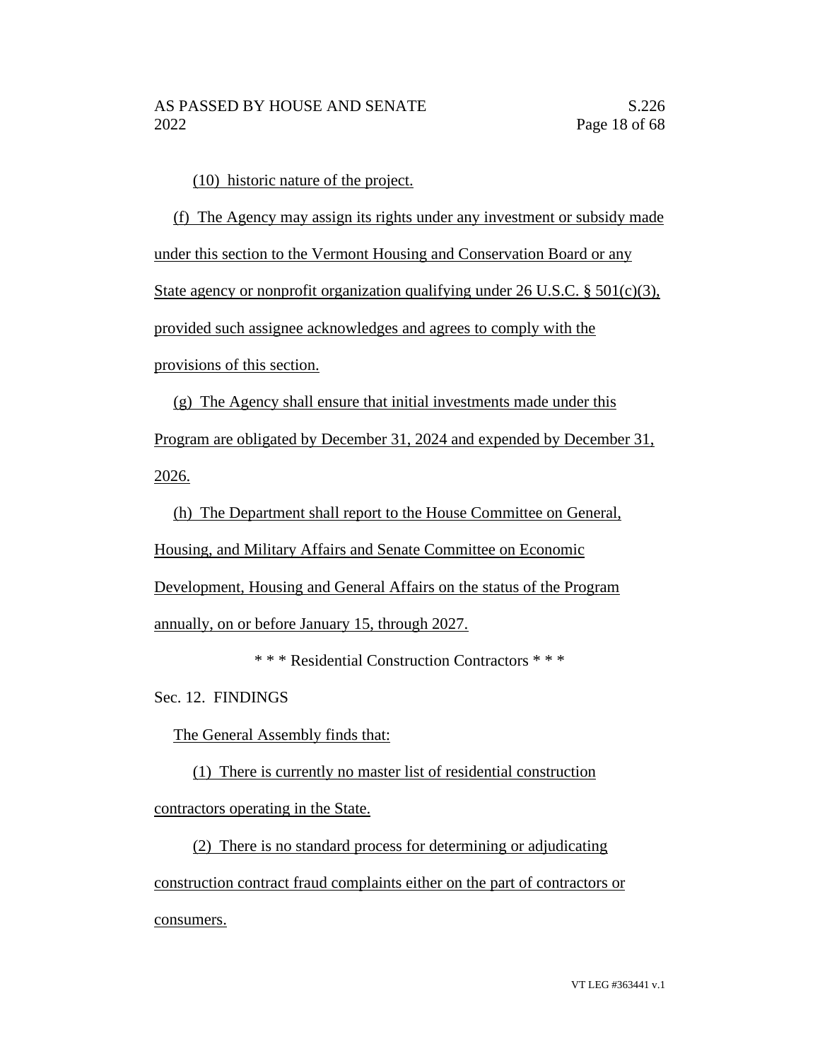(10) historic nature of the project.

(f) The Agency may assign its rights under any investment or subsidy made under this section to the Vermont Housing and Conservation Board or any State agency or nonprofit organization qualifying under 26 U.S.C. § 501(c)(3), provided such assignee acknowledges and agrees to comply with the provisions of this section.

(g) The Agency shall ensure that initial investments made under this Program are obligated by December 31, 2024 and expended by December 31, 2026.

(h) The Department shall report to the House Committee on General, Housing, and Military Affairs and Senate Committee on Economic Development, Housing and General Affairs on the status of the Program annually, on or before January 15, through 2027.

\* \* \* Residential Construction Contractors \* \* \*

Sec. 12. FINDINGS

The General Assembly finds that:

(1) There is currently no master list of residential construction contractors operating in the State.

(2) There is no standard process for determining or adjudicating construction contract fraud complaints either on the part of contractors or consumers.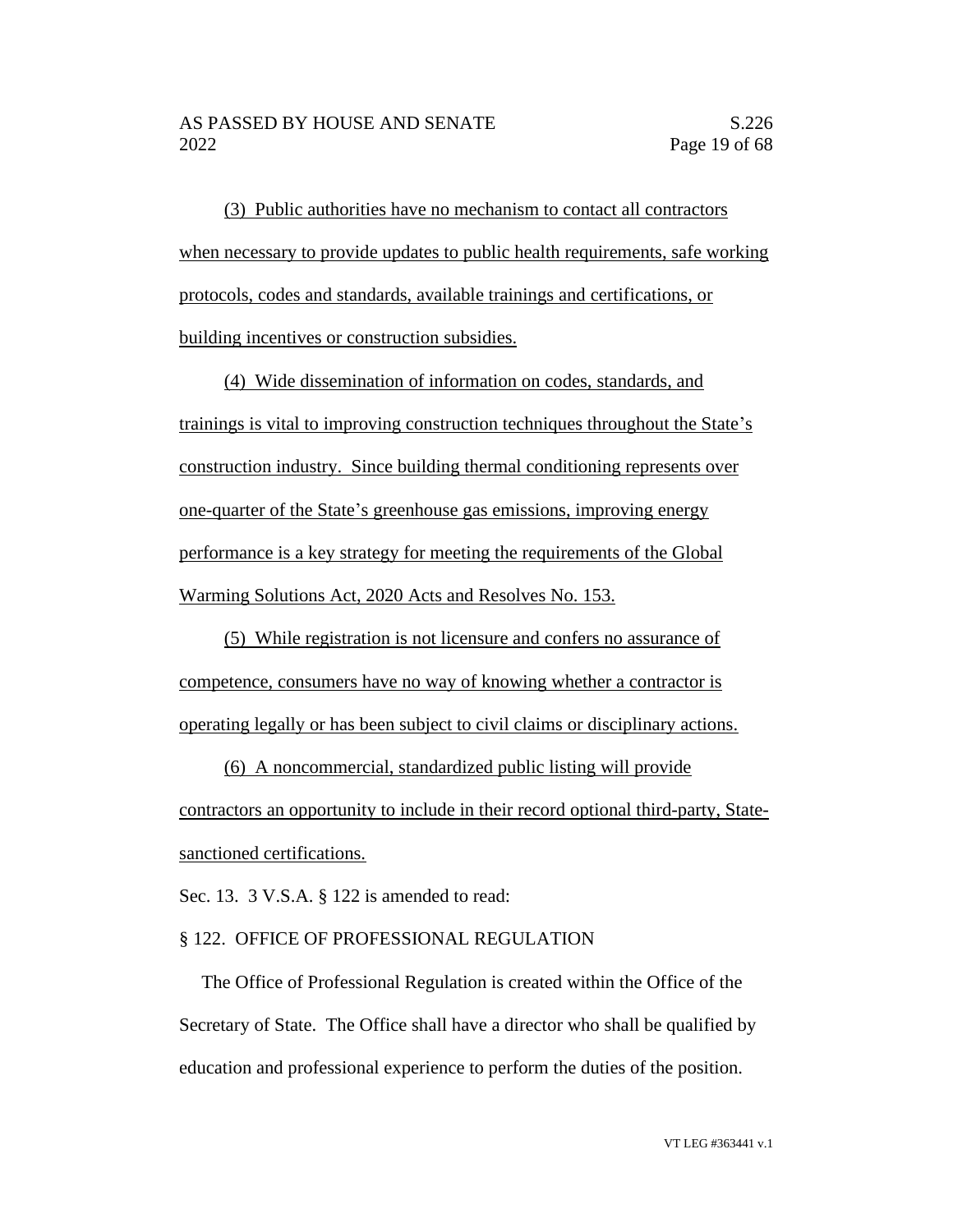(3) Public authorities have no mechanism to contact all contractors when necessary to provide updates to public health requirements, safe working protocols, codes and standards, available trainings and certifications, or building incentives or construction subsidies.

(4) Wide dissemination of information on codes, standards, and trainings is vital to improving construction techniques throughout the State's construction industry. Since building thermal conditioning represents over one-quarter of the State's greenhouse gas emissions, improving energy performance is a key strategy for meeting the requirements of the Global Warming Solutions Act, 2020 Acts and Resolves No. 153.

(5) While registration is not licensure and confers no assurance of competence, consumers have no way of knowing whether a contractor is operating legally or has been subject to civil claims or disciplinary actions.

(6) A noncommercial, standardized public listing will provide contractors an opportunity to include in their record optional third-party, State-sanctioned certifications.

Sec. 13. 3 V.S.A. § 122 is amended to read:

§ 122. OFFICE OF PROFESSIONAL REGULATION

The Office of Professional Regulation is created within the Office of the Secretary of State. The Office shall have a director who shall be qualified by education and professional experience to perform the duties of the position.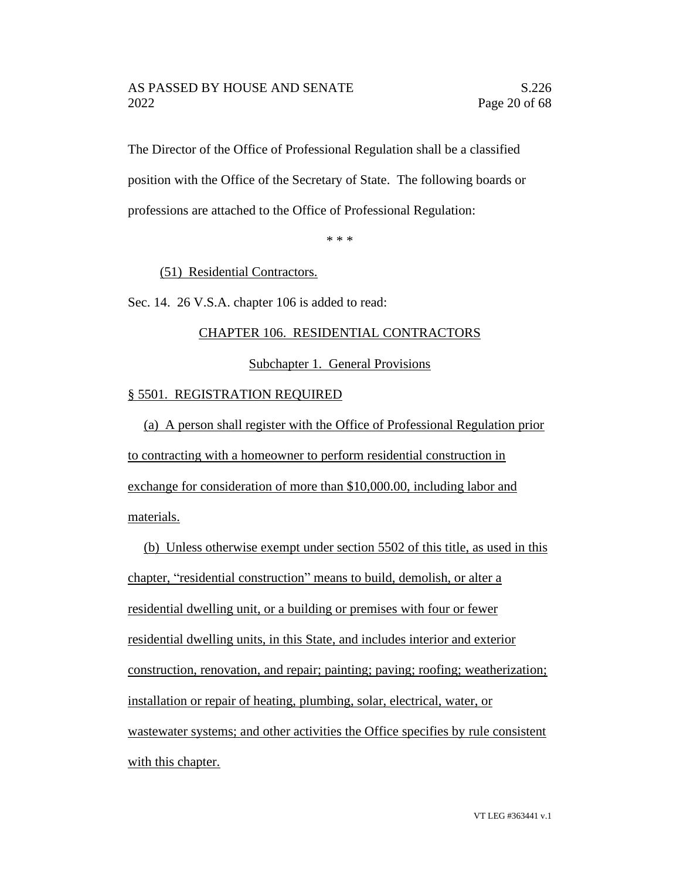The Director of the Office of Professional Regulation shall be a classified position with the Office of the Secretary of State. The following boards or professions are attached to the Office of Professional Regulation:

\* \* \*

(51) Residential Contractors.

Sec. 14. 26 V.S.A. chapter 106 is added to read:

CHAPTER 106. RESIDENTIAL CONTRACTORS

Subchapter 1. General Provisions

§ 5501. REGISTRATION REQUIRED

(a) A person shall register with the Office of Professional Regulation prior to contracting with a homeowner to perform residential construction in exchange for consideration of more than $10,000.00, including labor and materials.

(b) Unless otherwise exempt under section 5502 of this title, as used in this chapter, "residential construction" means to build, demolish, or alter a residential dwelling unit, or a building or premises with four or fewer residential dwelling units, in this State, and includes interior and exterior construction, renovation, and repair; painting; paving; roofing; weatherization; installation or repair of heating, plumbing, solar, electrical, water, or wastewater systems; and other activities the Office specifies by rule consistent with this chapter.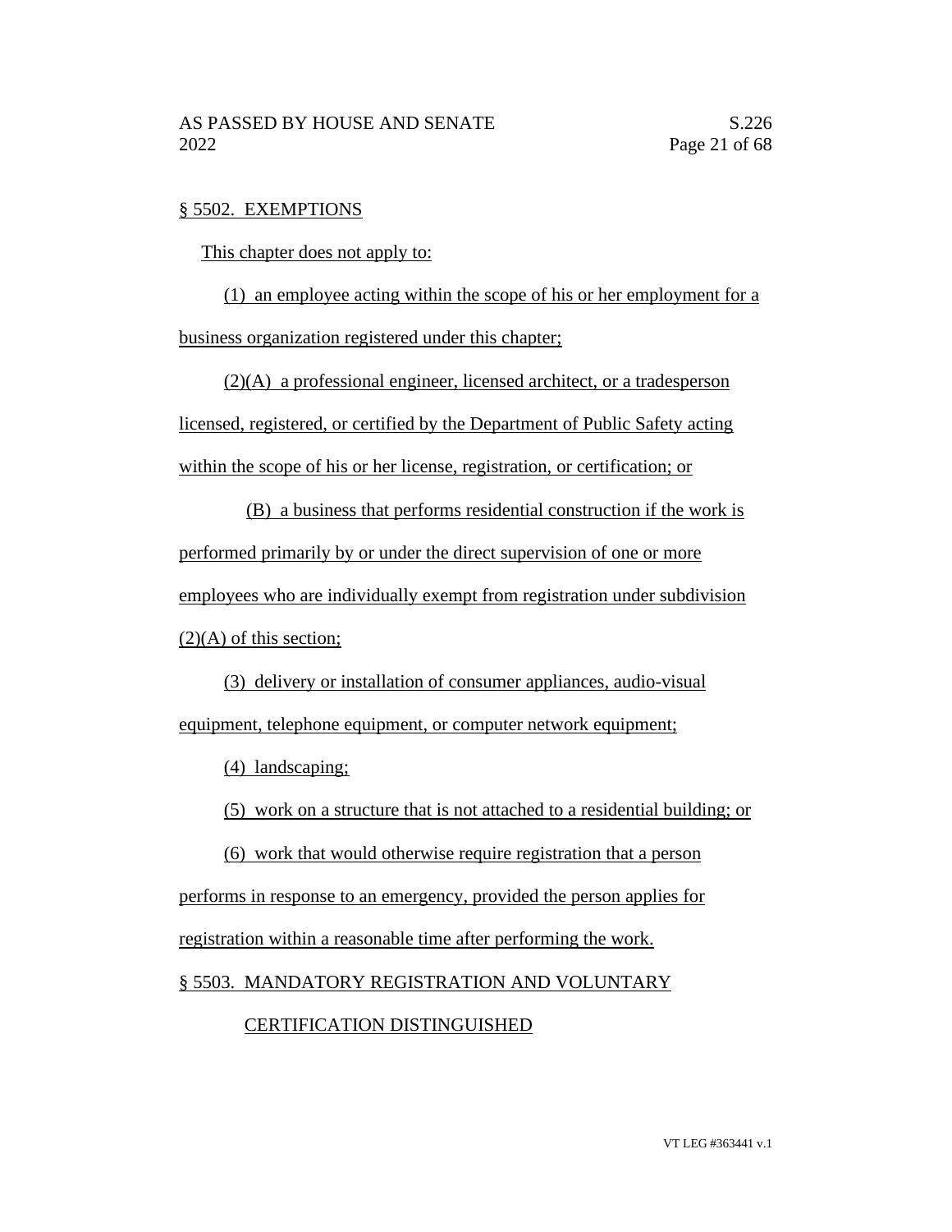§ 5502. EXEMPTIONS

This chapter does not apply to:

(1) an employee acting within the scope of his or her employment for a business organization registered under this chapter;

(2)(A) a professional engineer, licensed architect, or a tradesperson licensed, registered, or certified by the Department of Public Safety acting within the scope of his or her license, registration, or certification; or

(B) a business that performs residential construction if the work is performed primarily by or under the direct supervision of one or more employees who are individually exempt from registration under subdivision (2)(A) of this section;

(3) delivery or installation of consumer appliances, audio-visual equipment, telephone equipment, or computer network equipment;

(4) landscaping;

(5) work on a structure that is not attached to a residential building; or

(6) work that would otherwise require registration that a person performs in response to an emergency, provided the person applies for registration within a reasonable time after performing the work.

§ 5503. MANDATORY REGISTRATION AND VOLUNTARY CERTIFICATION DISTINGUISHED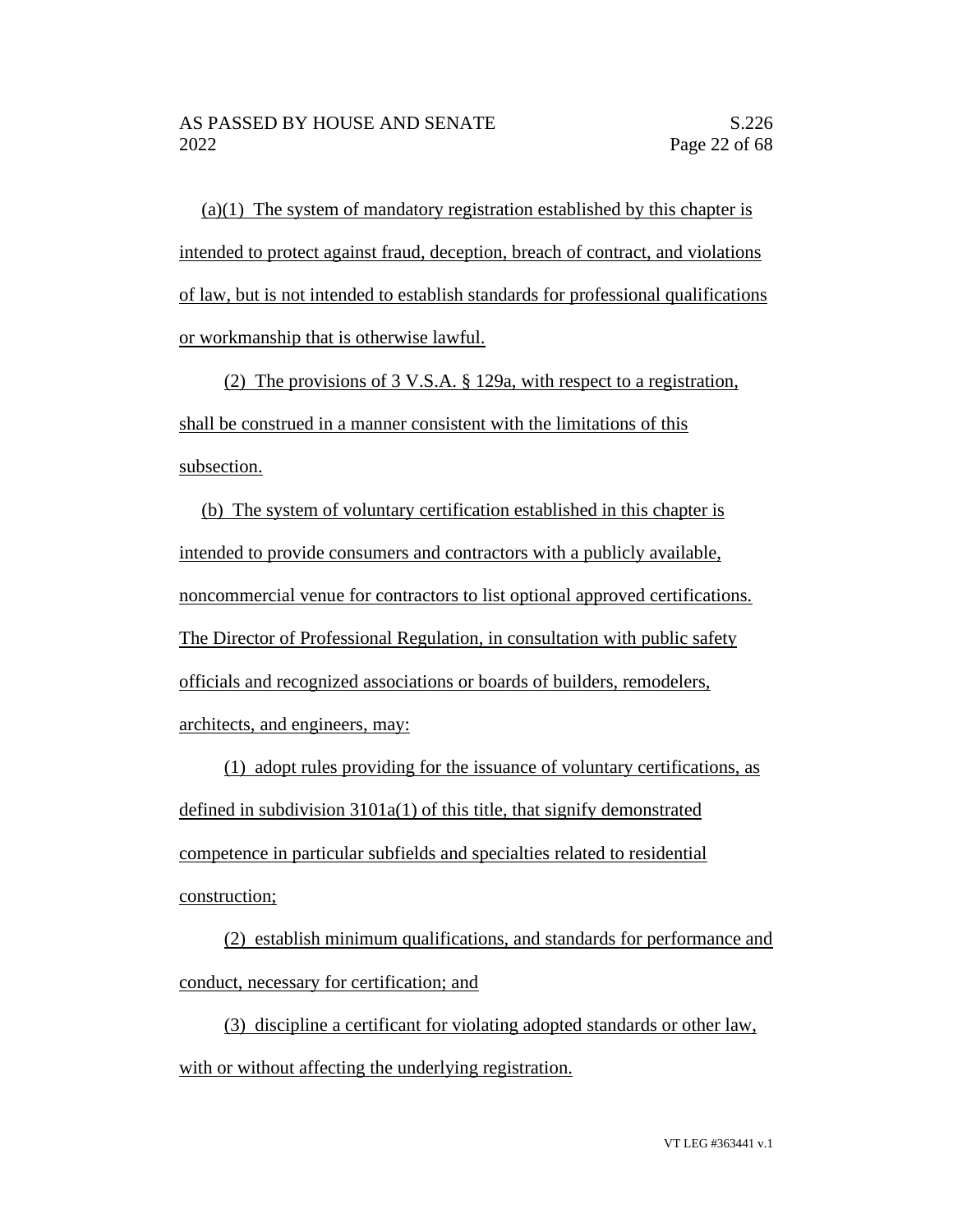(a)(1) The system of mandatory registration established by this chapter is intended to protect against fraud, deception, breach of contract, and violations of law, but is not intended to establish standards for professional qualifications or workmanship that is otherwise lawful.

(2) The provisions of 3 V.S.A. § 129a, with respect to a registration, shall be construed in a manner consistent with the limitations of this subsection.

(b) The system of voluntary certification established in this chapter is intended to provide consumers and contractors with a publicly available, noncommercial venue for contractors to list optional approved certifications. The Director of Professional Regulation, in consultation with public safety officials and recognized associations or boards of builders, remodelers, architects, and engineers, may:

(1) adopt rules providing for the issuance of voluntary certifications, as defined in subdivision 3101a(1) of this title, that signify demonstrated competence in particular subfields and specialties related to residential construction;

(2) establish minimum qualifications, and standards for performance and conduct, necessary for certification; and

(3) discipline a certificant for violating adopted standards or other law, with or without affecting the underlying registration.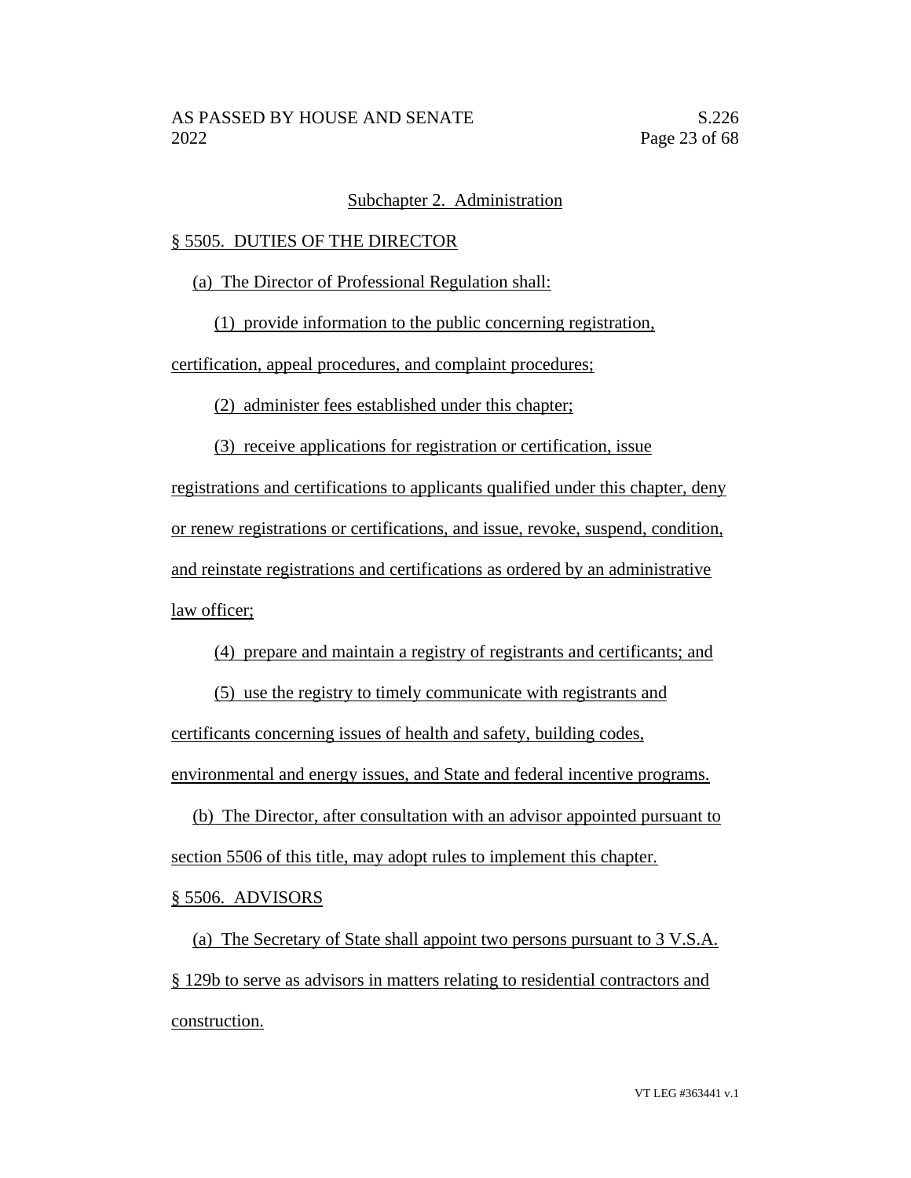Subchapter 2. Administration

§ 5505. DUTIES OF THE DIRECTOR

(a) The Director of Professional Regulation shall:

(1) provide information to the public concerning registration, certification, appeal procedures, and complaint procedures;

(2) administer fees established under this chapter;

(3) receive applications for registration or certification, issue registrations and certifications to applicants qualified under this chapter, deny or renew registrations or certifications, and issue, revoke, suspend, condition, and reinstate registrations and certifications as ordered by an administrative law officer;

(4) prepare and maintain a registry of registrants and certificants; and

(5) use the registry to timely communicate with registrants and certificants concerning issues of health and safety, building codes, environmental and energy issues, and State and federal incentive programs.

(b) The Director, after consultation with an advisor appointed pursuant to section 5506 of this title, may adopt rules to implement this chapter.

§ 5506. ADVISORS

(a) The Secretary of State shall appoint two persons pursuant to 3 V.S.A. § 129b to serve as advisors in matters relating to residential contractors and construction.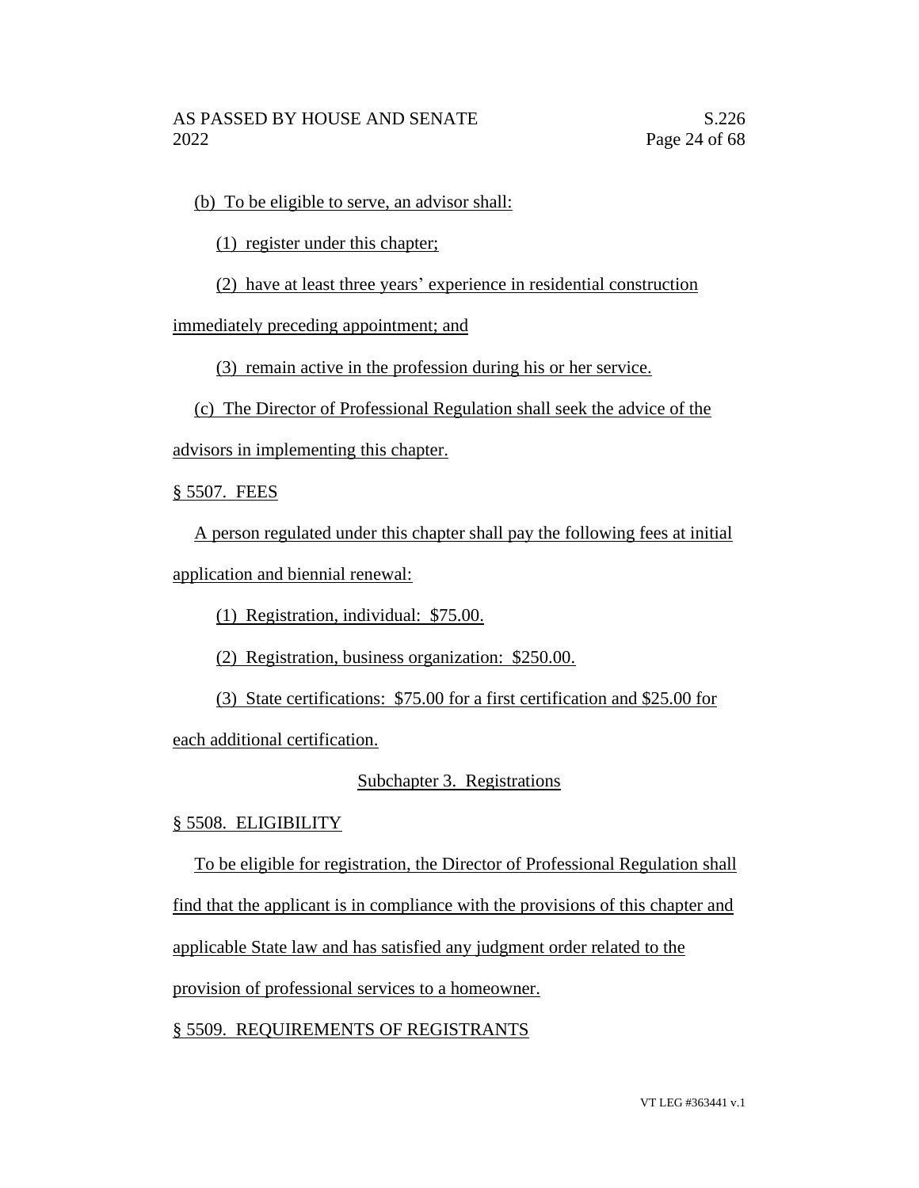(b) To be eligible to serve, an advisor shall:

(1) register under this chapter;

(2) have at least three years' experience in residential construction immediately preceding appointment; and

(3) remain active in the profession during his or her service.

(c) The Director of Professional Regulation shall seek the advice of the advisors in implementing this chapter.

§ 5507. FEES

A person regulated under this chapter shall pay the following fees at initial application and biennial renewal:

(1) Registration, individual: $75.00.

(2) Registration, business organization: $250.00.

(3) State certifications: $75.00 for a first certification and $25.00 for each additional certification.

Subchapter 3. Registrations

§ 5508. ELIGIBILITY

To be eligible for registration, the Director of Professional Regulation shall find that the applicant is in compliance with the provisions of this chapter and applicable State law and has satisfied any judgment order related to the provision of professional services to a homeowner.

§ 5509. REQUIREMENTS OF REGISTRANTS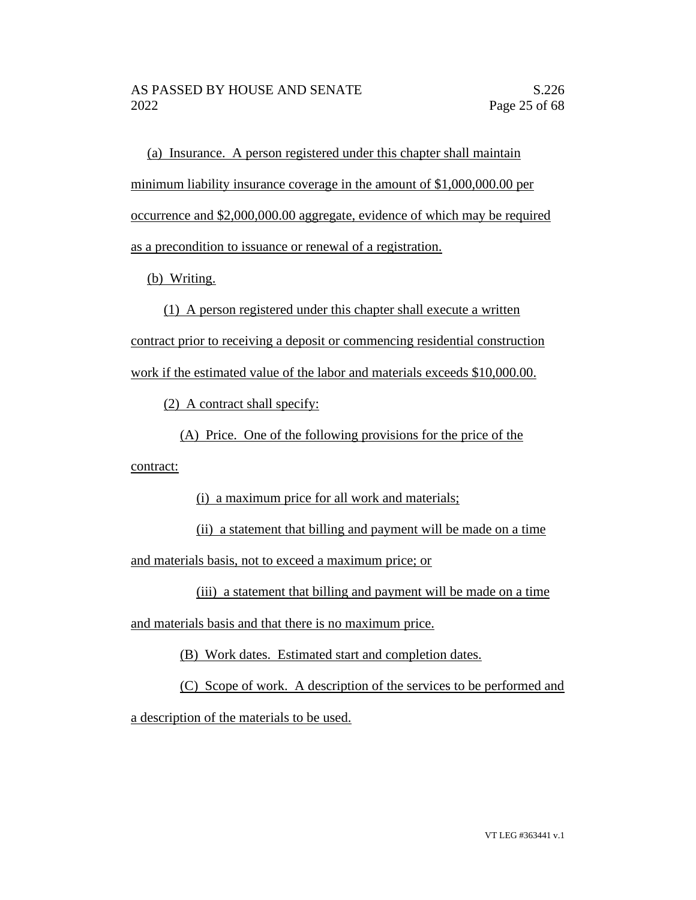(a) Insurance. A person registered under this chapter shall maintain minimum liability insurance coverage in the amount of $1,000,000.00 per occurrence and $2,000,000.00 aggregate, evidence of which may be required as a precondition to issuance or renewal of a registration.

(b) Writing.

(1) A person registered under this chapter shall execute a written contract prior to receiving a deposit or commencing residential construction work if the estimated value of the labor and materials exceeds $10,000.00.

(2) A contract shall specify:

(A) Price. One of the following provisions for the price of the contract:

(i) a maximum price for all work and materials;

(ii) a statement that billing and payment will be made on a time and materials basis, not to exceed a maximum price; or

(iii) a statement that billing and payment will be made on a time and materials basis and that there is no maximum price.

(B) Work dates. Estimated start and completion dates.

(C) Scope of work. A description of the services to be performed and a description of the materials to be used.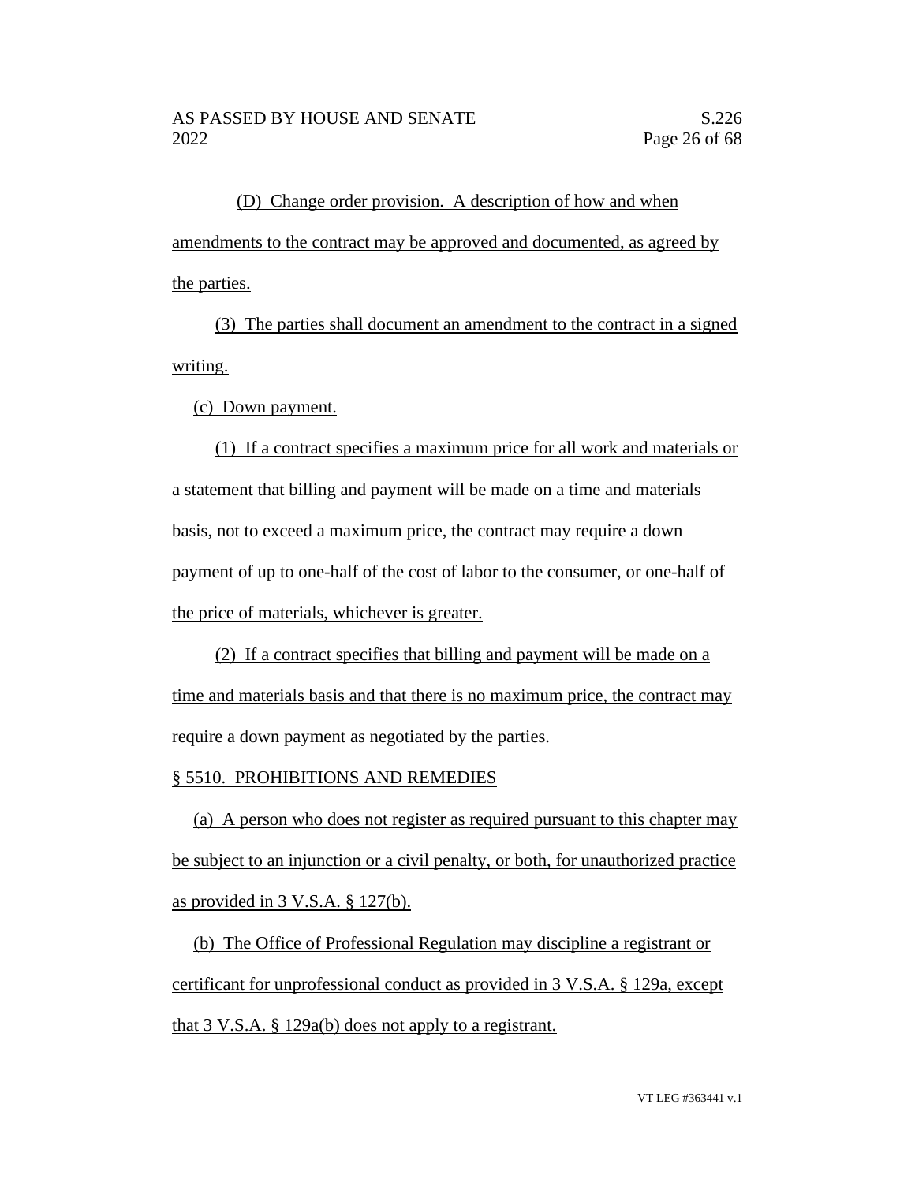(D) Change order provision. A description of how and when amendments to the contract may be approved and documented, as agreed by the parties.

(3) The parties shall document an amendment to the contract in a signed writing.

(c) Down payment.

(1) If a contract specifies a maximum price for all work and materials or a statement that billing and payment will be made on a time and materials basis, not to exceed a maximum price, the contract may require a down payment of up to one-half of the cost of labor to the consumer, or one-half of the price of materials, whichever is greater.

(2) If a contract specifies that billing and payment will be made on a time and materials basis and that there is no maximum price, the contract may require a down payment as negotiated by the parties.

§ 5510. PROHIBITIONS AND REMEDIES

(a) A person who does not register as required pursuant to this chapter may be subject to an injunction or a civil penalty, or both, for unauthorized practice as provided in 3 V.S.A. § 127(b).

(b) The Office of Professional Regulation may discipline a registrant or certificant for unprofessional conduct as provided in 3 V.S.A. § 129a, except that 3 V.S.A. § 129a(b) does not apply to a registrant.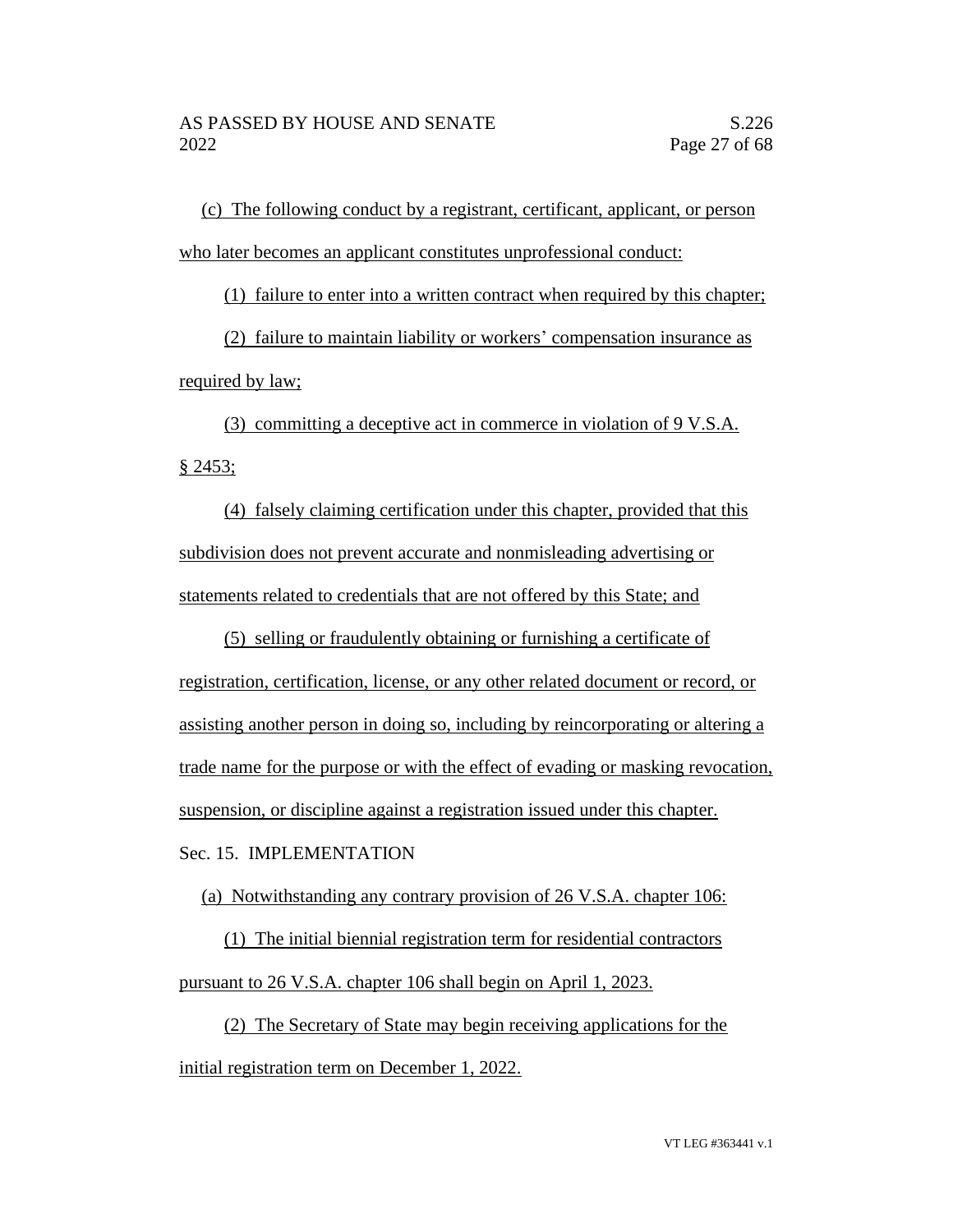(c) The following conduct by a registrant, certificant, applicant, or person who later becomes an applicant constitutes unprofessional conduct:

(1) failure to enter into a written contract when required by this chapter;

(2) failure to maintain liability or workers' compensation insurance as required by law;

(3) committing a deceptive act in commerce in violation of 9 V.S.A. § 2453;

(4) falsely claiming certification under this chapter, provided that this subdivision does not prevent accurate and nonmisleading advertising or statements related to credentials that are not offered by this State; and

(5) selling or fraudulently obtaining or furnishing a certificate of registration, certification, license, or any other related document or record, or assisting another person in doing so, including by reincorporating or altering a trade name for the purpose or with the effect of evading or masking revocation, suspension, or discipline against a registration issued under this chapter.

Sec. 15. IMPLEMENTATION

(a) Notwithstanding any contrary provision of 26 V.S.A. chapter 106:

(1) The initial biennial registration term for residential contractors pursuant to 26 V.S.A. chapter 106 shall begin on April 1, 2023.

(2) The Secretary of State may begin receiving applications for the initial registration term on December 1, 2022.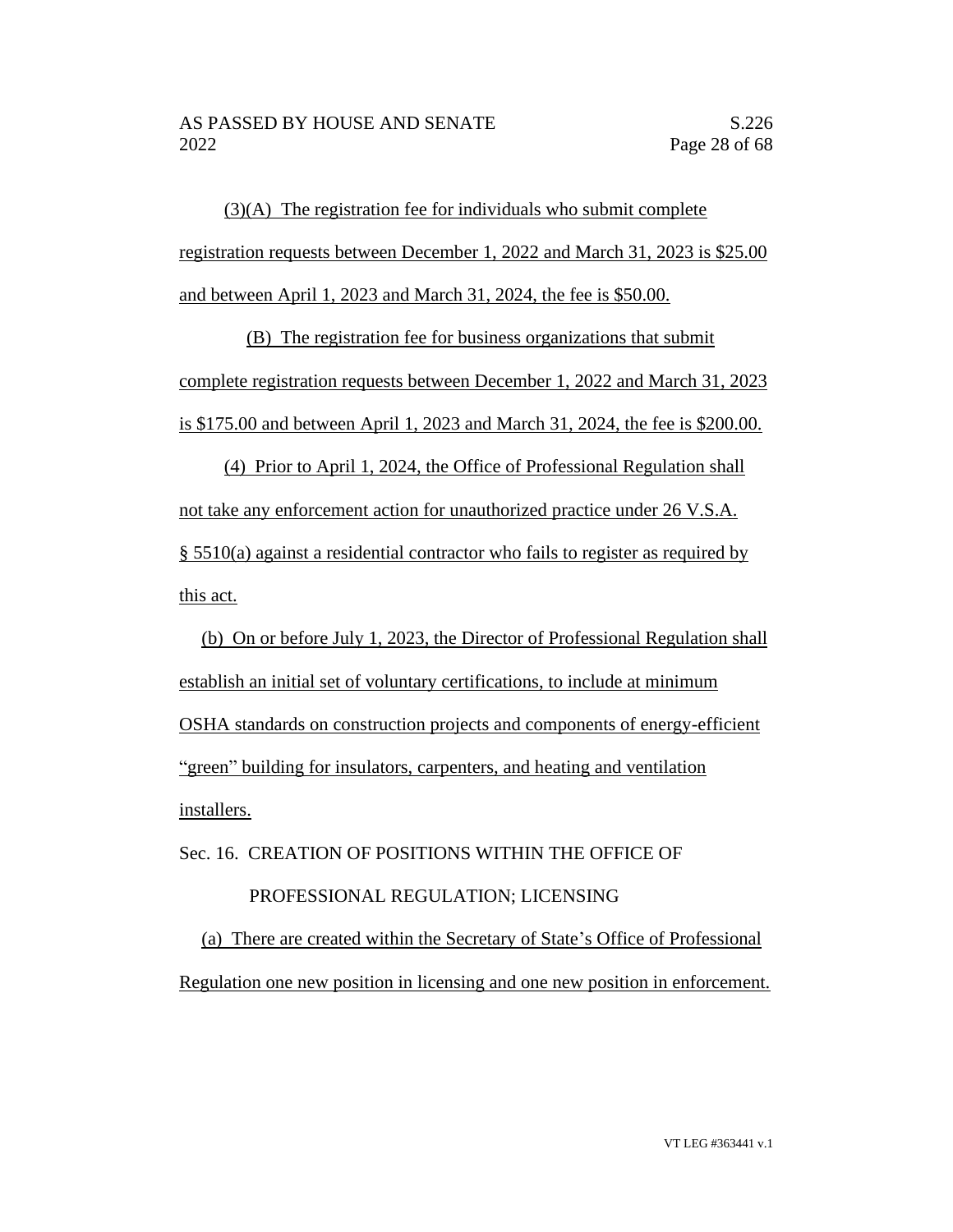(3)(A) The registration fee for individuals who submit complete registration requests between December 1, 2022 and March 31, 2023 is $25.00 and between April 1, 2023 and March 31, 2024, the fee is $50.00.

(B) The registration fee for business organizations that submit complete registration requests between December 1, 2022 and March 31, 2023 is $175.00 and between April 1, 2023 and March 31, 2024, the fee is $200.00.

(4) Prior to April 1, 2024, the Office of Professional Regulation shall not take any enforcement action for unauthorized practice under 26 V.S.A. § 5510(a) against a residential contractor who fails to register as required by this act.

(b) On or before July 1, 2023, the Director of Professional Regulation shall establish an initial set of voluntary certifications, to include at minimum OSHA standards on construction projects and components of energy-efficient "green" building for insulators, carpenters, and heating and ventilation installers.

Sec. 16. CREATION OF POSITIONS WITHIN THE OFFICE OF PROFESSIONAL REGULATION; LICENSING

(a) There are created within the Secretary of State's Office of Professional Regulation one new position in licensing and one new position in enforcement.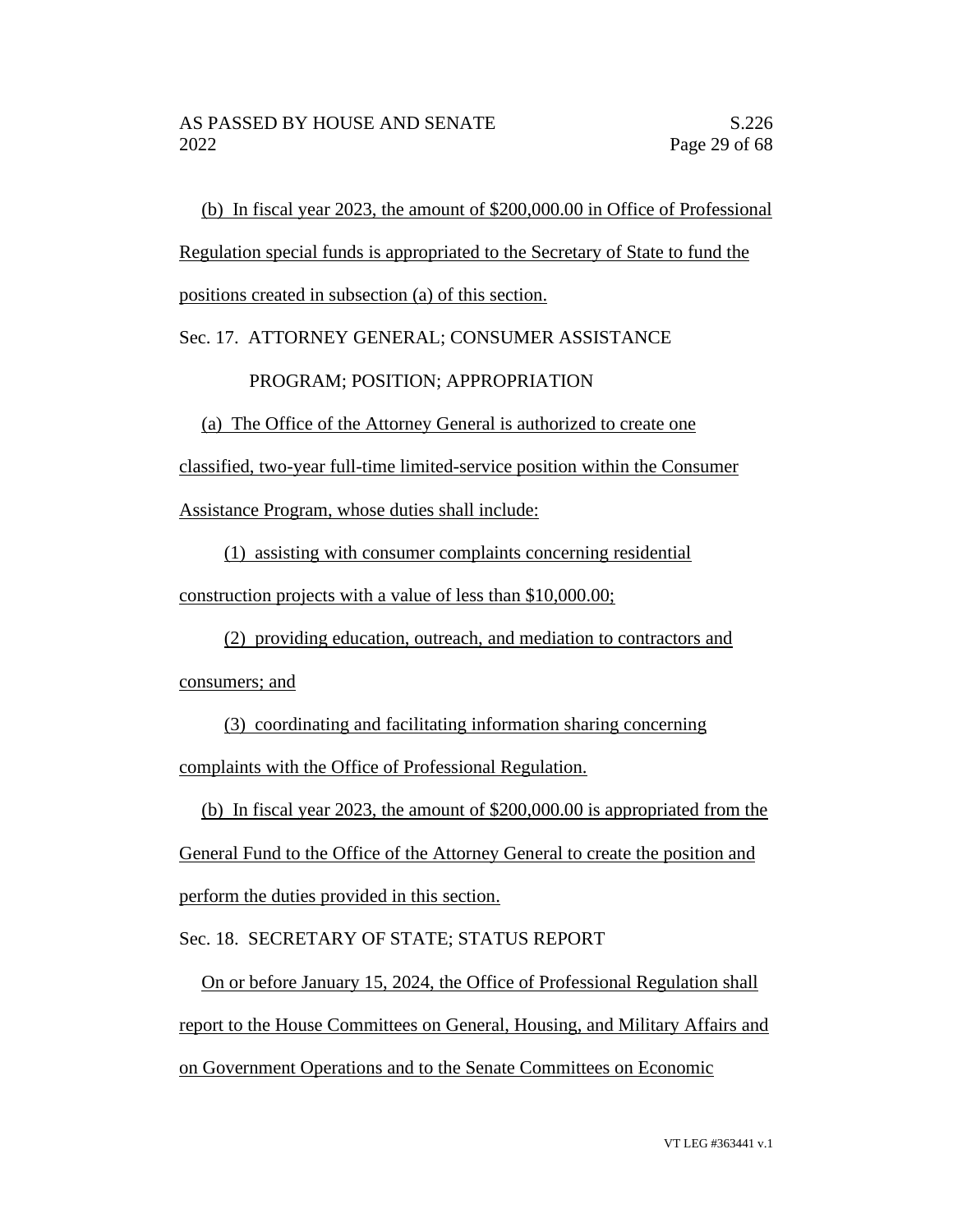(b) In fiscal year 2023, the amount of $200,000.00 in Office of Professional Regulation special funds is appropriated to the Secretary of State to fund the positions created in subsection (a) of this section.

Sec. 17. ATTORNEY GENERAL; CONSUMER ASSISTANCE PROGRAM; POSITION; APPROPRIATION

(a) The Office of the Attorney General is authorized to create one classified, two-year full-time limited-service position within the Consumer Assistance Program, whose duties shall include:

(1) assisting with consumer complaints concerning residential construction projects with a value of less than $10,000.00;

(2) providing education, outreach, and mediation to contractors and consumers; and

(3) coordinating and facilitating information sharing concerning complaints with the Office of Professional Regulation.

(b) In fiscal year 2023, the amount of $200,000.00 is appropriated from the General Fund to the Office of the Attorney General to create the position and perform the duties provided in this section.

Sec. 18. SECRETARY OF STATE; STATUS REPORT

On or before January 15, 2024, the Office of Professional Regulation shall report to the House Committees on General, Housing, and Military Affairs and on Government Operations and to the Senate Committees on Economic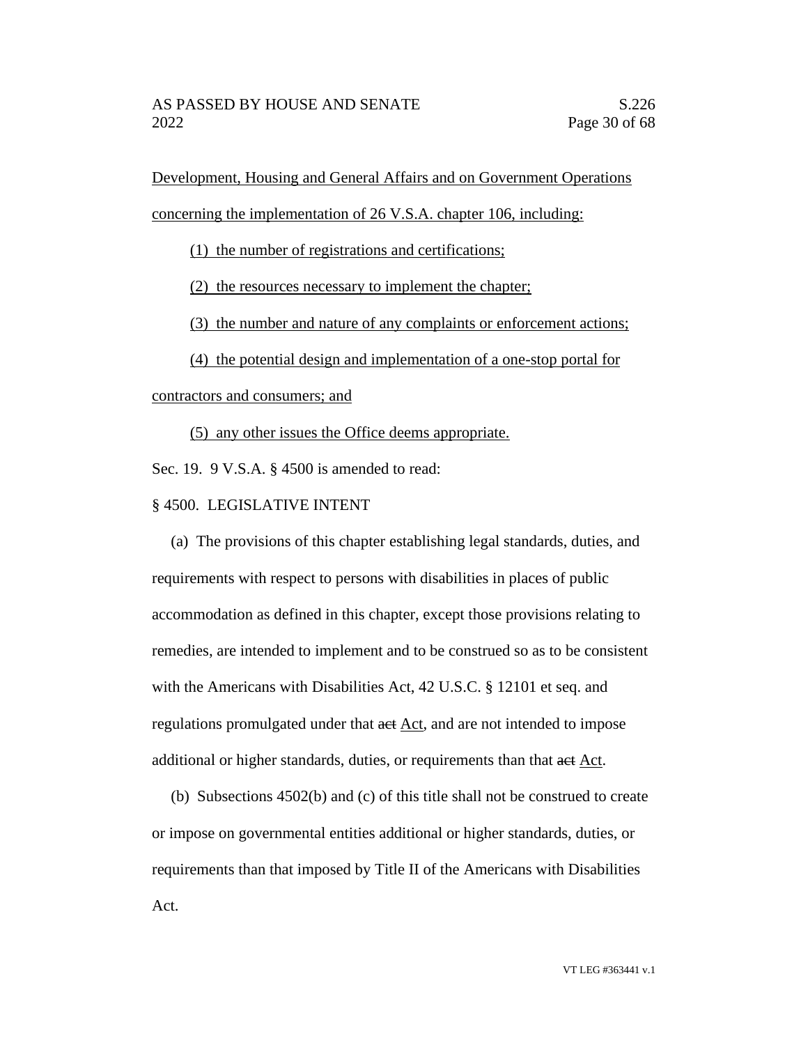Development, Housing and General Affairs and on Government Operations concerning the implementation of 26 V.S.A. chapter 106, including:

(1) the number of registrations and certifications;

(2) the resources necessary to implement the chapter;

(3) the number and nature of any complaints or enforcement actions;

(4) the potential design and implementation of a one-stop portal for contractors and consumers; and

(5) any other issues the Office deems appropriate.

Sec. 19. 9 V.S.A. § 4500 is amended to read:

§ 4500. LEGISLATIVE INTENT

(a) The provisions of this chapter establishing legal standards, duties, and requirements with respect to persons with disabilities in places of public accommodation as defined in this chapter, except those provisions relating to remedies, are intended to implement and to be construed so as to be consistent with the Americans with Disabilities Act, 42 U.S.C. § 12101 et seq. and regulations promulgated under that ~~act~~ Act, and are not intended to impose additional or higher standards, duties, or requirements than that ~~act~~ Act.

(b) Subsections 4502(b) and (c) of this title shall not be construed to create or impose on governmental entities additional or higher standards, duties, or requirements than that imposed by Title II of the Americans with Disabilities Act.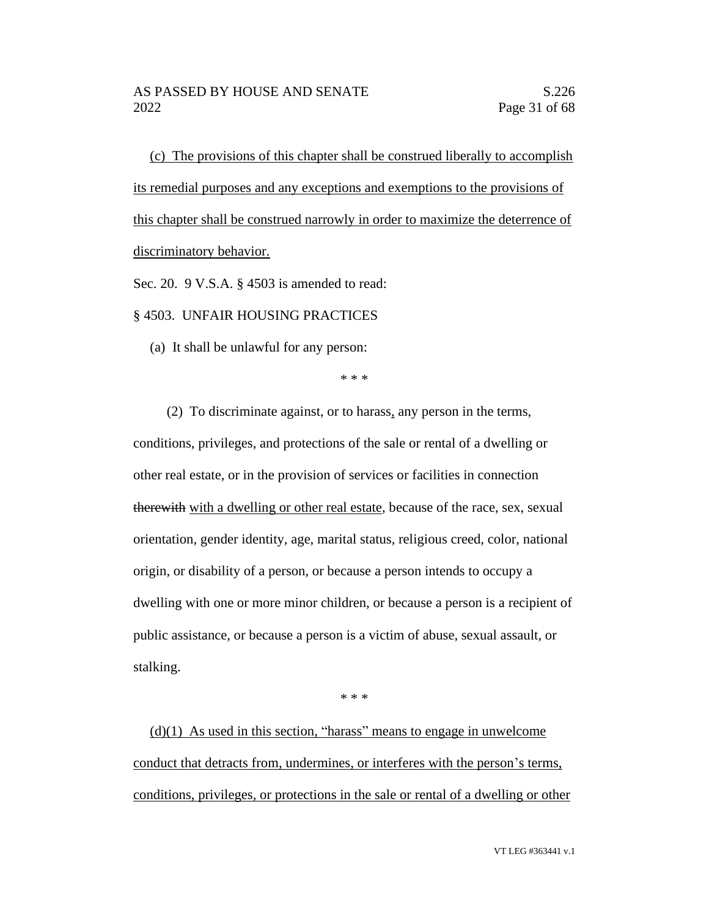(c) The provisions of this chapter shall be construed liberally to accomplish its remedial purposes and any exceptions and exemptions to the provisions of this chapter shall be construed narrowly in order to maximize the deterrence of discriminatory behavior.

Sec. 20. 9 V.S.A. § 4503 is amended to read:

§ 4503. UNFAIR HOUSING PRACTICES

(a) It shall be unlawful for any person:

\* \* \*

(2) To discriminate against, or to harass, any person in the terms, conditions, privileges, and protections of the sale or rental of a dwelling or other real estate, or in the provision of services or facilities in connection ~~therewith~~ with a dwelling or other real estate, because of the race, sex, sexual orientation, gender identity, age, marital status, religious creed, color, national origin, or disability of a person, or because a person intends to occupy a dwelling with one or more minor children, or because a person is a recipient of public assistance, or because a person is a victim of abuse, sexual assault, or stalking.

\* \* \*

(d)(1) As used in this section, "harass" means to engage in unwelcome conduct that detracts from, undermines, or interferes with the person's terms, conditions, privileges, or protections in the sale or rental of a dwelling or other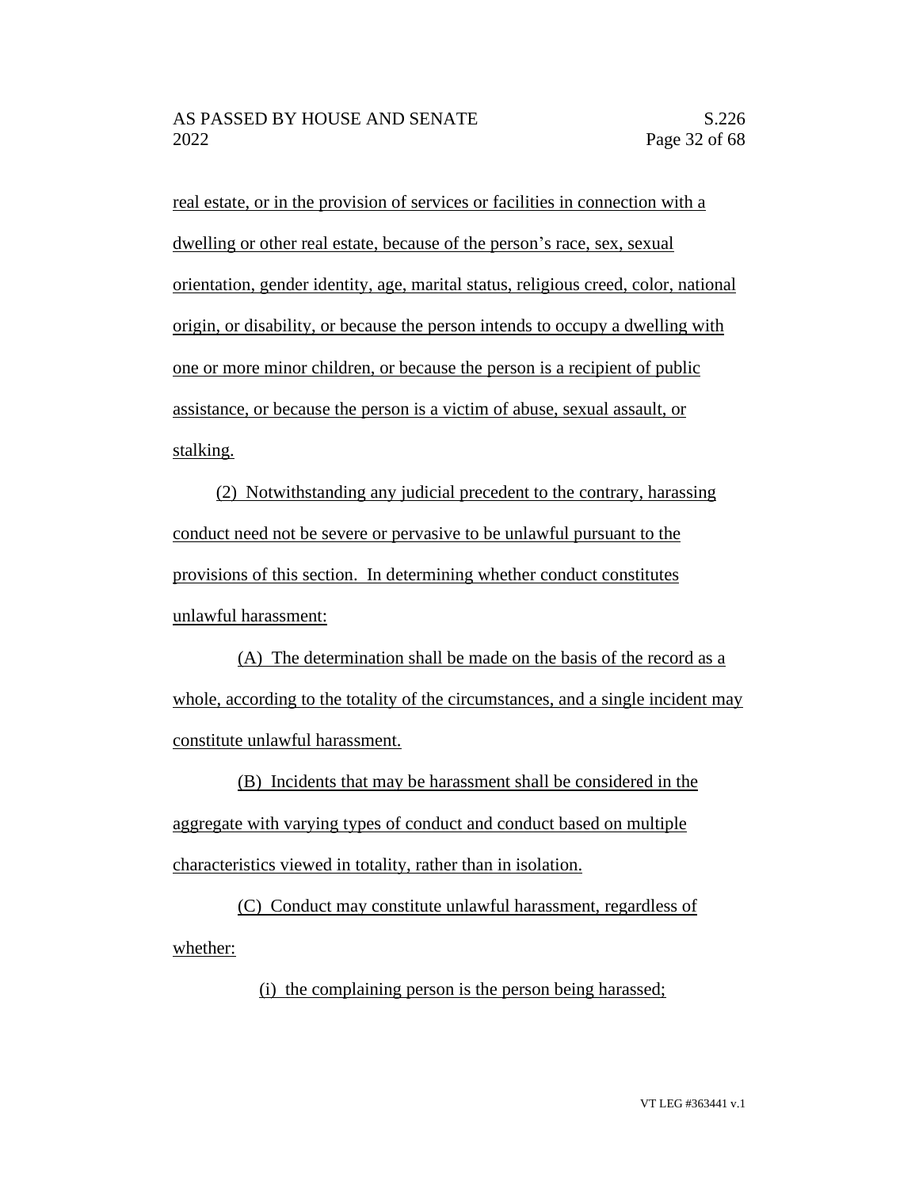real estate, or in the provision of services or facilities in connection with a dwelling or other real estate, because of the person's race, sex, sexual orientation, gender identity, age, marital status, religious creed, color, national origin, or disability, or because the person intends to occupy a dwelling with one or more minor children, or because the person is a recipient of public assistance, or because the person is a victim of abuse, sexual assault, or stalking.

(2) Notwithstanding any judicial precedent to the contrary, harassing conduct need not be severe or pervasive to be unlawful pursuant to the provisions of this section. In determining whether conduct constitutes unlawful harassment:

(A) The determination shall be made on the basis of the record as a whole, according to the totality of the circumstances, and a single incident may constitute unlawful harassment.

(B) Incidents that may be harassment shall be considered in the aggregate with varying types of conduct and conduct based on multiple characteristics viewed in totality, rather than in isolation.

(C) Conduct may constitute unlawful harassment, regardless of whether:

(i) the complaining person is the person being harassed;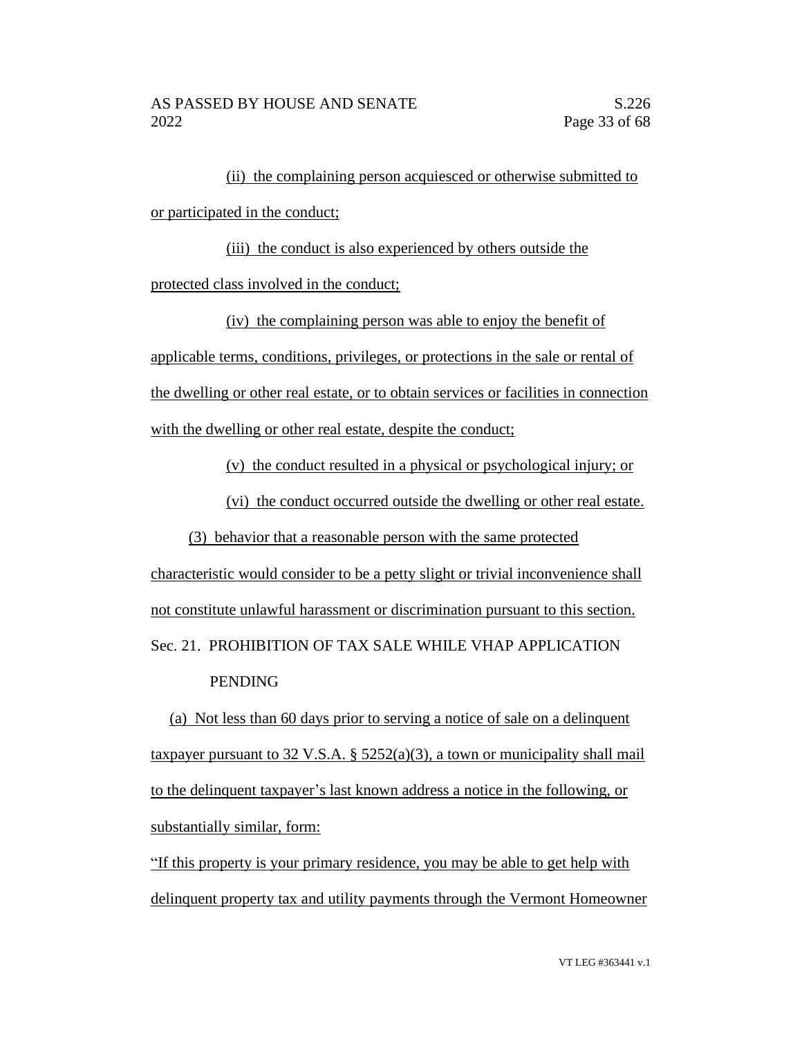(ii) the complaining person acquiesced or otherwise submitted to or participated in the conduct;

(iii) the conduct is also experienced by others outside the protected class involved in the conduct;

(iv) the complaining person was able to enjoy the benefit of applicable terms, conditions, privileges, or protections in the sale or rental of the dwelling or other real estate, or to obtain services or facilities in connection with the dwelling or other real estate, despite the conduct;

(v) the conduct resulted in a physical or psychological injury; or

(vi) the conduct occurred outside the dwelling or other real estate.

(3) behavior that a reasonable person with the same protected characteristic would consider to be a petty slight or trivial inconvenience shall not constitute unlawful harassment or discrimination pursuant to this section.

Sec. 21. PROHIBITION OF TAX SALE WHILE VHAP APPLICATION PENDING

(a) Not less than 60 days prior to serving a notice of sale on a delinquent taxpayer pursuant to 32 V.S.A. § 5252(a)(3), a town or municipality shall mail to the delinquent taxpayer's last known address a notice in the following, or substantially similar, form:

"If this property is your primary residence, you may be able to get help with delinquent property tax and utility payments through the Vermont Homeowner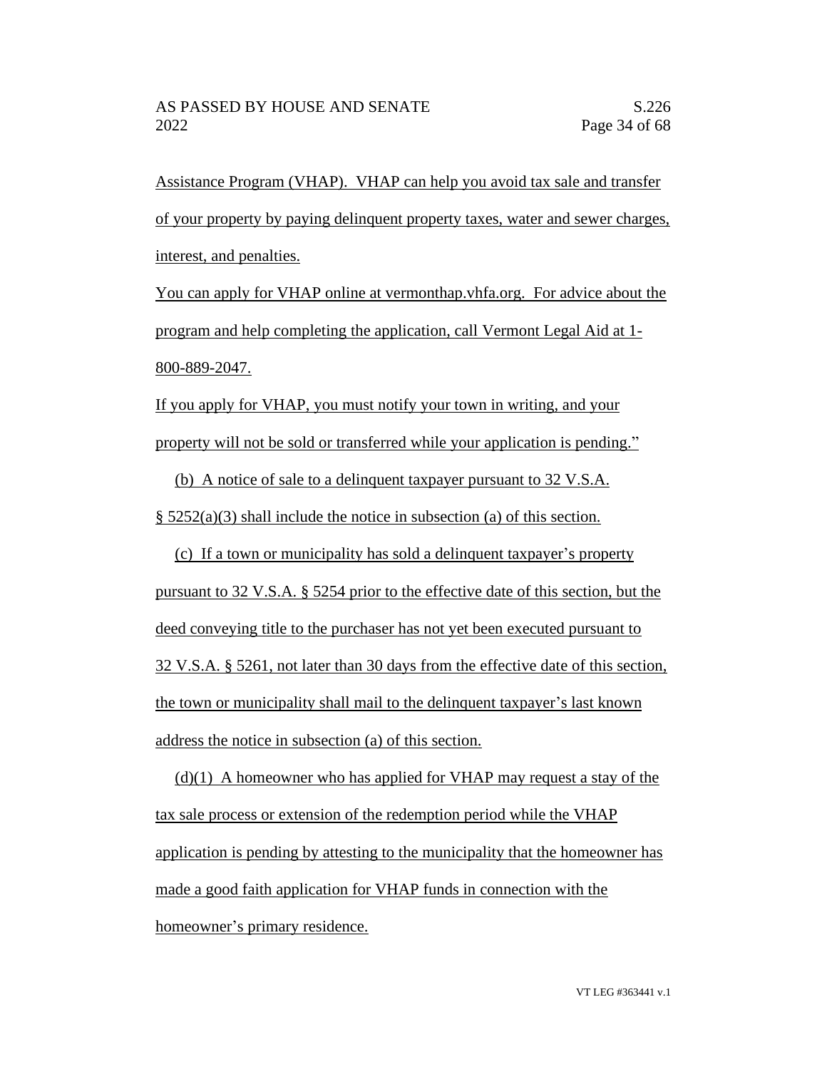Assistance Program (VHAP). VHAP can help you avoid tax sale and transfer of your property by paying delinquent property taxes, water and sewer charges, interest, and penalties.

You can apply for VHAP online at vermonthap.vhfa.org. For advice about the program and help completing the application, call Vermont Legal Aid at 1-800-889-2047.

If you apply for VHAP, you must notify your town in writing, and your property will not be sold or transferred while your application is pending."

(b) A notice of sale to a delinquent taxpayer pursuant to 32 V.S.A. § 5252(a)(3) shall include the notice in subsection (a) of this section.

(c) If a town or municipality has sold a delinquent taxpayer's property pursuant to 32 V.S.A. § 5254 prior to the effective date of this section, but the deed conveying title to the purchaser has not yet been executed pursuant to 32 V.S.A. § 5261, not later than 30 days from the effective date of this section, the town or municipality shall mail to the delinquent taxpayer's last known address the notice in subsection (a) of this section.

(d)(1) A homeowner who has applied for VHAP may request a stay of the tax sale process or extension of the redemption period while the VHAP application is pending by attesting to the municipality that the homeowner has made a good faith application for VHAP funds in connection with the homeowner's primary residence.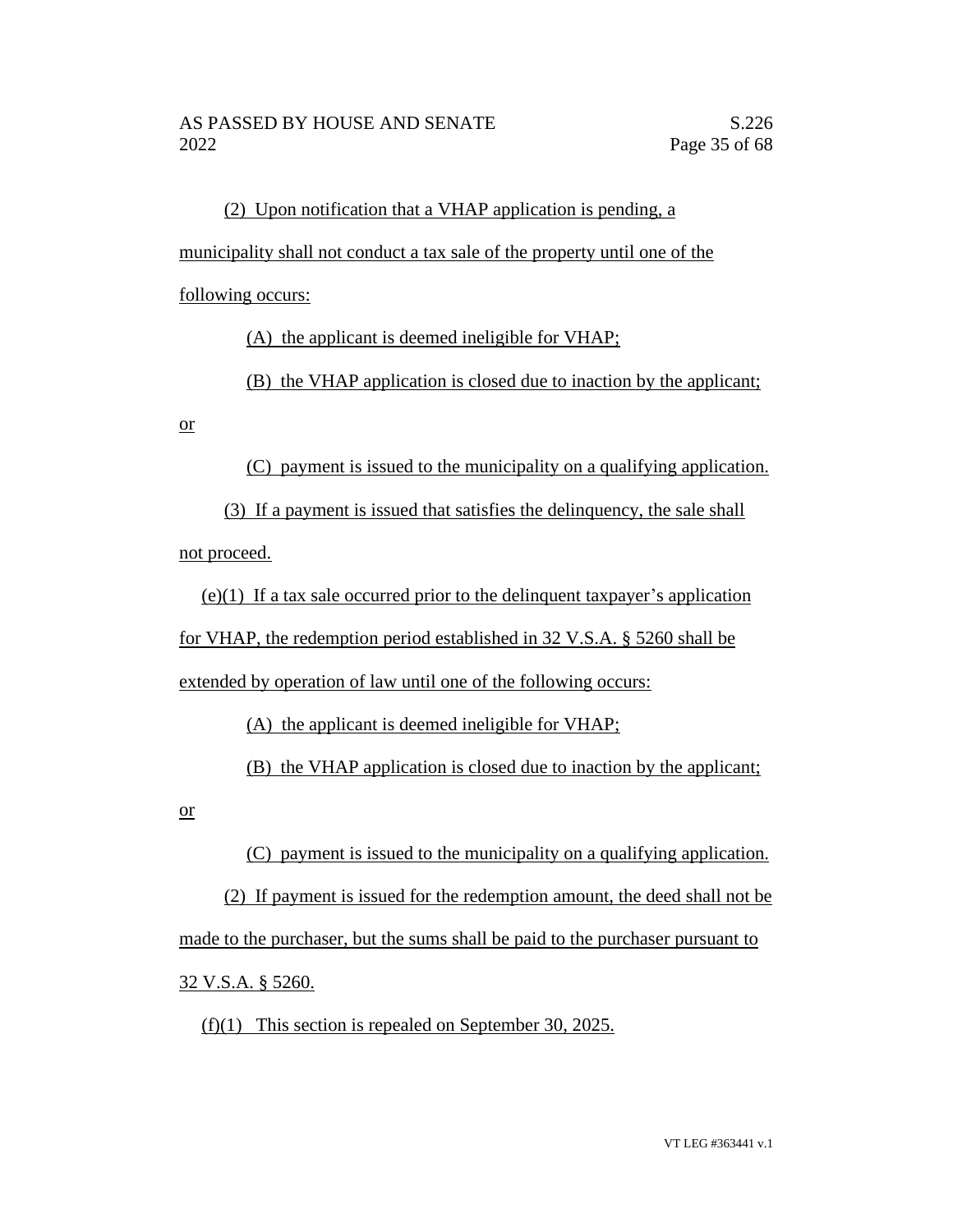(2) Upon notification that a VHAP application is pending, a municipality shall not conduct a tax sale of the property until one of the following occurs:

(A) the applicant is deemed ineligible for VHAP;

(B) the VHAP application is closed due to inaction by the applicant; or

(C) payment is issued to the municipality on a qualifying application.

(3) If a payment is issued that satisfies the delinquency, the sale shall not proceed.

(e)(1) If a tax sale occurred prior to the delinquent taxpayer's application for VHAP, the redemption period established in 32 V.S.A. § 5260 shall be extended by operation of law until one of the following occurs:

(A) the applicant is deemed ineligible for VHAP;

(B) the VHAP application is closed due to inaction by the applicant; or

(C) payment is issued to the municipality on a qualifying application.

(2) If payment is issued for the redemption amount, the deed shall not be made to the purchaser, but the sums shall be paid to the purchaser pursuant to 32 V.S.A. § 5260.

(f)(1) This section is repealed on September 30, 2025.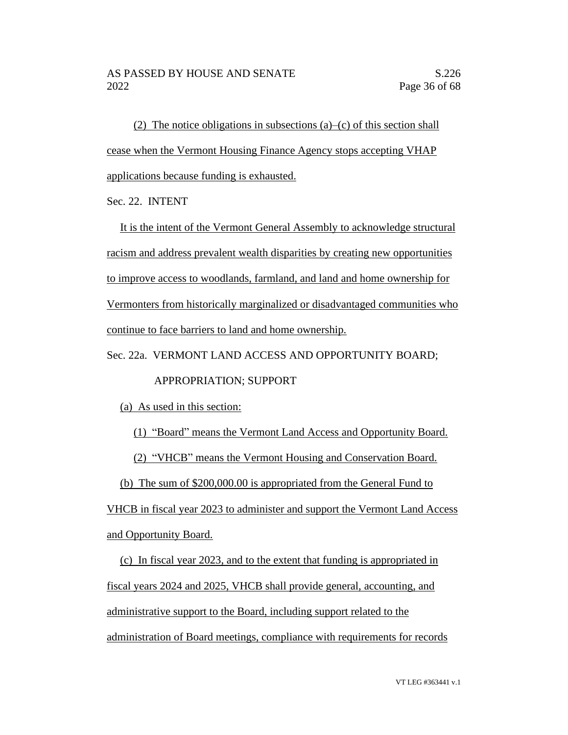(2) The notice obligations in subsections (a)–(c) of this section shall cease when the Vermont Housing Finance Agency stops accepting VHAP applications because funding is exhausted.

Sec. 22. INTENT

It is the intent of the Vermont General Assembly to acknowledge structural racism and address prevalent wealth disparities by creating new opportunities to improve access to woodlands, farmland, and land and home ownership for Vermonters from historically marginalized or disadvantaged communities who continue to face barriers to land and home ownership.

Sec. 22a. VERMONT LAND ACCESS AND OPPORTUNITY BOARD; APPROPRIATION; SUPPORT

(a) As used in this section:

(1) "Board" means the Vermont Land Access and Opportunity Board.

(2) "VHCB" means the Vermont Housing and Conservation Board.

(b) The sum of $200,000.00 is appropriated from the General Fund to VHCB in fiscal year 2023 to administer and support the Vermont Land Access and Opportunity Board.

(c) In fiscal year 2023, and to the extent that funding is appropriated in fiscal years 2024 and 2025, VHCB shall provide general, accounting, and administrative support to the Board, including support related to the administration of Board meetings, compliance with requirements for records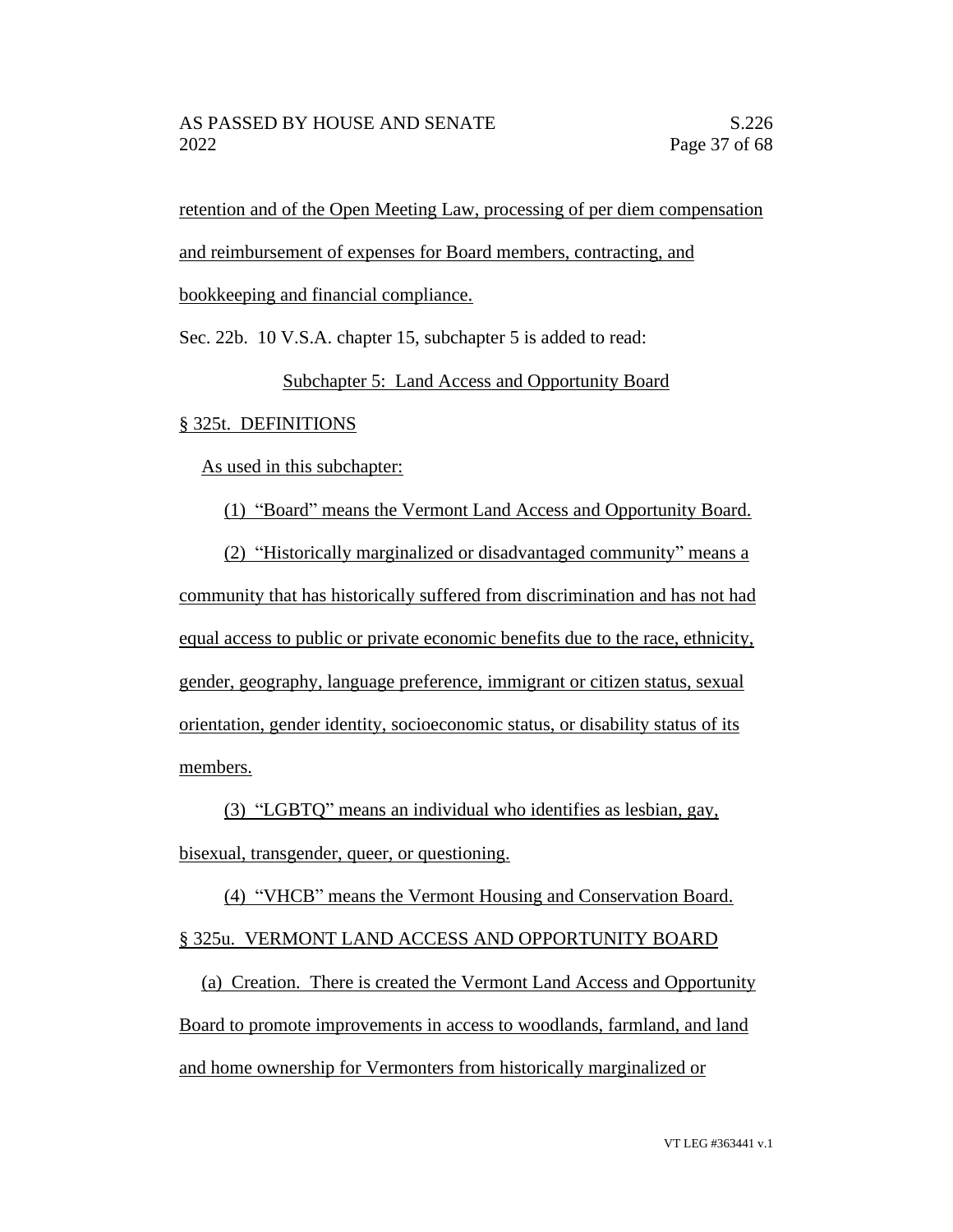retention and of the Open Meeting Law, processing of per diem compensation and reimbursement of expenses for Board members, contracting, and bookkeeping and financial compliance.

Sec. 22b. 10 V.S.A. chapter 15, subchapter 5 is added to read:

Subchapter 5: Land Access and Opportunity Board

§ 325t. DEFINITIONS

As used in this subchapter:

(1) "Board" means the Vermont Land Access and Opportunity Board.

(2) "Historically marginalized or disadvantaged community" means a community that has historically suffered from discrimination and has not had equal access to public or private economic benefits due to the race, ethnicity, gender, geography, language preference, immigrant or citizen status, sexual orientation, gender identity, socioeconomic status, or disability status of its members.

(3) "LGBTQ" means an individual who identifies as lesbian, gay, bisexual, transgender, queer, or questioning.

(4) "VHCB" means the Vermont Housing and Conservation Board.

§ 325u. VERMONT LAND ACCESS AND OPPORTUNITY BOARD

(a) Creation. There is created the Vermont Land Access and Opportunity Board to promote improvements in access to woodlands, farmland, and land and home ownership for Vermonters from historically marginalized or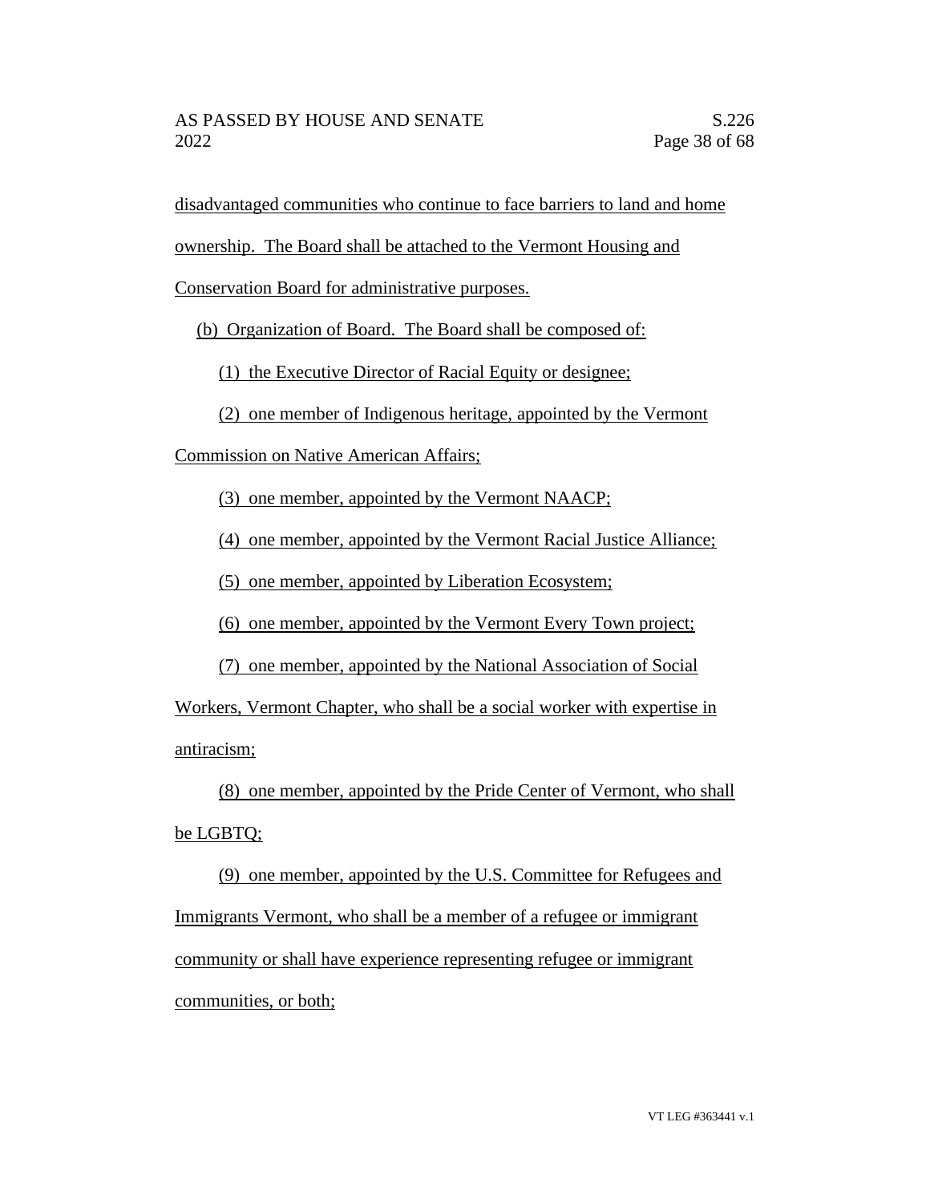disadvantaged communities who continue to face barriers to land and home ownership. The Board shall be attached to the Vermont Housing and Conservation Board for administrative purposes.

(b) Organization of Board. The Board shall be composed of:

(1) the Executive Director of Racial Equity or designee;

(2) one member of Indigenous heritage, appointed by the Vermont Commission on Native American Affairs;

(3) one member, appointed by the Vermont NAACP;

(4) one member, appointed by the Vermont Racial Justice Alliance;

(5) one member, appointed by Liberation Ecosystem;

(6) one member, appointed by the Vermont Every Town project;

(7) one member, appointed by the National Association of Social Workers, Vermont Chapter, who shall be a social worker with expertise in antiracism;

(8) one member, appointed by the Pride Center of Vermont, who shall be LGBTQ;

(9) one member, appointed by the U.S. Committee for Refugees and Immigrants Vermont, who shall be a member of a refugee or immigrant community or shall have experience representing refugee or immigrant communities, or both;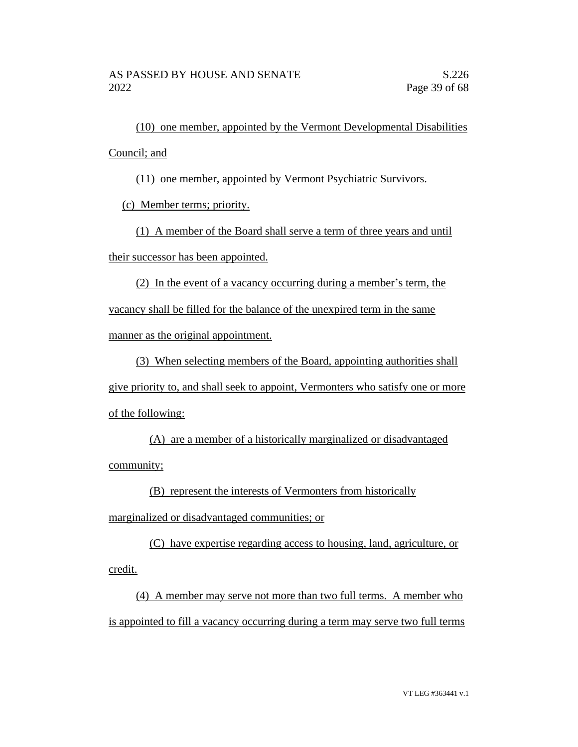(10) one member, appointed by the Vermont Developmental Disabilities Council; and

(11) one member, appointed by Vermont Psychiatric Survivors.

(c) Member terms; priority.

(1) A member of the Board shall serve a term of three years and until their successor has been appointed.

(2) In the event of a vacancy occurring during a member's term, the vacancy shall be filled for the balance of the unexpired term in the same manner as the original appointment.

(3) When selecting members of the Board, appointing authorities shall give priority to, and shall seek to appoint, Vermonters who satisfy one or more of the following:

(A) are a member of a historically marginalized or disadvantaged community;

(B) represent the interests of Vermonters from historically marginalized or disadvantaged communities; or

(C) have expertise regarding access to housing, land, agriculture, or credit.

(4) A member may serve not more than two full terms. A member who is appointed to fill a vacancy occurring during a term may serve two full terms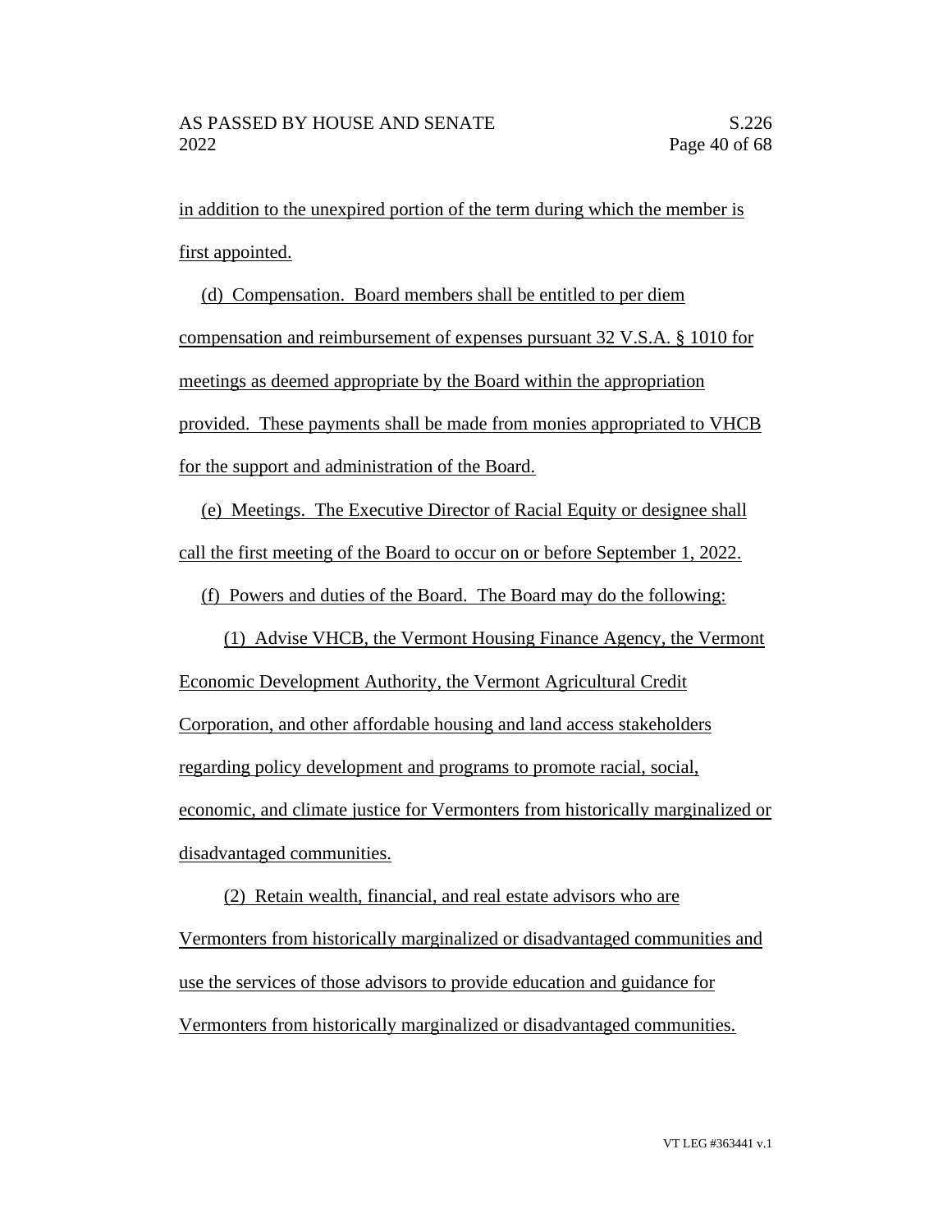in addition to the unexpired portion of the term during which the member is first appointed.

(d) Compensation. Board members shall be entitled to per diem compensation and reimbursement of expenses pursuant 32 V.S.A. § 1010 for meetings as deemed appropriate by the Board within the appropriation provided. These payments shall be made from monies appropriated to VHCB for the support and administration of the Board.

(e) Meetings. The Executive Director of Racial Equity or designee shall call the first meeting of the Board to occur on or before September 1, 2022.

(f) Powers and duties of the Board. The Board may do the following:

(1) Advise VHCB, the Vermont Housing Finance Agency, the Vermont Economic Development Authority, the Vermont Agricultural Credit Corporation, and other affordable housing and land access stakeholders regarding policy development and programs to promote racial, social, economic, and climate justice for Vermonters from historically marginalized or disadvantaged communities.

(2) Retain wealth, financial, and real estate advisors who are Vermonters from historically marginalized or disadvantaged communities and use the services of those advisors to provide education and guidance for Vermonters from historically marginalized or disadvantaged communities.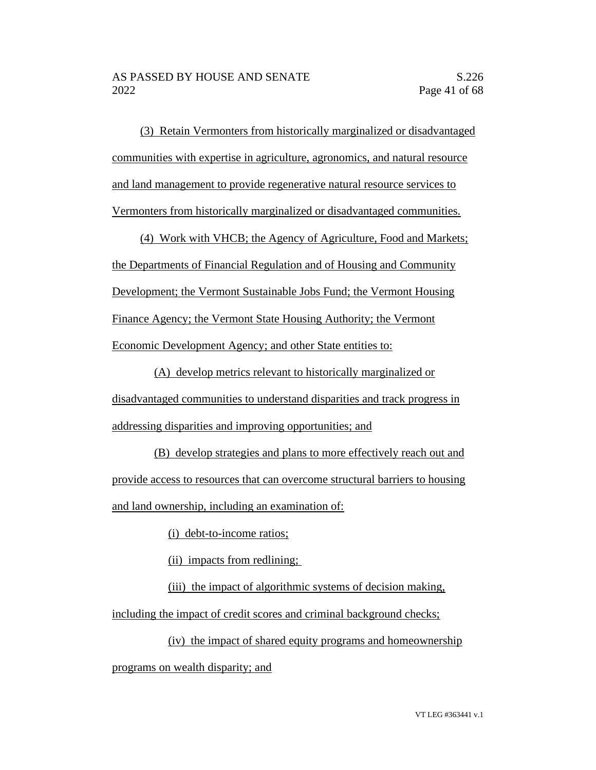(3) Retain Vermonters from historically marginalized or disadvantaged communities with expertise in agriculture, agronomics, and natural resource and land management to provide regenerative natural resource services to Vermonters from historically marginalized or disadvantaged communities.

(4) Work with VHCB; the Agency of Agriculture, Food and Markets; the Departments of Financial Regulation and of Housing and Community Development; the Vermont Sustainable Jobs Fund; the Vermont Housing Finance Agency; the Vermont State Housing Authority; the Vermont Economic Development Agency; and other State entities to:

(A) develop metrics relevant to historically marginalized or disadvantaged communities to understand disparities and track progress in addressing disparities and improving opportunities; and

(B) develop strategies and plans to more effectively reach out and provide access to resources that can overcome structural barriers to housing and land ownership, including an examination of:

(i) debt-to-income ratios;

(ii) impacts from redlining;

(iii) the impact of algorithmic systems of decision making, including the impact of credit scores and criminal background checks;

(iv) the impact of shared equity programs and homeownership programs on wealth disparity; and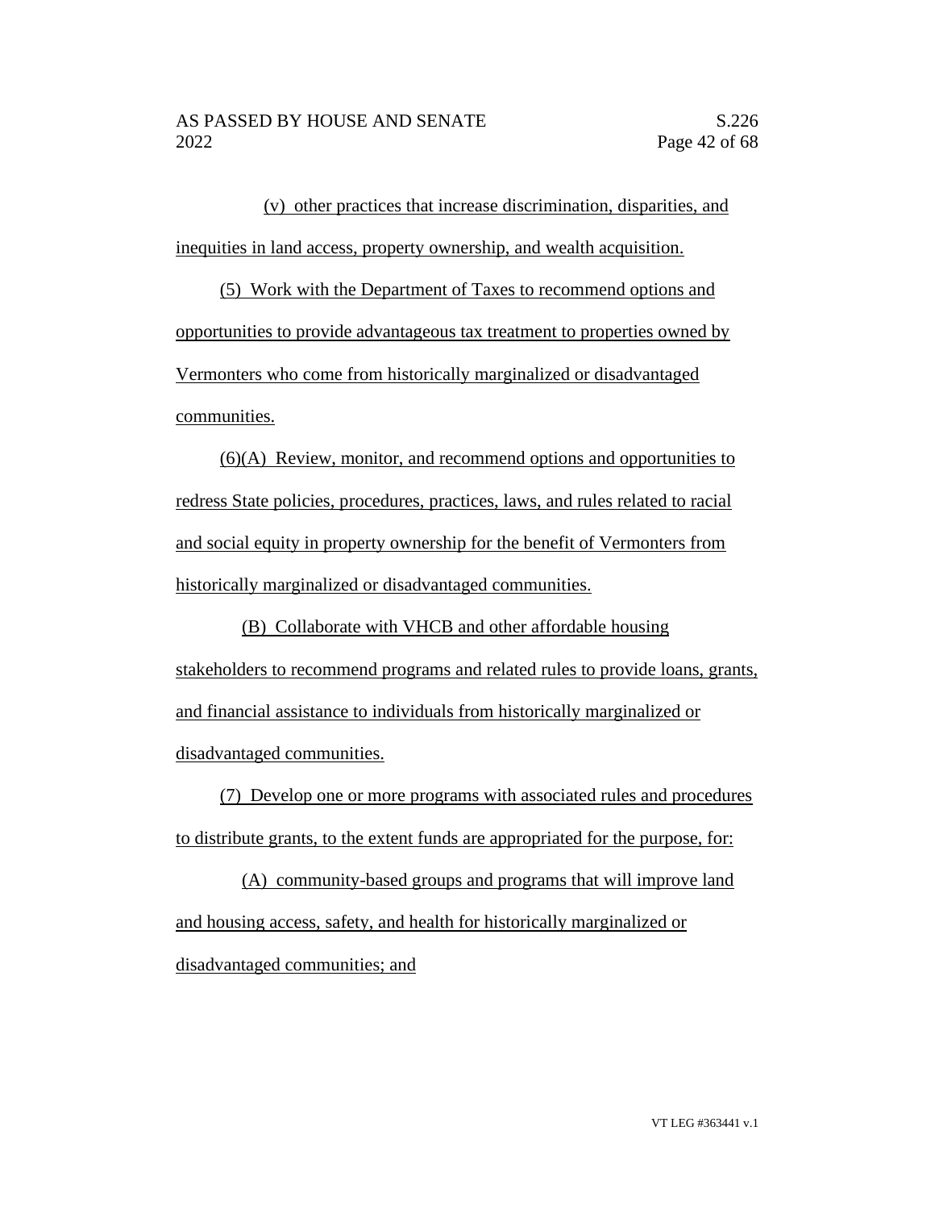(v) other practices that increase discrimination, disparities, and inequities in land access, property ownership, and wealth acquisition.

(5) Work with the Department of Taxes to recommend options and opportunities to provide advantageous tax treatment to properties owned by Vermonters who come from historically marginalized or disadvantaged communities.

(6)(A) Review, monitor, and recommend options and opportunities to redress State policies, procedures, practices, laws, and rules related to racial and social equity in property ownership for the benefit of Vermonters from historically marginalized or disadvantaged communities.

(B) Collaborate with VHCB and other affordable housing stakeholders to recommend programs and related rules to provide loans, grants, and financial assistance to individuals from historically marginalized or disadvantaged communities.

(7) Develop one or more programs with associated rules and procedures to distribute grants, to the extent funds are appropriated for the purpose, for:

(A) community-based groups and programs that will improve land and housing access, safety, and health for historically marginalized or disadvantaged communities; and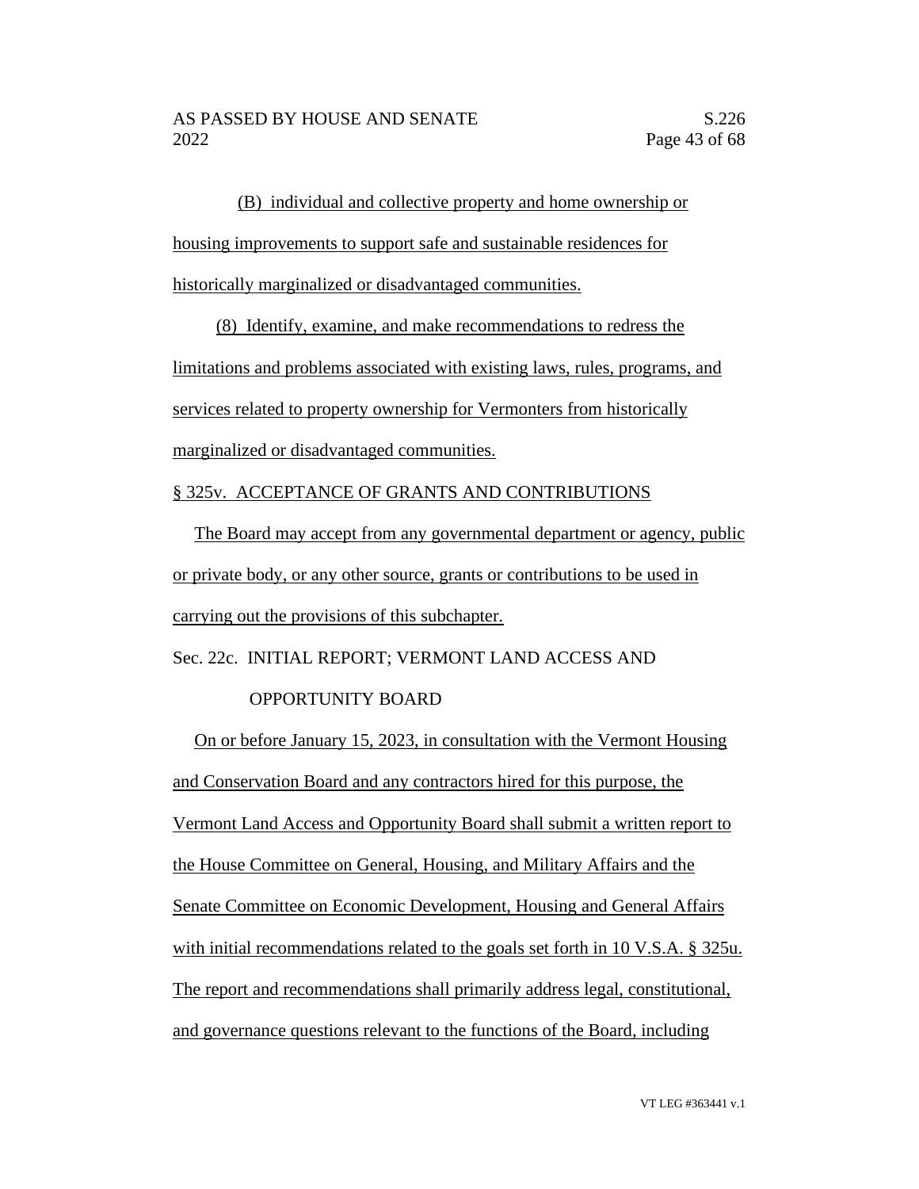(B) individual and collective property and home ownership or housing improvements to support safe and sustainable residences for historically marginalized or disadvantaged communities.

(8) Identify, examine, and make recommendations to redress the limitations and problems associated with existing laws, rules, programs, and services related to property ownership for Vermonters from historically marginalized or disadvantaged communities.

§ 325v. ACCEPTANCE OF GRANTS AND CONTRIBUTIONS

The Board may accept from any governmental department or agency, public or private body, or any other source, grants or contributions to be used in carrying out the provisions of this subchapter.

Sec. 22c. INITIAL REPORT; VERMONT LAND ACCESS AND OPPORTUNITY BOARD

On or before January 15, 2023, in consultation with the Vermont Housing and Conservation Board and any contractors hired for this purpose, the Vermont Land Access and Opportunity Board shall submit a written report to the House Committee on General, Housing, and Military Affairs and the Senate Committee on Economic Development, Housing and General Affairs with initial recommendations related to the goals set forth in 10 V.S.A. § 325u. The report and recommendations shall primarily address legal, constitutional, and governance questions relevant to the functions of the Board, including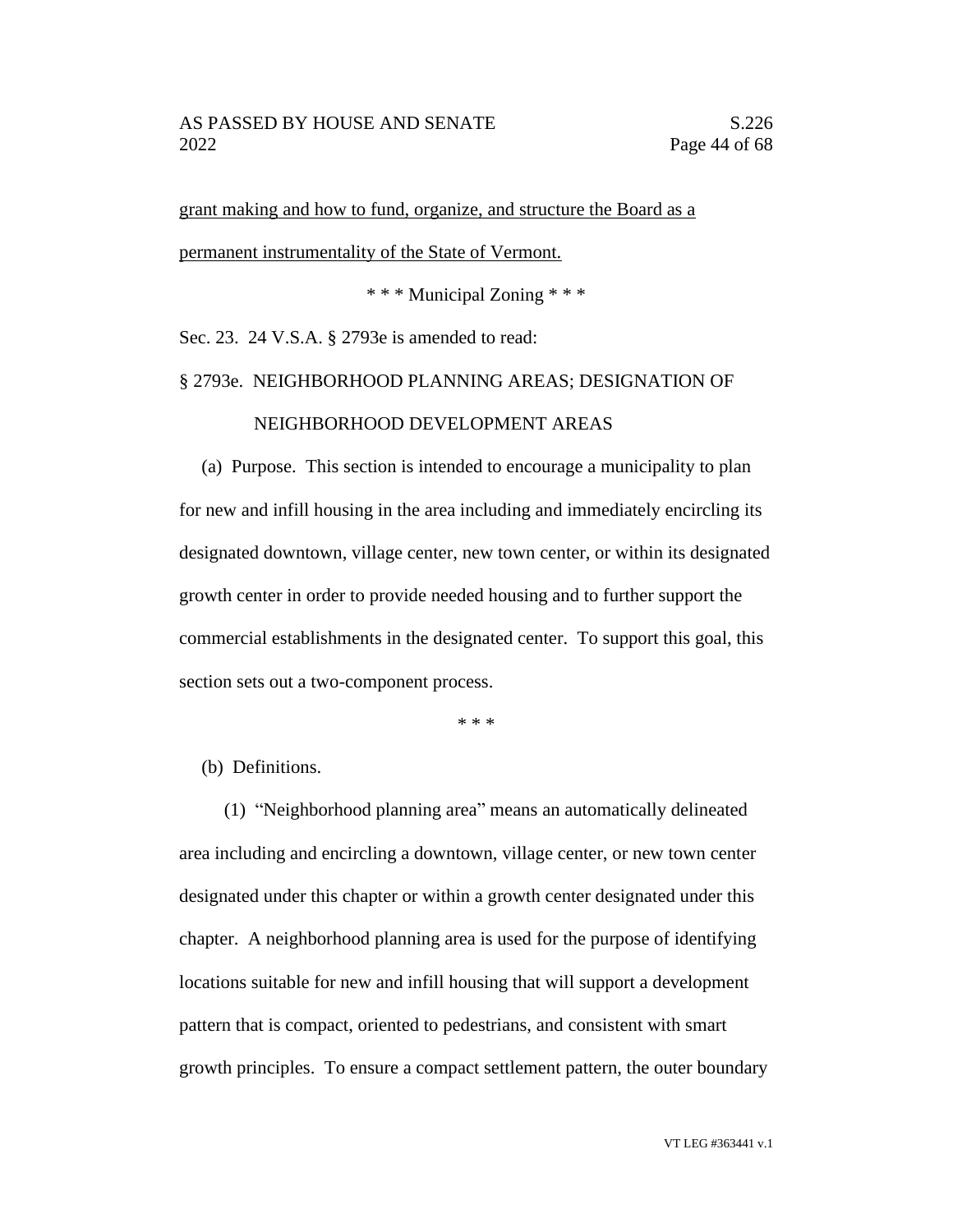grant making and how to fund, organize, and structure the Board as a permanent instrumentality of the State of Vermont.

\* \* \* Municipal Zoning \* \* \*

Sec. 23. 24 V.S.A. § 2793e is amended to read:

§ 2793e. NEIGHBORHOOD PLANNING AREAS; DESIGNATION OF NEIGHBORHOOD DEVELOPMENT AREAS

(a) Purpose. This section is intended to encourage a municipality to plan for new and infill housing in the area including and immediately encircling its designated downtown, village center, new town center, or within its designated growth center in order to provide needed housing and to further support the commercial establishments in the designated center. To support this goal, this section sets out a two-component process.

\* \* \*

(b) Definitions.

(1) "Neighborhood planning area" means an automatically delineated area including and encircling a downtown, village center, or new town center designated under this chapter or within a growth center designated under this chapter. A neighborhood planning area is used for the purpose of identifying locations suitable for new and infill housing that will support a development pattern that is compact, oriented to pedestrians, and consistent with smart growth principles. To ensure a compact settlement pattern, the outer boundary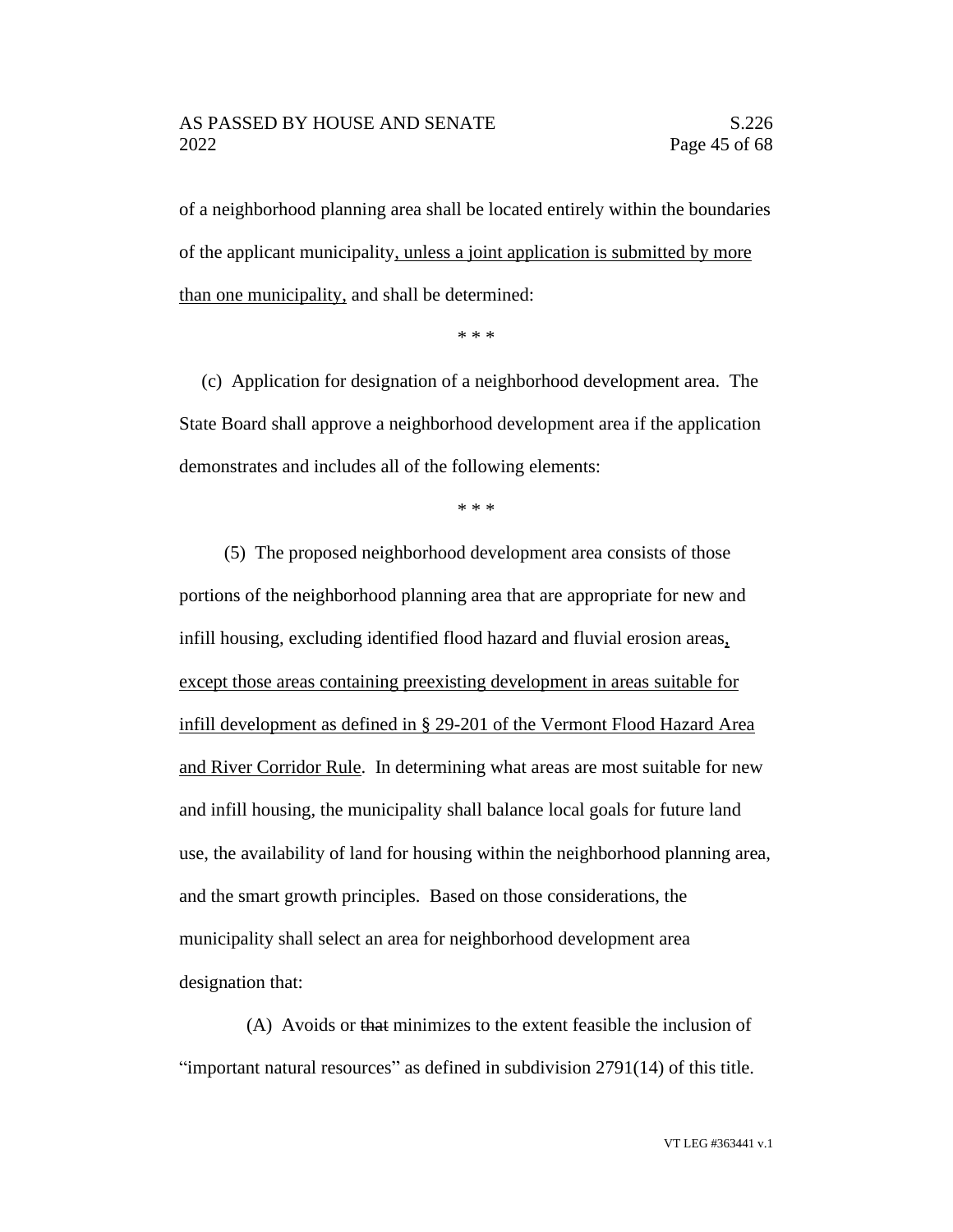of a neighborhood planning area shall be located entirely within the boundaries of the applicant municipality<u>, unless a joint application is submitted by more than one municipality,</u> and shall be determined:

\* \* \*

(c) Application for designation of a neighborhood development area. The State Board shall approve a neighborhood development area if the application demonstrates and includes all of the following elements:

\* \* \*

(5) The proposed neighborhood development area consists of those portions of the neighborhood planning area that are appropriate for new and infill housing, excluding identified flood hazard and fluvial erosion areas<u>, except those areas containing preexisting development in areas suitable for infill development as defined in § 29-201 of the Vermont Flood Hazard Area and River Corridor Rule</u>. In determining what areas are most suitable for new and infill housing, the municipality shall balance local goals for future land use, the availability of land for housing within the neighborhood planning area, and the smart growth principles. Based on those considerations, the municipality shall select an area for neighborhood development area designation that:

(A) Avoids or ~~that~~ minimizes to the extent feasible the inclusion of "important natural resources" as defined in subdivision 2791(14) of this title.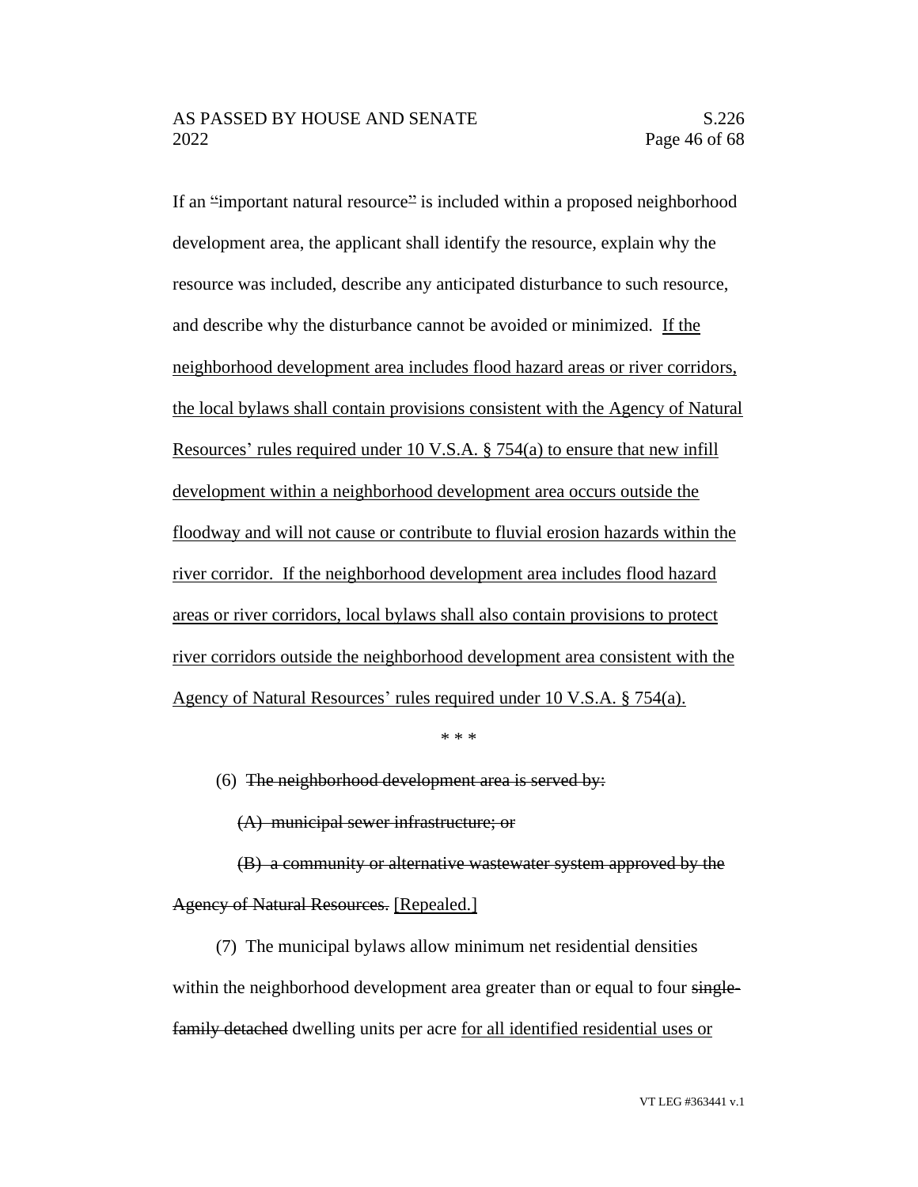If an "important natural resource" is included within a proposed neighborhood development area, the applicant shall identify the resource, explain why the resource was included, describe any anticipated disturbance to such resource, and describe why the disturbance cannot be avoided or minimized. <u>If the neighborhood development area includes flood hazard areas or river corridors, the local bylaws shall contain provisions consistent with the Agency of Natural Resources' rules required under 10 V.S.A. § 754(a) to ensure that new infill development within a neighborhood development area occurs outside the floodway and will not cause or contribute to fluvial erosion hazards within the river corridor. If the neighborhood development area includes flood hazard areas or river corridors, local bylaws shall also contain provisions to protect river corridors outside the neighborhood development area consistent with the Agency of Natural Resources' rules required under 10 V.S.A. § 754(a).</u>

\* \* \*

(6) ~~The neighborhood development area is served by:~~

(A) ~~municipal sewer infrastructure; or~~

(B) ~~a community or alternative wastewater system approved by the Agency of Natural Resources.~~ <u>[Repealed.]</u>

(7) The municipal bylaws allow minimum net residential densities within the neighborhood development area greater than or equal to four ~~single-family detached~~ dwelling units per acre <u>for all identified residential uses or</u>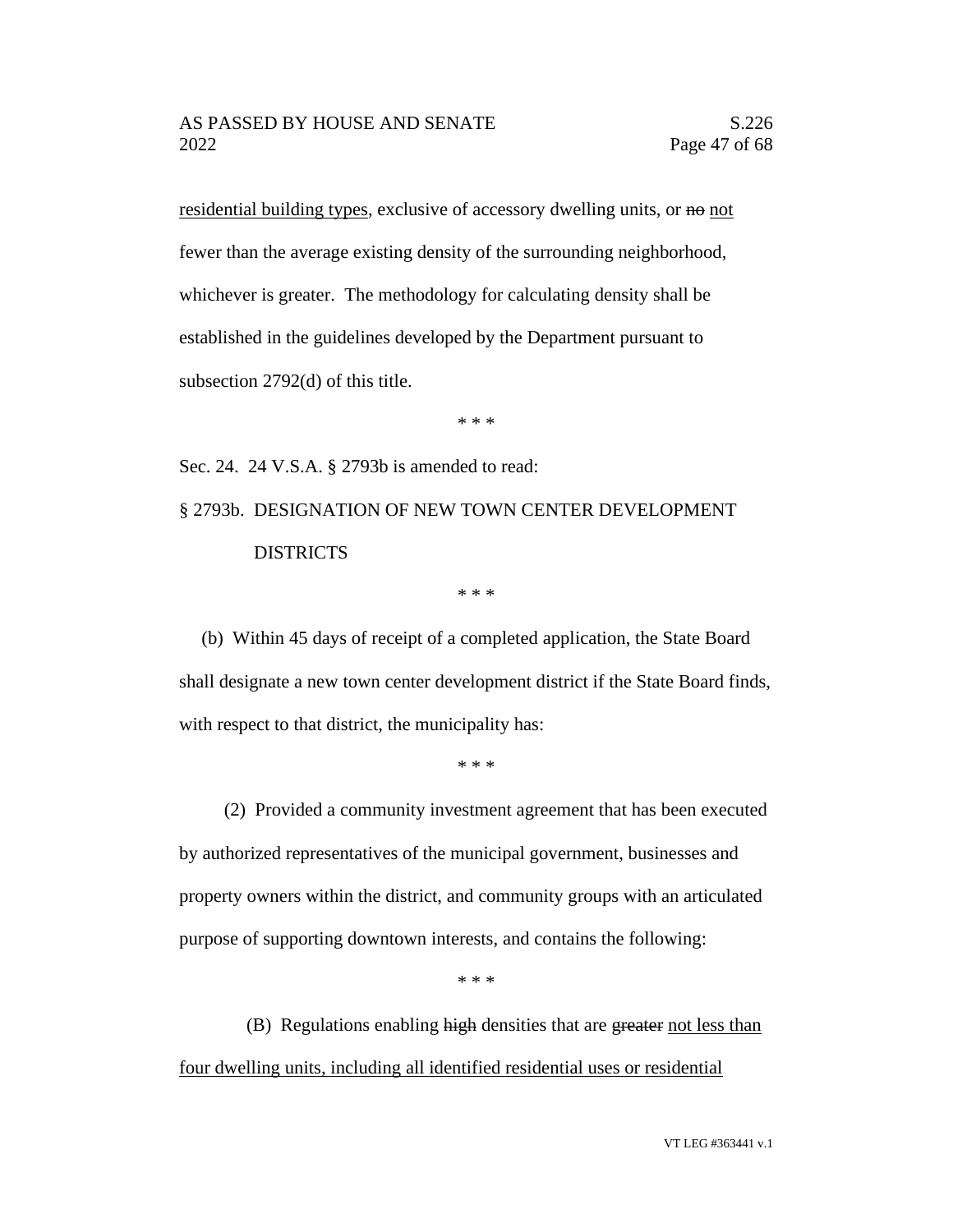<u>residential building types</u>, exclusive of accessory dwelling units, or ~~no~~ <u>not</u> fewer than the average existing density of the surrounding neighborhood, whichever is greater. The methodology for calculating density shall be established in the guidelines developed by the Department pursuant to subsection 2792(d) of this title.

\* \* \*

Sec. 24. 24 V.S.A. § 2793b is amended to read:

§ 2793b. DESIGNATION OF NEW TOWN CENTER DEVELOPMENT DISTRICTS

\* \* \*

(b) Within 45 days of receipt of a completed application, the State Board shall designate a new town center development district if the State Board finds, with respect to that district, the municipality has:

\* \* \*

(2) Provided a community investment agreement that has been executed by authorized representatives of the municipal government, businesses and property owners within the district, and community groups with an articulated purpose of supporting downtown interests, and contains the following:

\* \* \*

(B) Regulations enabling ~~high~~ densities that are ~~greater~~ <u>not less than four dwelling units, including all identified residential uses or residential</u>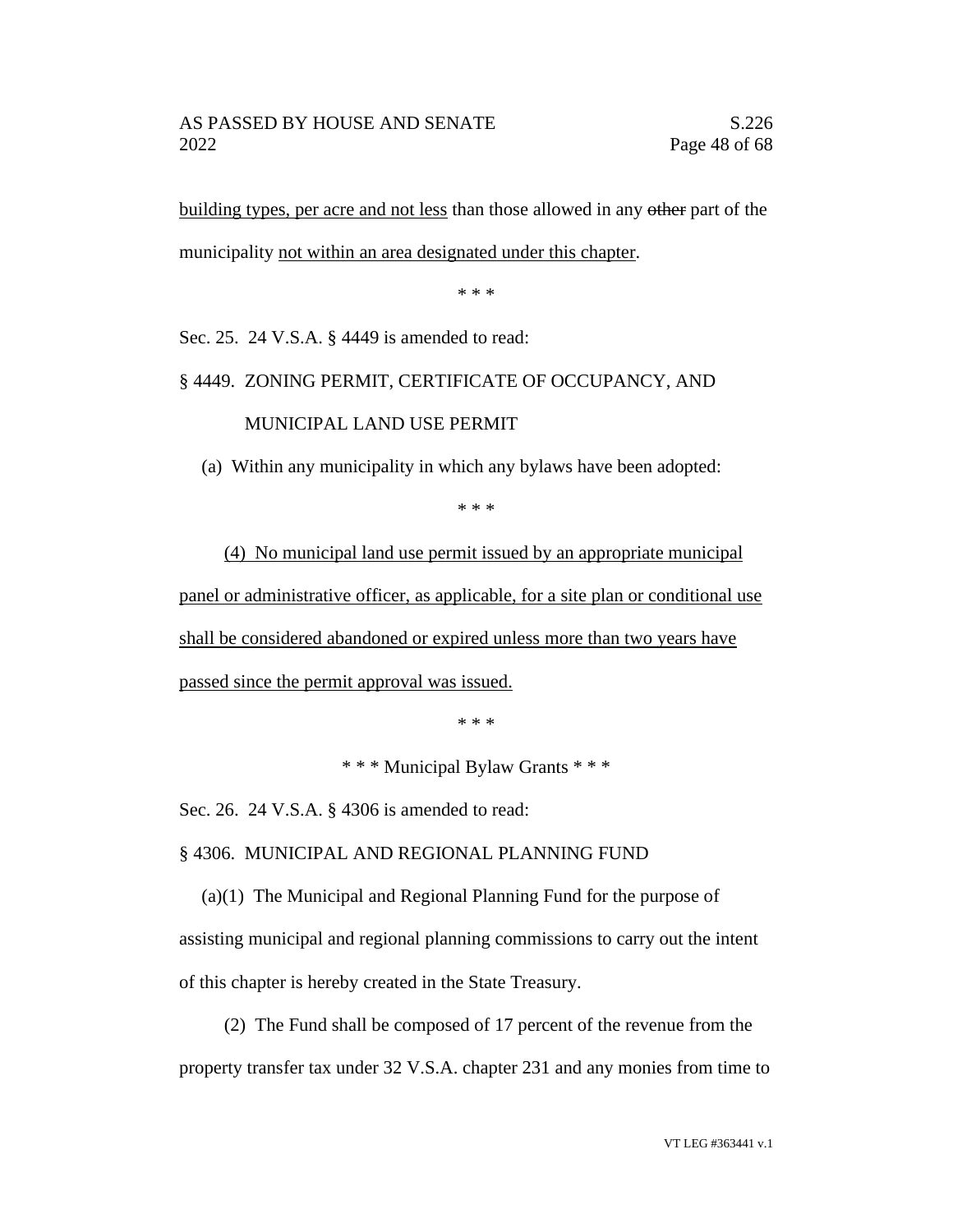building types, per acre and not less than those allowed in any ~~other~~ part of the municipality not within an area designated under this chapter.

\* \* \*

Sec. 25. 24 V.S.A. § 4449 is amended to read:

§ 4449. ZONING PERMIT, CERTIFICATE OF OCCUPANCY, AND MUNICIPAL LAND USE PERMIT

(a) Within any municipality in which any bylaws have been adopted:

\* \* \*

(4) No municipal land use permit issued by an appropriate municipal panel or administrative officer, as applicable, for a site plan or conditional use shall be considered abandoned or expired unless more than two years have passed since the permit approval was issued.

\* \* \*

\* \* \* Municipal Bylaw Grants \* \* \*

Sec. 26. 24 V.S.A. § 4306 is amended to read:

§ 4306. MUNICIPAL AND REGIONAL PLANNING FUND

(a)(1) The Municipal and Regional Planning Fund for the purpose of assisting municipal and regional planning commissions to carry out the intent of this chapter is hereby created in the State Treasury.

(2) The Fund shall be composed of 17 percent of the revenue from the property transfer tax under 32 V.S.A. chapter 231 and any monies from time to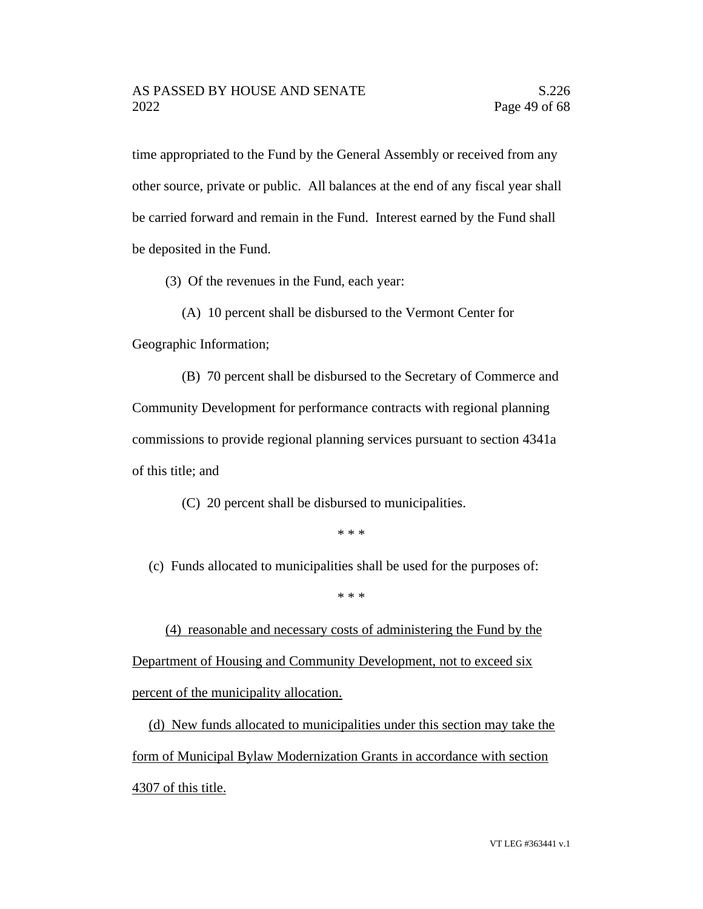time appropriated to the Fund by the General Assembly or received from any other source, private or public. All balances at the end of any fiscal year shall be carried forward and remain in the Fund. Interest earned by the Fund shall be deposited in the Fund.

(3) Of the revenues in the Fund, each year:

(A) 10 percent shall be disbursed to the Vermont Center for Geographic Information;

(B) 70 percent shall be disbursed to the Secretary of Commerce and Community Development for performance contracts with regional planning commissions to provide regional planning services pursuant to section 4341a of this title; and

(C) 20 percent shall be disbursed to municipalities.

\* \* \*

(c) Funds allocated to municipalities shall be used for the purposes of:

\* \* \*

<u>(4) reasonable and necessary costs of administering the Fund by the Department of Housing and Community Development, not to exceed six percent of the municipality allocation.</u>

<u>(d) New funds allocated to municipalities under this section may take the form of Municipal Bylaw Modernization Grants in accordance with section 4307 of this title.</u>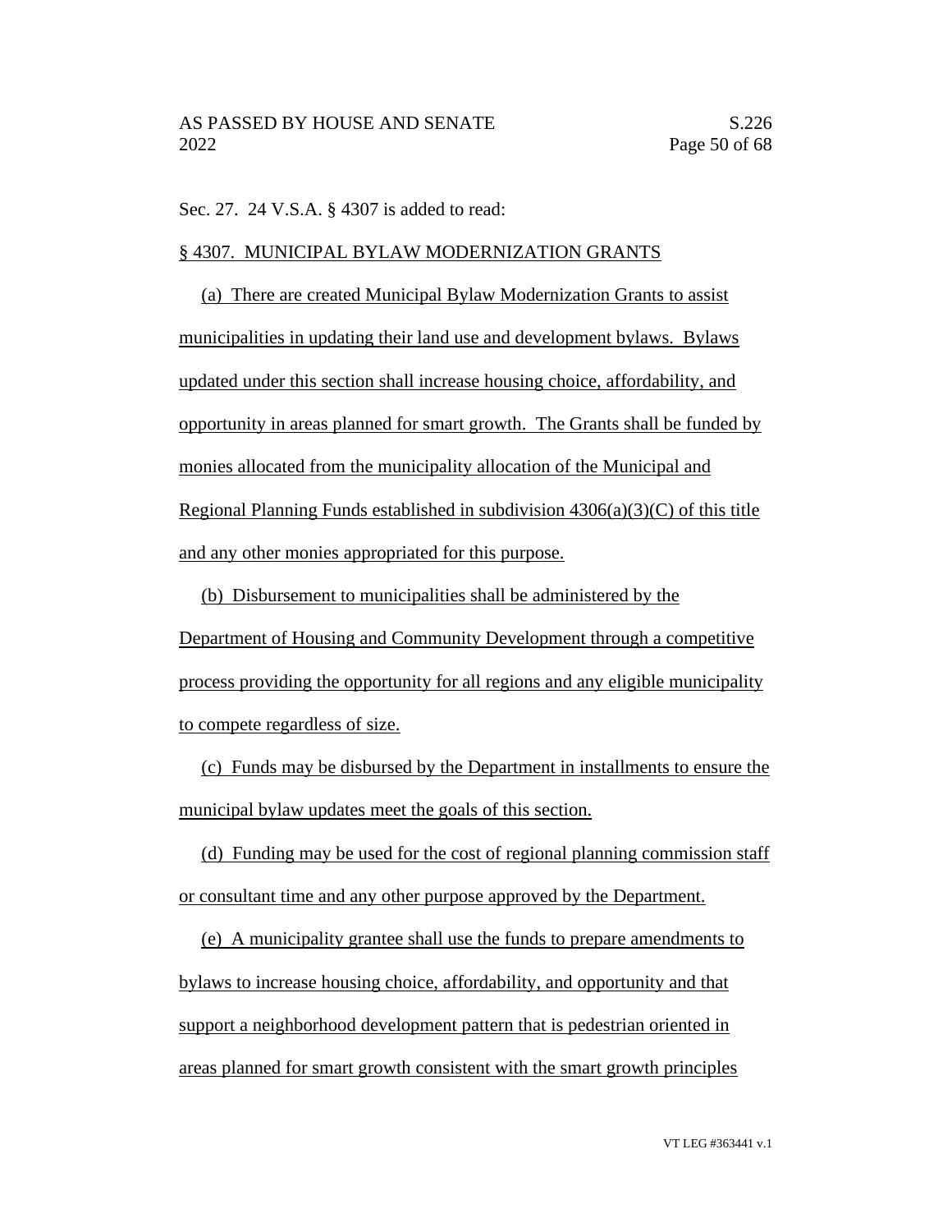Sec. 27. 24 V.S.A. § 4307 is added to read:

§ 4307. MUNICIPAL BYLAW MODERNIZATION GRANTS

(a) There are created Municipal Bylaw Modernization Grants to assist municipalities in updating their land use and development bylaws. Bylaws updated under this section shall increase housing choice, affordability, and opportunity in areas planned for smart growth. The Grants shall be funded by monies allocated from the municipality allocation of the Municipal and Regional Planning Funds established in subdivision 4306(a)(3)(C) of this title and any other monies appropriated for this purpose.

(b) Disbursement to municipalities shall be administered by the Department of Housing and Community Development through a competitive process providing the opportunity for all regions and any eligible municipality to compete regardless of size.

(c) Funds may be disbursed by the Department in installments to ensure the municipal bylaw updates meet the goals of this section.

(d) Funding may be used for the cost of regional planning commission staff or consultant time and any other purpose approved by the Department.

(e) A municipality grantee shall use the funds to prepare amendments to bylaws to increase housing choice, affordability, and opportunity and that support a neighborhood development pattern that is pedestrian oriented in areas planned for smart growth consistent with the smart growth principles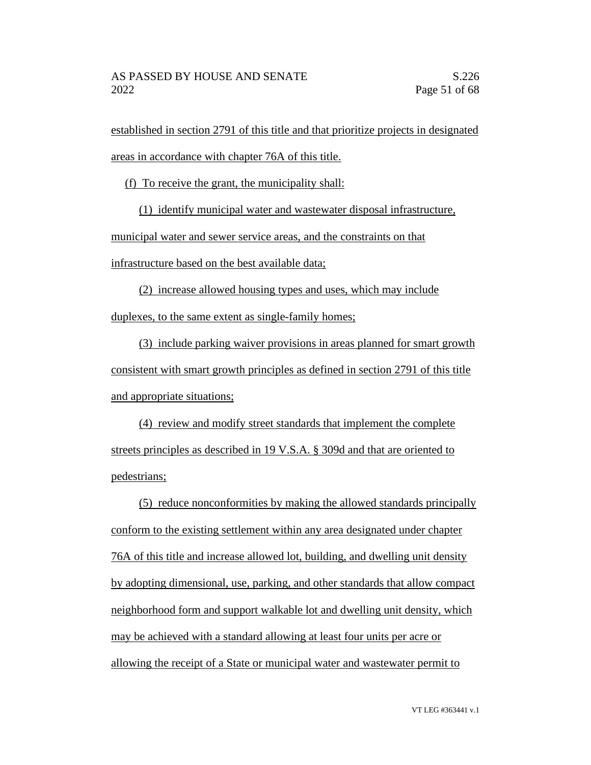established in section 2791 of this title and that prioritize projects in designated areas in accordance with chapter 76A of this title.

(f) To receive the grant, the municipality shall:

(1) identify municipal water and wastewater disposal infrastructure, municipal water and sewer service areas, and the constraints on that infrastructure based on the best available data;

(2) increase allowed housing types and uses, which may include duplexes, to the same extent as single-family homes;

(3) include parking waiver provisions in areas planned for smart growth consistent with smart growth principles as defined in section 2791 of this title and appropriate situations;

(4) review and modify street standards that implement the complete streets principles as described in 19 V.S.A. § 309d and that are oriented to pedestrians;

(5) reduce nonconformities by making the allowed standards principally conform to the existing settlement within any area designated under chapter 76A of this title and increase allowed lot, building, and dwelling unit density by adopting dimensional, use, parking, and other standards that allow compact neighborhood form and support walkable lot and dwelling unit density, which may be achieved with a standard allowing at least four units per acre or allowing the receipt of a State or municipal water and wastewater permit to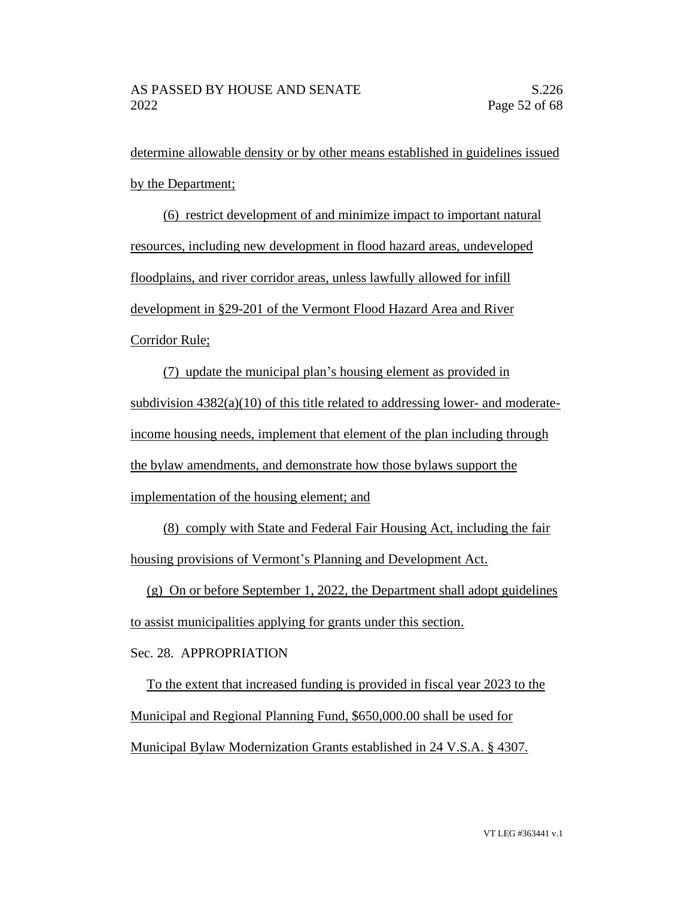determine allowable density or by other means established in guidelines issued by the Department;

(6) restrict development of and minimize impact to important natural resources, including new development in flood hazard areas, undeveloped floodplains, and river corridor areas, unless lawfully allowed for infill development in §29-201 of the Vermont Flood Hazard Area and River Corridor Rule;

(7) update the municipal plan's housing element as provided in subdivision 4382(a)(10) of this title related to addressing lower- and moderate-income housing needs, implement that element of the plan including through the bylaw amendments, and demonstrate how those bylaws support the implementation of the housing element; and

(8) comply with State and Federal Fair Housing Act, including the fair housing provisions of Vermont's Planning and Development Act.

(g) On or before September 1, 2022, the Department shall adopt guidelines to assist municipalities applying for grants under this section.

Sec. 28. APPROPRIATION

To the extent that increased funding is provided in fiscal year 2023 to the Municipal and Regional Planning Fund, $650,000.00 shall be used for Municipal Bylaw Modernization Grants established in 24 V.S.A. § 4307.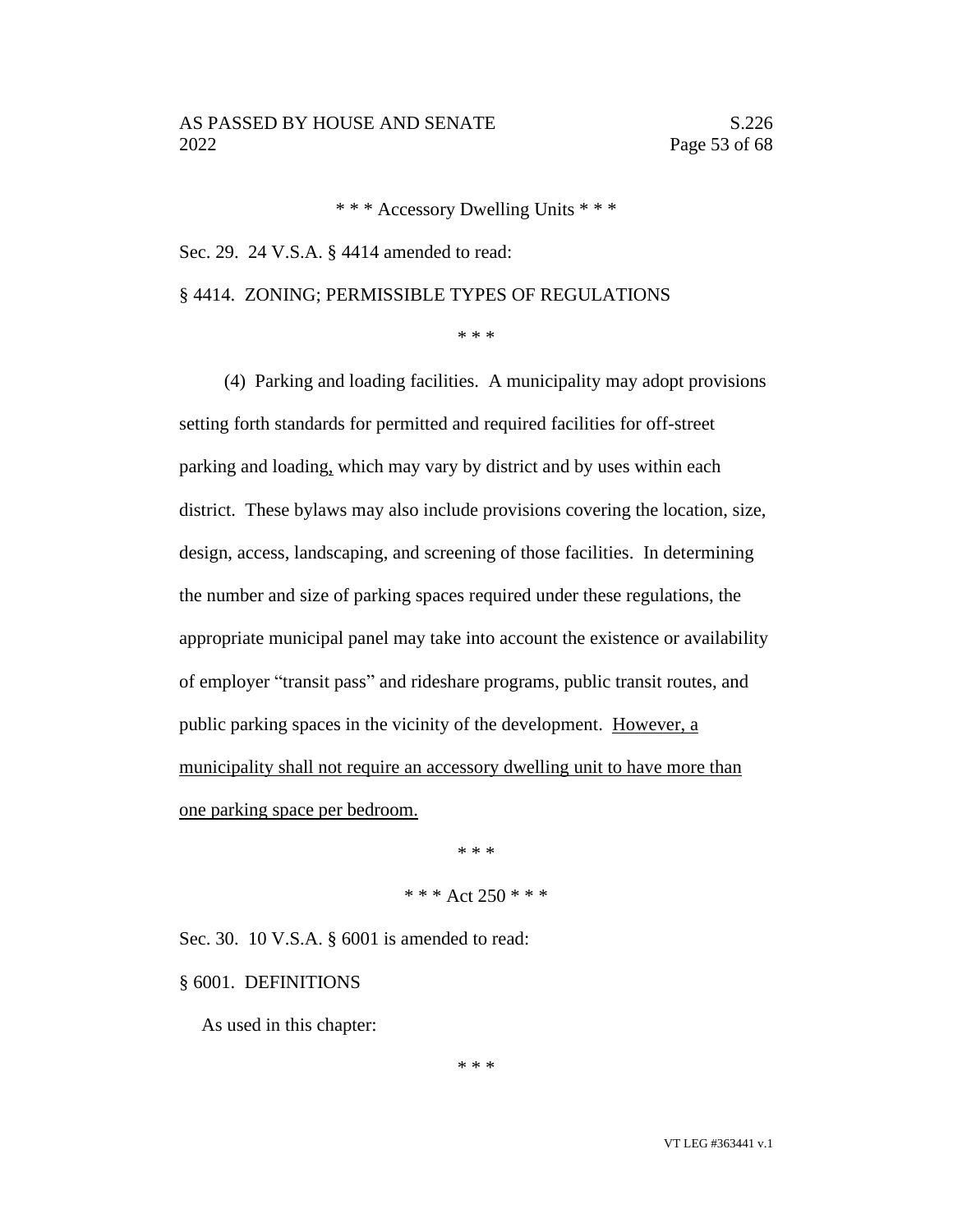\* \* \* Accessory Dwelling Units \* \* \*

Sec. 29. 24 V.S.A. § 4414 amended to read:

§ 4414. ZONING; PERMISSIBLE TYPES OF REGULATIONS

\* \* \*

(4) Parking and loading facilities. A municipality may adopt provisions setting forth standards for permitted and required facilities for off-street parking and loading, which may vary by district and by uses within each district. These bylaws may also include provisions covering the location, size, design, access, landscaping, and screening of those facilities. In determining the number and size of parking spaces required under these regulations, the appropriate municipal panel may take into account the existence or availability of employer "transit pass" and rideshare programs, public transit routes, and public parking spaces in the vicinity of the development. <u>However, a municipality shall not require an accessory dwelling unit to have more than one parking space per bedroom.</u>

\* \* \*

\* \* \* Act 250 \* \* \*

Sec. 30. 10 V.S.A. § 6001 is amended to read:

§ 6001. DEFINITIONS

As used in this chapter:

\* \* \*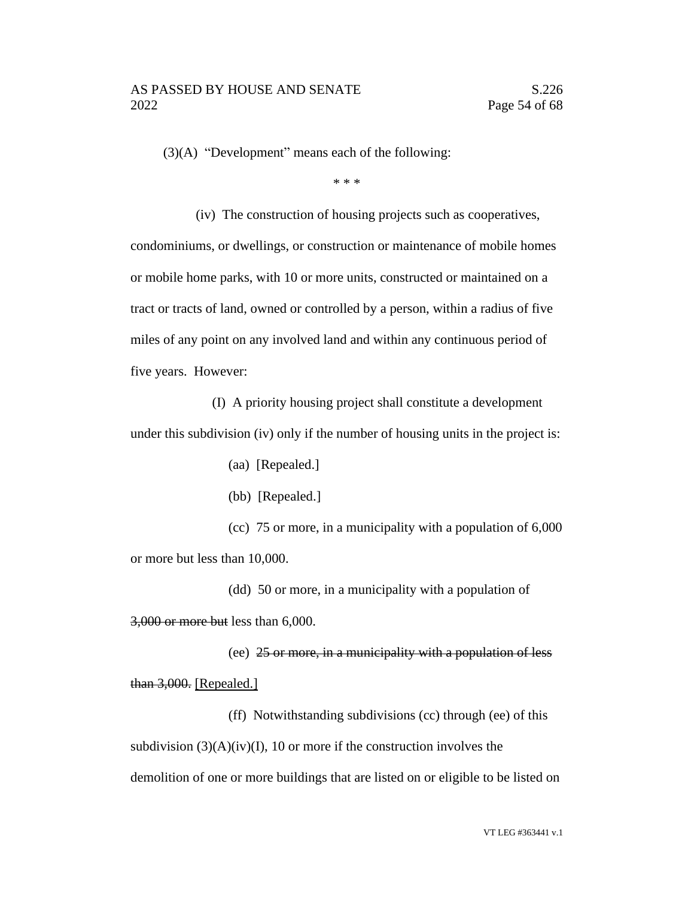(3)(A) "Development" means each of the following:

\* \* \*

(iv) The construction of housing projects such as cooperatives, condominiums, or dwellings, or construction or maintenance of mobile homes or mobile home parks, with 10 or more units, constructed or maintained on a tract or tracts of land, owned or controlled by a person, within a radius of five miles of any point on any involved land and within any continuous period of five years. However:

(I) A priority housing project shall constitute a development under this subdivision (iv) only if the number of housing units in the project is:

(aa) [Repealed.]

(bb) [Repealed.]

(cc) 75 or more, in a municipality with a population of 6,000 or more but less than 10,000.

(dd) 50 or more, in a municipality with a population of ~~3,000 or more but~~ less than 6,000.

(ee) ~~25 or more, in a municipality with a population of less than 3,000.~~ <u>[Repealed.]</u>

(ff) Notwithstanding subdivisions (cc) through (ee) of this subdivision (3)(A)(iv)(I), 10 or more if the construction involves the demolition of one or more buildings that are listed on or eligible to be listed on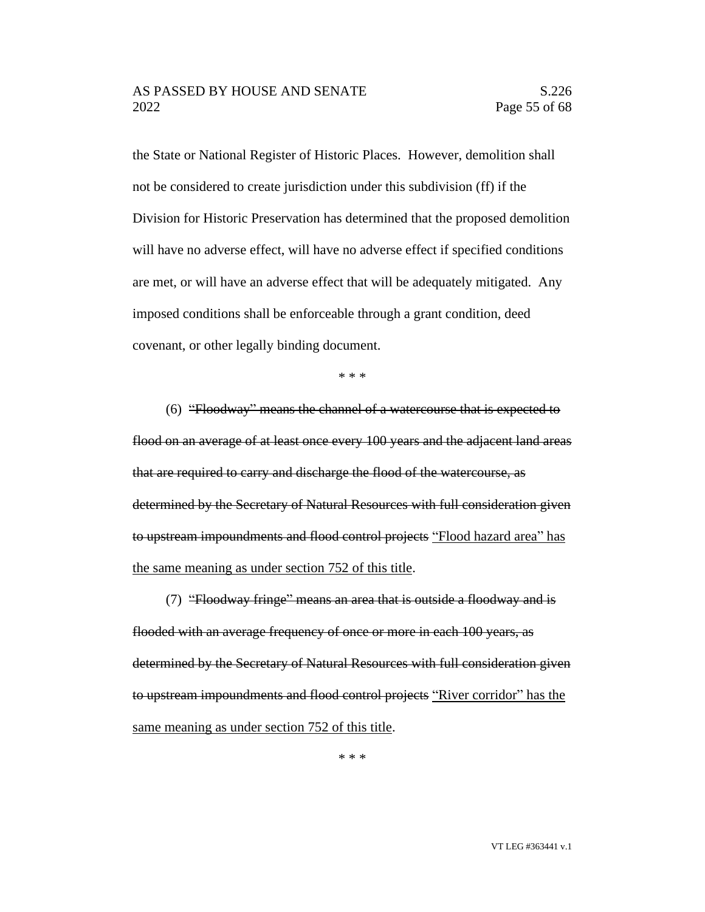the State or National Register of Historic Places. However, demolition shall not be considered to create jurisdiction under this subdivision (ff) if the Division for Historic Preservation has determined that the proposed demolition will have no adverse effect, will have no adverse effect if specified conditions are met, or will have an adverse effect that will be adequately mitigated. Any imposed conditions shall be enforceable through a grant condition, deed covenant, or other legally binding document.

\* \* \*

(6) ~~"Floodway" means the channel of a watercourse that is expected to flood on an average of at least once every 100 years and the adjacent land areas that are required to carry and discharge the flood of the watercourse, as determined by the Secretary of Natural Resources with full consideration given to upstream impoundments and flood control projects~~ <u>"Flood hazard area" has the same meaning as under section 752 of this title</u>.

(7) ~~"Floodway fringe" means an area that is outside a floodway and is flooded with an average frequency of once or more in each 100 years, as determined by the Secretary of Natural Resources with full consideration given to upstream impoundments and flood control projects~~ <u>"River corridor" has the same meaning as under section 752 of this title</u>.

\* \* \*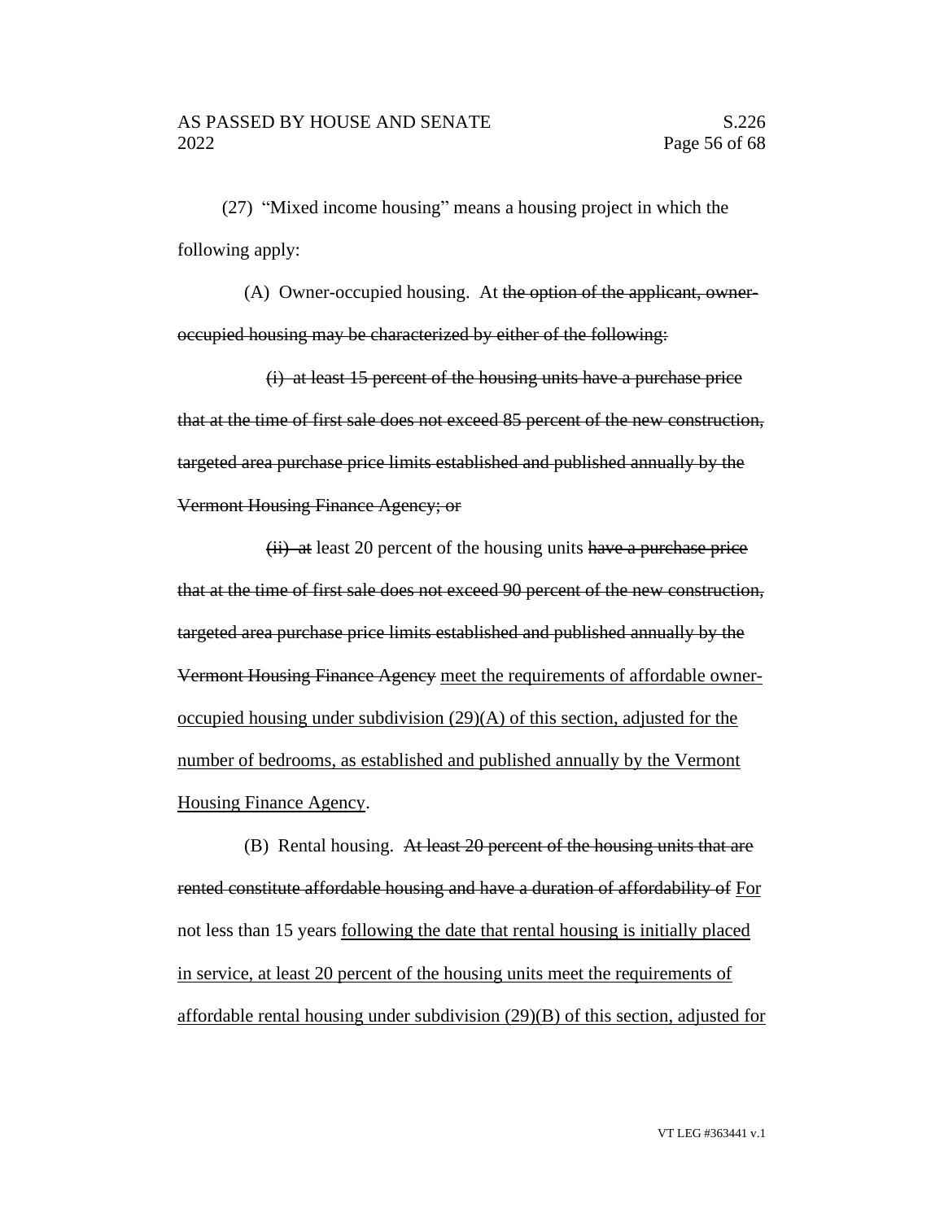(27) "Mixed income housing" means a housing project in which the following apply:

(A) Owner-occupied housing. At ~~the option of the applicant, owner-occupied housing may be characterized by either of the following:~~

~~(i) at least 15 percent of the housing units have a purchase price that at the time of first sale does not exceed 85 percent of the new construction, targeted area purchase price limits established and published annually by the Vermont Housing Finance Agency; or~~

~~(ii) at~~ least 20 percent of the housing units ~~have a purchase price that at the time of first sale does not exceed 90 percent of the new construction, targeted area purchase price limits established and published annually by the Vermont Housing Finance Agency~~ <u>meet the requirements of affordable owner-occupied housing under subdivision (29)(A) of this section, adjusted for the number of bedrooms, as established and published annually by the Vermont Housing Finance Agency</u>.

(B) Rental housing. ~~At least 20 percent of the housing units that are rented constitute affordable housing and have a duration of affordability of~~ <u>For</u> not less than 15 years <u>following the date that rental housing is initially placed in service, at least 20 percent of the housing units meet the requirements of affordable rental housing under subdivision (29)(B) of this section, adjusted for</u>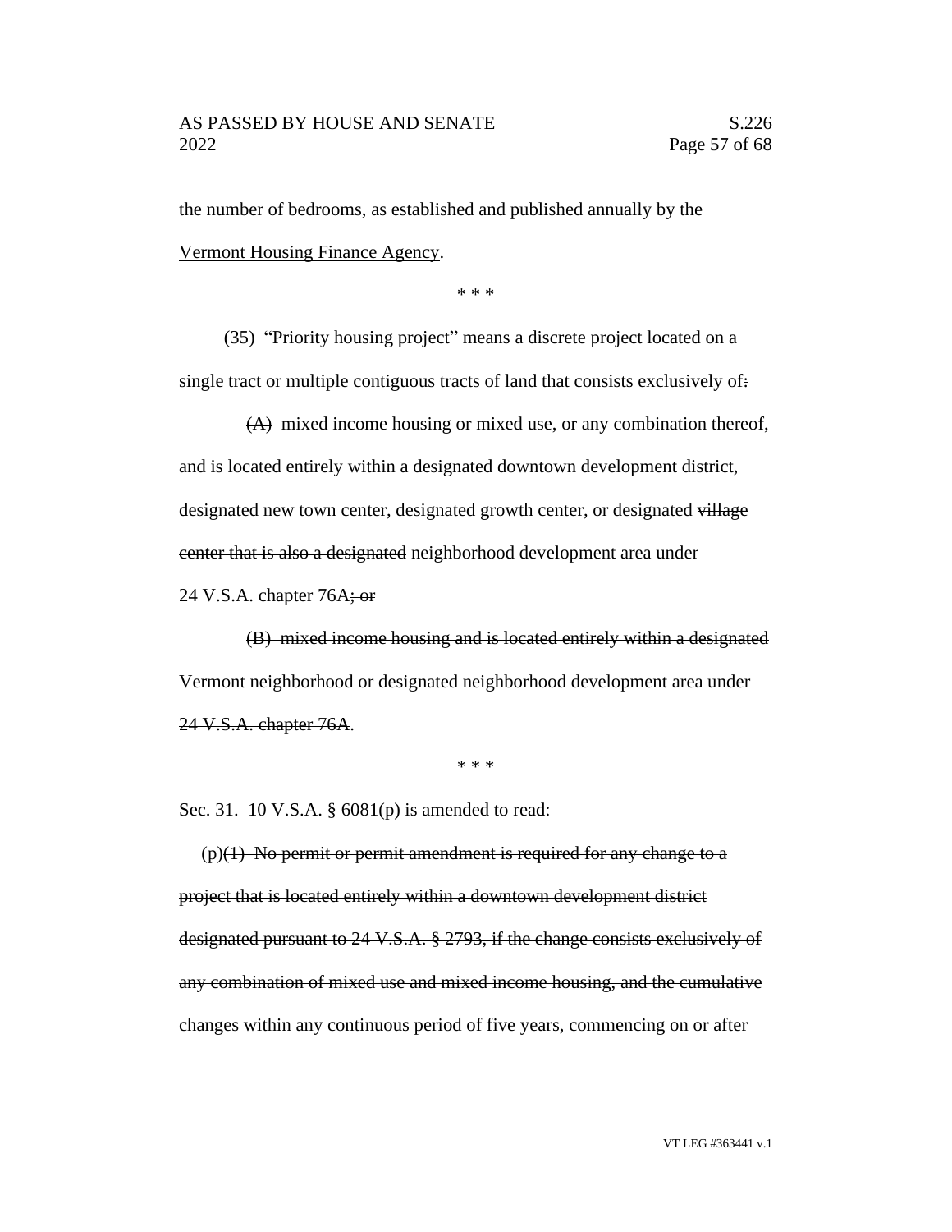the number of bedrooms, as established and published annually by the Vermont Housing Finance Agency.

\* \* \*

(35) "Priority housing project" means a discrete project located on a single tract or multiple contiguous tracts of land that consists exclusively of~~:~~

~~(A)~~ mixed income housing or mixed use, or any combination thereof, and is located entirely within a designated downtown development district, designated new town center, designated growth center, or designated ~~village center that is also a designated~~ neighborhood development area under 24 V.S.A. chapter 76A~~; or~~

~~(B) mixed income housing and is located entirely within a designated Vermont neighborhood or designated neighborhood development area under 24 V.S.A. chapter 76A~~.

\* \* \*

Sec. 31. 10 V.S.A. § 6081(p) is amended to read:

(p)~~(1) No permit or permit amendment is required for any change to a project that is located entirely within a downtown development district designated pursuant to 24 V.S.A. § 2793, if the change consists exclusively of any combination of mixed use and mixed income housing, and the cumulative changes within any continuous period of five years, commencing on or after~~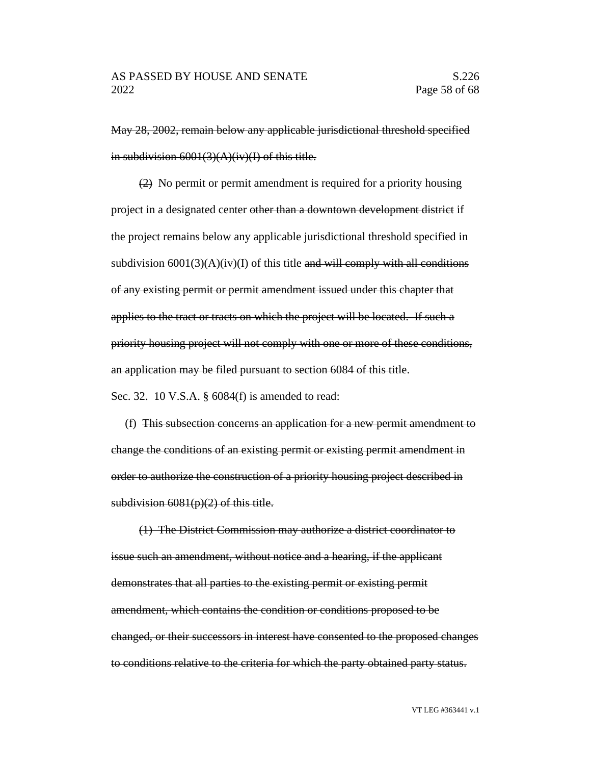~~May 28, 2002, remain below any applicable jurisdictional threshold specified in subdivision 6001(3)(A)(iv)(I) of this title.~~

~~(2)~~ No permit or permit amendment is required for a priority housing project in a designated center ~~other than a downtown development district~~ if the project remains below any applicable jurisdictional threshold specified in subdivision 6001(3)(A)(iv)(I) of this title ~~and will comply with all conditions of any existing permit or permit amendment issued under this chapter that applies to the tract or tracts on which the project will be located. If such a priority housing project will not comply with one or more of these conditions, an application may be filed pursuant to section 6084 of this title~~.

Sec. 32. 10 V.S.A. § 6084(f) is amended to read:

(f) ~~This subsection concerns an application for a new permit amendment to change the conditions of an existing permit or existing permit amendment in order to authorize the construction of a priority housing project described in subdivision 6081(p)(2) of this title.~~

~~(1) The District Commission may authorize a district coordinator to issue such an amendment, without notice and a hearing, if the applicant demonstrates that all parties to the existing permit or existing permit amendment, which contains the condition or conditions proposed to be changed, or their successors in interest have consented to the proposed changes to conditions relative to the criteria for which the party obtained party status.~~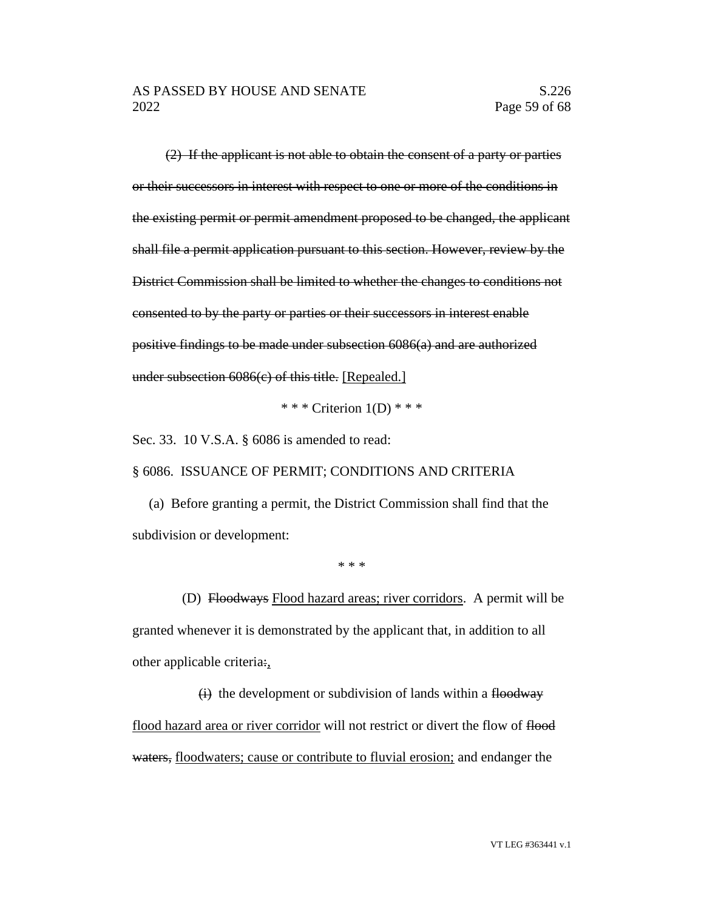~~(2) If the applicant is not able to obtain the consent of a party or parties or their successors in interest with respect to one or more of the conditions in the existing permit or permit amendment proposed to be changed, the applicant shall file a permit application pursuant to this section. However, review by the District Commission shall be limited to whether the changes to conditions not consented to by the party or parties or their successors in interest enable positive findings to be made under subsection 6086(a) and are authorized under subsection 6086(c) of this title.~~ <u>[Repealed.]</u>

\* \* \* Criterion 1(D) \* \* \*

Sec. 33. 10 V.S.A. § 6086 is amended to read:

§ 6086. ISSUANCE OF PERMIT; CONDITIONS AND CRITERIA

(a) Before granting a permit, the District Commission shall find that the subdivision or development:

\* \* \*

(D) ~~Floodways~~ <u>Flood hazard areas; river corridors</u>. A permit will be granted whenever it is demonstrated by the applicant that, in addition to all other applicable criteria~~:~~<u>,</u>

~~(i)~~ the development or subdivision of lands within a ~~floodway~~ <u>flood hazard area or river corridor</u> will not restrict or divert the flow of ~~flood waters,~~ <u>floodwaters; cause or contribute to fluvial erosion;</u> and endanger the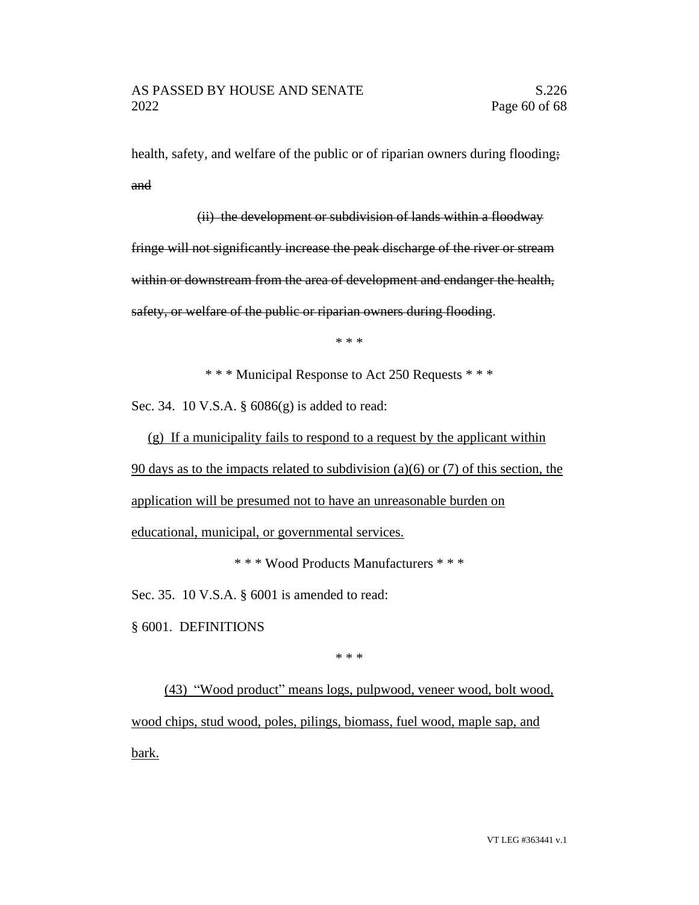health, safety, and welfare of the public or of riparian owners during flooding~~; and~~

~~(ii) the development or subdivision of lands within a floodway fringe will not significantly increase the peak discharge of the river or stream within or downstream from the area of development and endanger the health, safety, or welfare of the public or riparian owners during flooding~~.

\* \* \*

\* \* \* Municipal Response to Act 250 Requests \* \* \*

Sec. 34. 10 V.S.A. § 6086(g) is added to read:

<u>(g) If a municipality fails to respond to a request by the applicant within 90 days as to the impacts related to subdivision (a)(6) or (7) of this section, the application will be presumed not to have an unreasonable burden on educational, municipal, or governmental services.</u>

\* \* \* Wood Products Manufacturers \* \* \*

Sec. 35. 10 V.S.A. § 6001 is amended to read:

§ 6001. DEFINITIONS

\* \* \*

<u>(43) "Wood product" means logs, pulpwood, veneer wood, bolt wood, wood chips, stud wood, poles, pilings, biomass, fuel wood, maple sap, and bark.</u>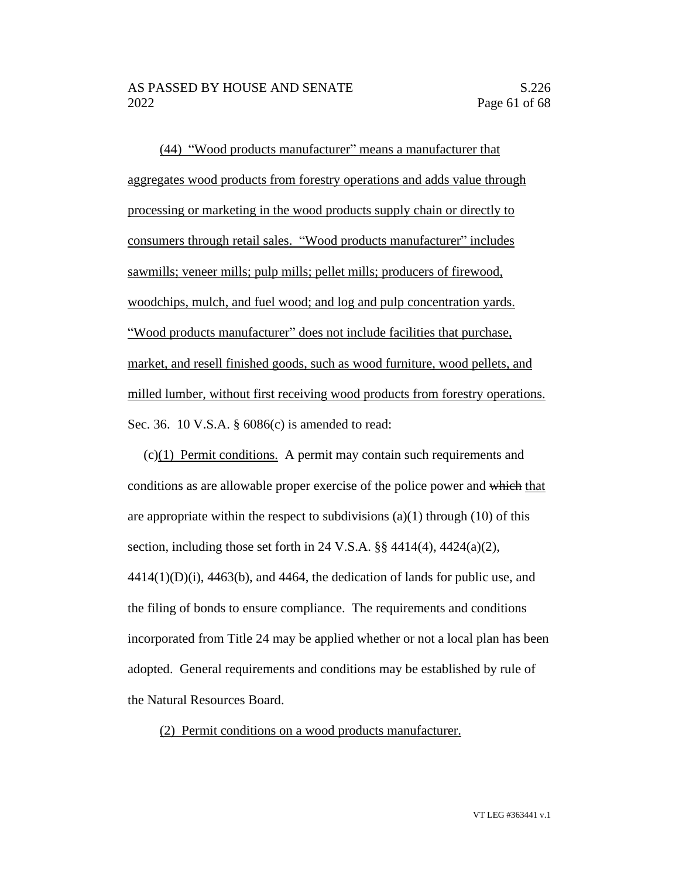(44) "Wood products manufacturer" means a manufacturer that aggregates wood products from forestry operations and adds value through processing or marketing in the wood products supply chain or directly to consumers through retail sales. "Wood products manufacturer" includes sawmills; veneer mills; pulp mills; pellet mills; producers of firewood, woodchips, mulch, and fuel wood; and log and pulp concentration yards. "Wood products manufacturer" does not include facilities that purchase, market, and resell finished goods, such as wood furniture, wood pellets, and milled lumber, without first receiving wood products from forestry operations.

Sec. 36. 10 V.S.A. § 6086(c) is amended to read:

(c)(1) Permit conditions. A permit may contain such requirements and conditions as are allowable proper exercise of the police power and ~~which~~ that are appropriate within the respect to subdivisions (a)(1) through (10) of this section, including those set forth in 24 V.S.A. §§ 4414(4), 4424(a)(2), 4414(1)(D)(i), 4463(b), and 4464, the dedication of lands for public use, and the filing of bonds to ensure compliance. The requirements and conditions incorporated from Title 24 may be applied whether or not a local plan has been adopted. General requirements and conditions may be established by rule of the Natural Resources Board.

(2) Permit conditions on a wood products manufacturer.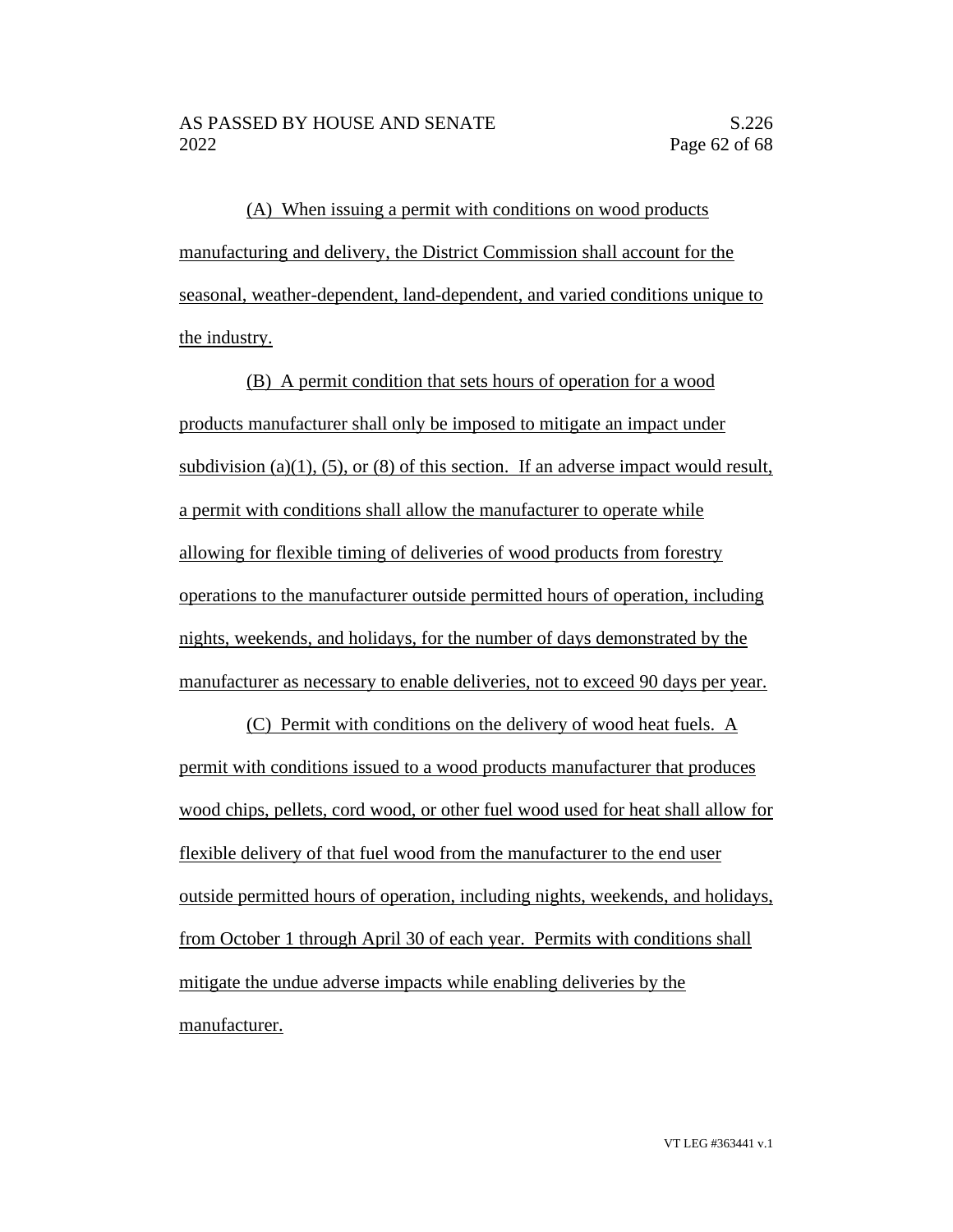(A) When issuing a permit with conditions on wood products manufacturing and delivery, the District Commission shall account for the seasonal, weather-dependent, land-dependent, and varied conditions unique to the industry.

(B) A permit condition that sets hours of operation for a wood products manufacturer shall only be imposed to mitigate an impact under subdivision (a)(1), (5), or (8) of this section. If an adverse impact would result, a permit with conditions shall allow the manufacturer to operate while allowing for flexible timing of deliveries of wood products from forestry operations to the manufacturer outside permitted hours of operation, including nights, weekends, and holidays, for the number of days demonstrated by the manufacturer as necessary to enable deliveries, not to exceed 90 days per year.

(C) Permit with conditions on the delivery of wood heat fuels. A permit with conditions issued to a wood products manufacturer that produces wood chips, pellets, cord wood, or other fuel wood used for heat shall allow for flexible delivery of that fuel wood from the manufacturer to the end user outside permitted hours of operation, including nights, weekends, and holidays, from October 1 through April 30 of each year. Permits with conditions shall mitigate the undue adverse impacts while enabling deliveries by the manufacturer.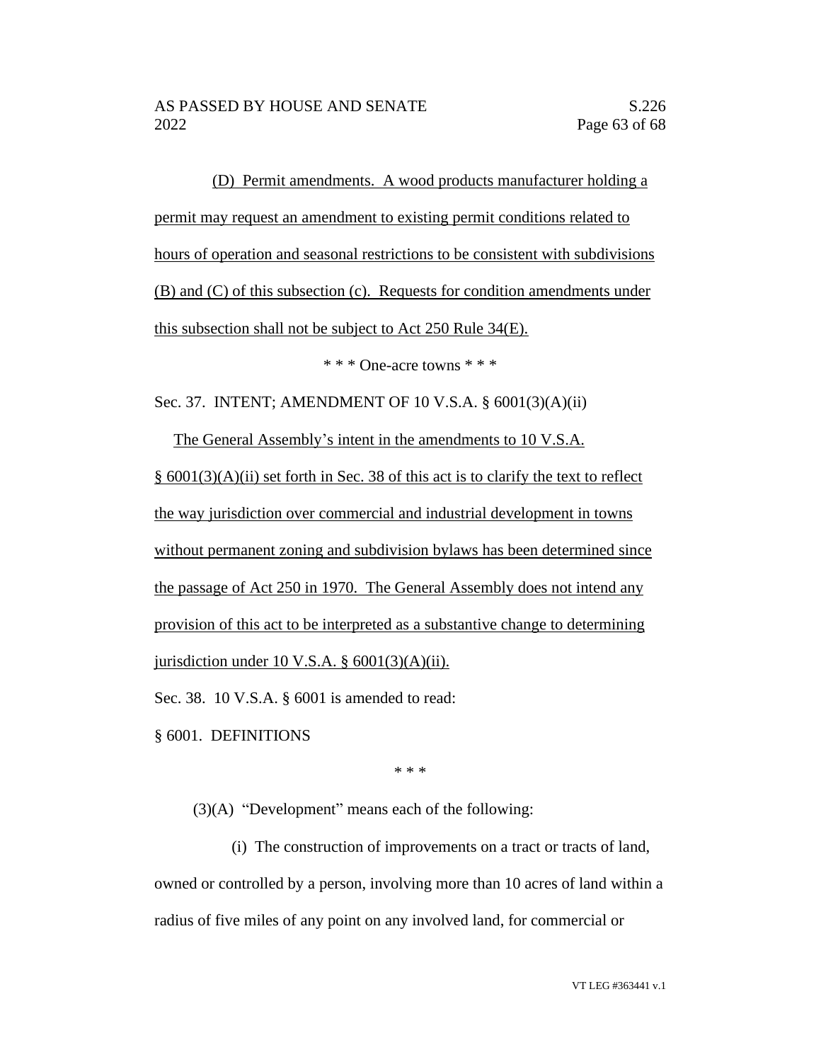(D) Permit amendments. A wood products manufacturer holding a permit may request an amendment to existing permit conditions related to hours of operation and seasonal restrictions to be consistent with subdivisions (B) and (C) of this subsection (c). Requests for condition amendments under this subsection shall not be subject to Act 250 Rule 34(E).

\* \* \* One-acre towns \* \* \*

Sec. 37. INTENT; AMENDMENT OF 10 V.S.A. § 6001(3)(A)(ii)

The General Assembly's intent in the amendments to 10 V.S.A. § 6001(3)(A)(ii) set forth in Sec. 38 of this act is to clarify the text to reflect the way jurisdiction over commercial and industrial development in towns without permanent zoning and subdivision bylaws has been determined since the passage of Act 250 in 1970. The General Assembly does not intend any provision of this act to be interpreted as a substantive change to determining jurisdiction under 10 V.S.A. § 6001(3)(A)(ii).

Sec. 38. 10 V.S.A. § 6001 is amended to read:

§ 6001. DEFINITIONS

\* \* \*

(3)(A) "Development" means each of the following:

(i) The construction of improvements on a tract or tracts of land, owned or controlled by a person, involving more than 10 acres of land within a radius of five miles of any point on any involved land, for commercial or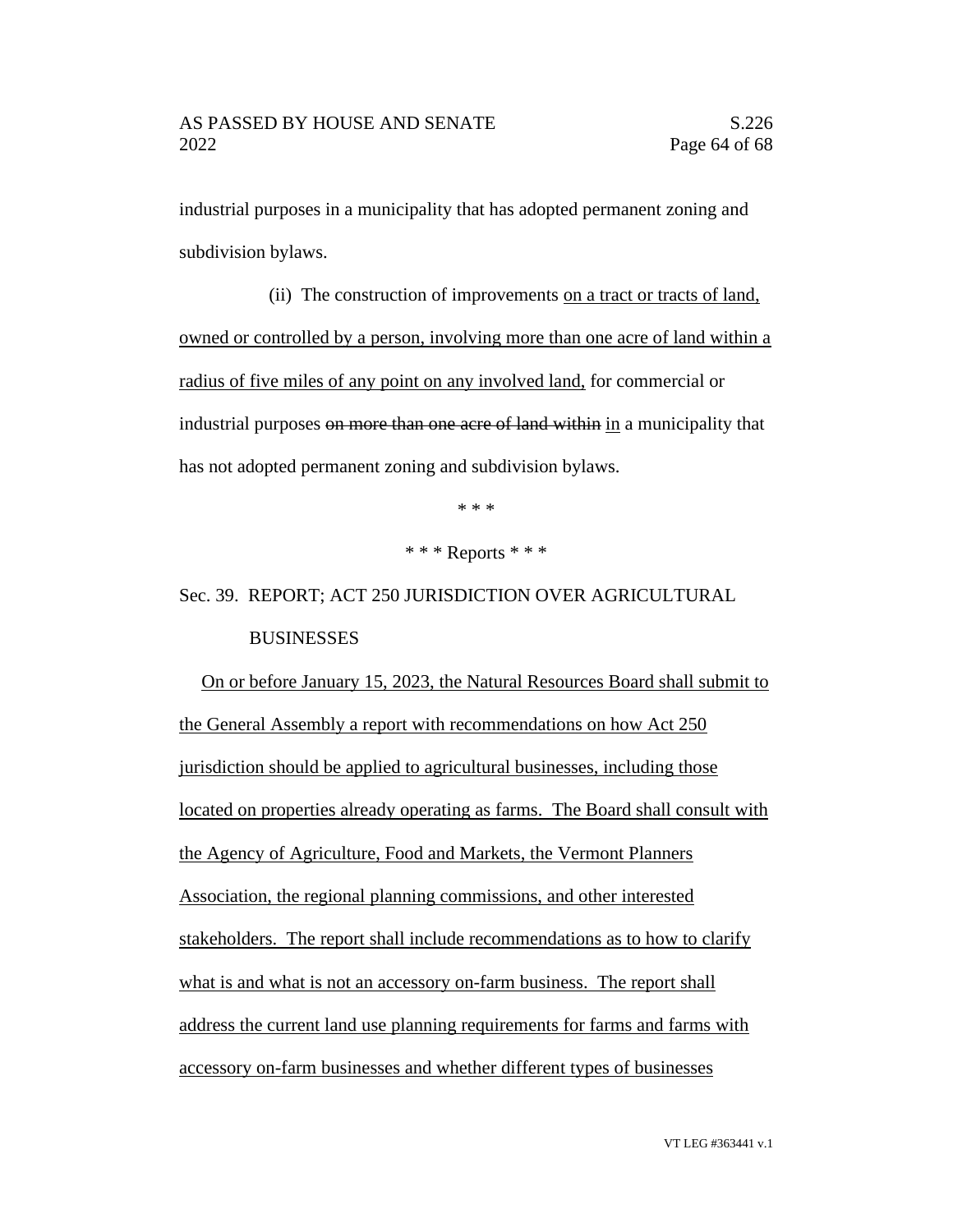industrial purposes in a municipality that has adopted permanent zoning and subdivision bylaws.

(ii) The construction of improvements <u>on a tract or tracts of land, owned or controlled by a person, involving more than one acre of land within a radius of five miles of any point on any involved land,</u> for commercial or industrial purposes ~~on more than one acre of land within~~ <u>in</u> a municipality that has not adopted permanent zoning and subdivision bylaws.

\* \* \*

\* \* \* Reports \* \* \*

Sec. 39. REPORT; ACT 250 JURISDICTION OVER AGRICULTURAL BUSINESSES

<u>On or before January 15, 2023, the Natural Resources Board shall submit to the General Assembly a report with recommendations on how Act 250 jurisdiction should be applied to agricultural businesses, including those located on properties already operating as farms. The Board shall consult with the Agency of Agriculture, Food and Markets, the Vermont Planners Association, the regional planning commissions, and other interested stakeholders. The report shall include recommendations as to how to clarify what is and what is not an accessory on-farm business. The report shall address the current land use planning requirements for farms and farms with accessory on-farm businesses and whether different types of businesses</u>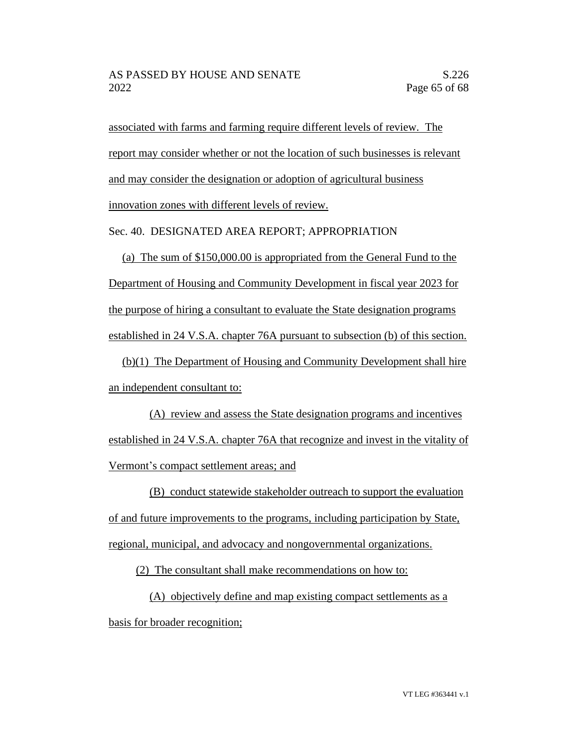associated with farms and farming require different levels of review. The report may consider whether or not the location of such businesses is relevant and may consider the designation or adoption of agricultural business innovation zones with different levels of review.

Sec. 40. DESIGNATED AREA REPORT; APPROPRIATION

(a) The sum of $150,000.00 is appropriated from the General Fund to the Department of Housing and Community Development in fiscal year 2023 for the purpose of hiring a consultant to evaluate the State designation programs established in 24 V.S.A. chapter 76A pursuant to subsection (b) of this section.

(b)(1) The Department of Housing and Community Development shall hire an independent consultant to:

(A) review and assess the State designation programs and incentives established in 24 V.S.A. chapter 76A that recognize and invest in the vitality of Vermont's compact settlement areas; and

(B) conduct statewide stakeholder outreach to support the evaluation of and future improvements to the programs, including participation by State, regional, municipal, and advocacy and nongovernmental organizations.

(2) The consultant shall make recommendations on how to:

(A) objectively define and map existing compact settlements as a basis for broader recognition;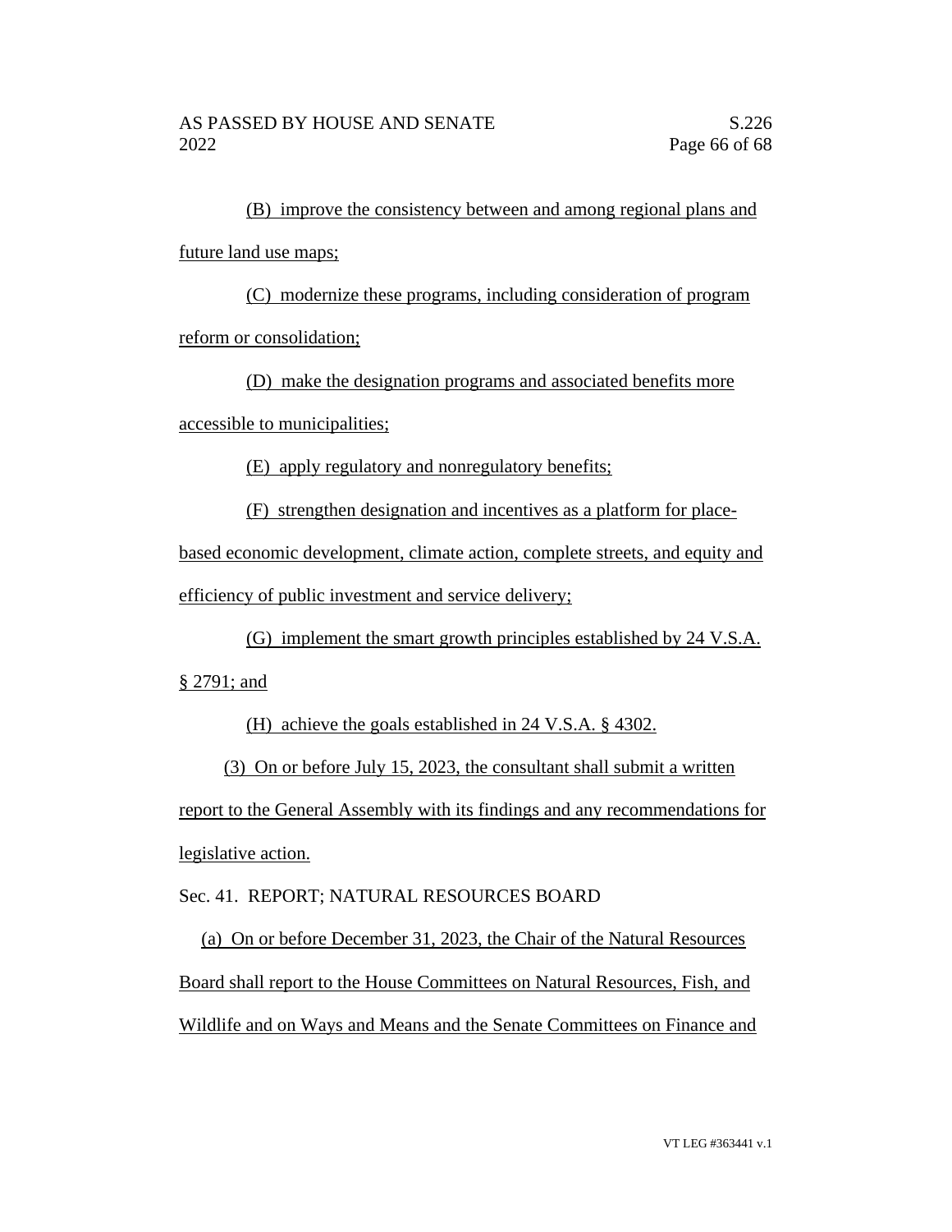(B) improve the consistency between and among regional plans and future land use maps;

(C) modernize these programs, including consideration of program reform or consolidation;

(D) make the designation programs and associated benefits more accessible to municipalities;

(E) apply regulatory and nonregulatory benefits;

(F) strengthen designation and incentives as a platform for place-based economic development, climate action, complete streets, and equity and efficiency of public investment and service delivery;

(G) implement the smart growth principles established by 24 V.S.A. § 2791; and

(H) achieve the goals established in 24 V.S.A. § 4302.

(3) On or before July 15, 2023, the consultant shall submit a written report to the General Assembly with its findings and any recommendations for legislative action.

Sec. 41. REPORT; NATURAL RESOURCES BOARD

(a) On or before December 31, 2023, the Chair of the Natural Resources Board shall report to the House Committees on Natural Resources, Fish, and Wildlife and on Ways and Means and the Senate Committees on Finance and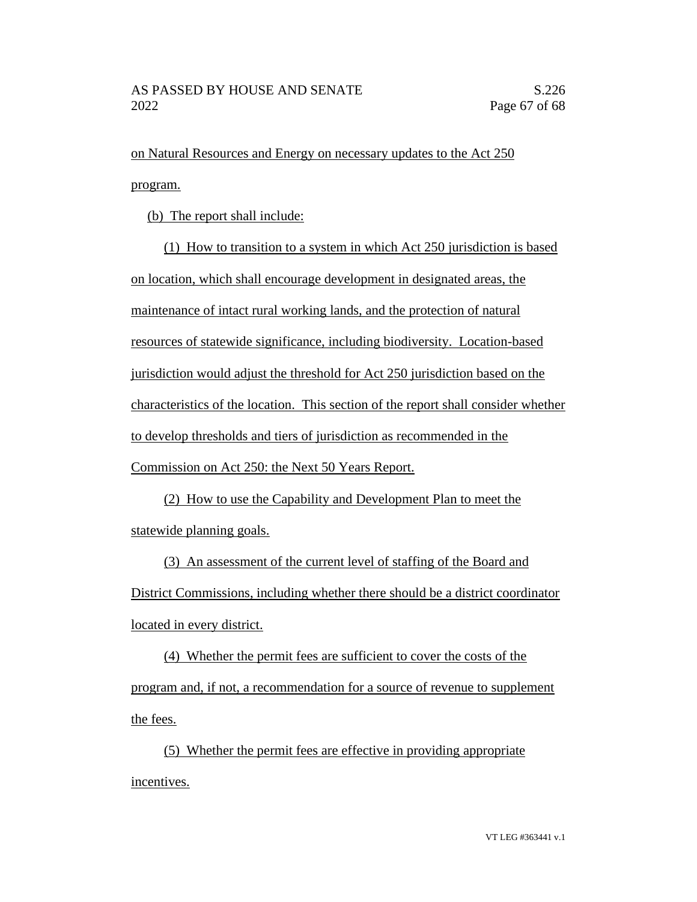on Natural Resources and Energy on necessary updates to the Act 250 program.

(b) The report shall include:

(1) How to transition to a system in which Act 250 jurisdiction is based on location, which shall encourage development in designated areas, the maintenance of intact rural working lands, and the protection of natural resources of statewide significance, including biodiversity. Location-based jurisdiction would adjust the threshold for Act 250 jurisdiction based on the characteristics of the location. This section of the report shall consider whether to develop thresholds and tiers of jurisdiction as recommended in the Commission on Act 250: the Next 50 Years Report.

(2) How to use the Capability and Development Plan to meet the statewide planning goals.

(3) An assessment of the current level of staffing of the Board and District Commissions, including whether there should be a district coordinator located in every district.

(4) Whether the permit fees are sufficient to cover the costs of the program and, if not, a recommendation for a source of revenue to supplement the fees.

(5) Whether the permit fees are effective in providing appropriate incentives.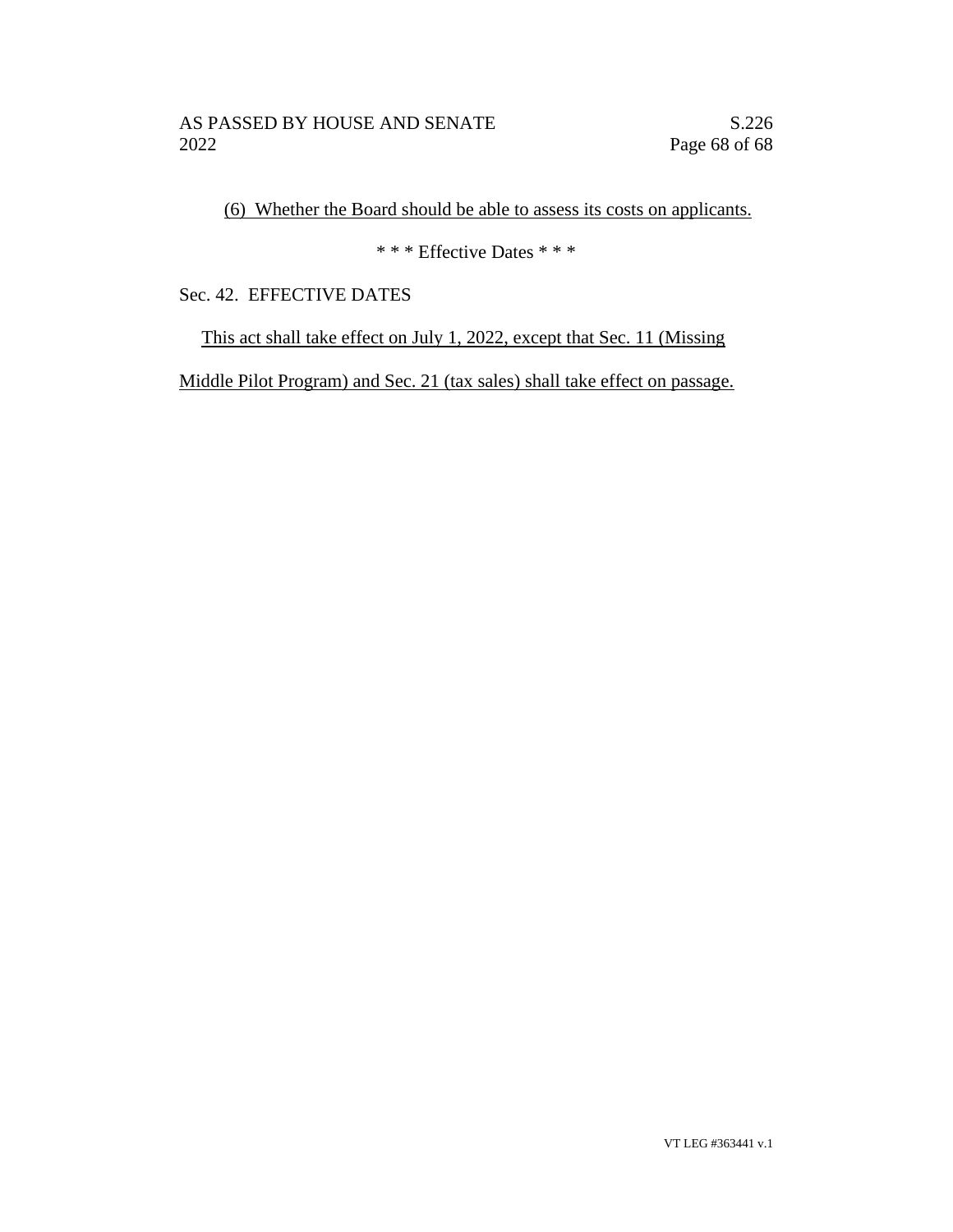(6) Whether the Board should be able to assess its costs on applicants.

\* \* \* Effective Dates \* \* \*

Sec. 42. EFFECTIVE DATES

This act shall take effect on July 1, 2022, except that Sec. 11 (Missing Middle Pilot Program) and Sec. 21 (tax sales) shall take effect on passage.